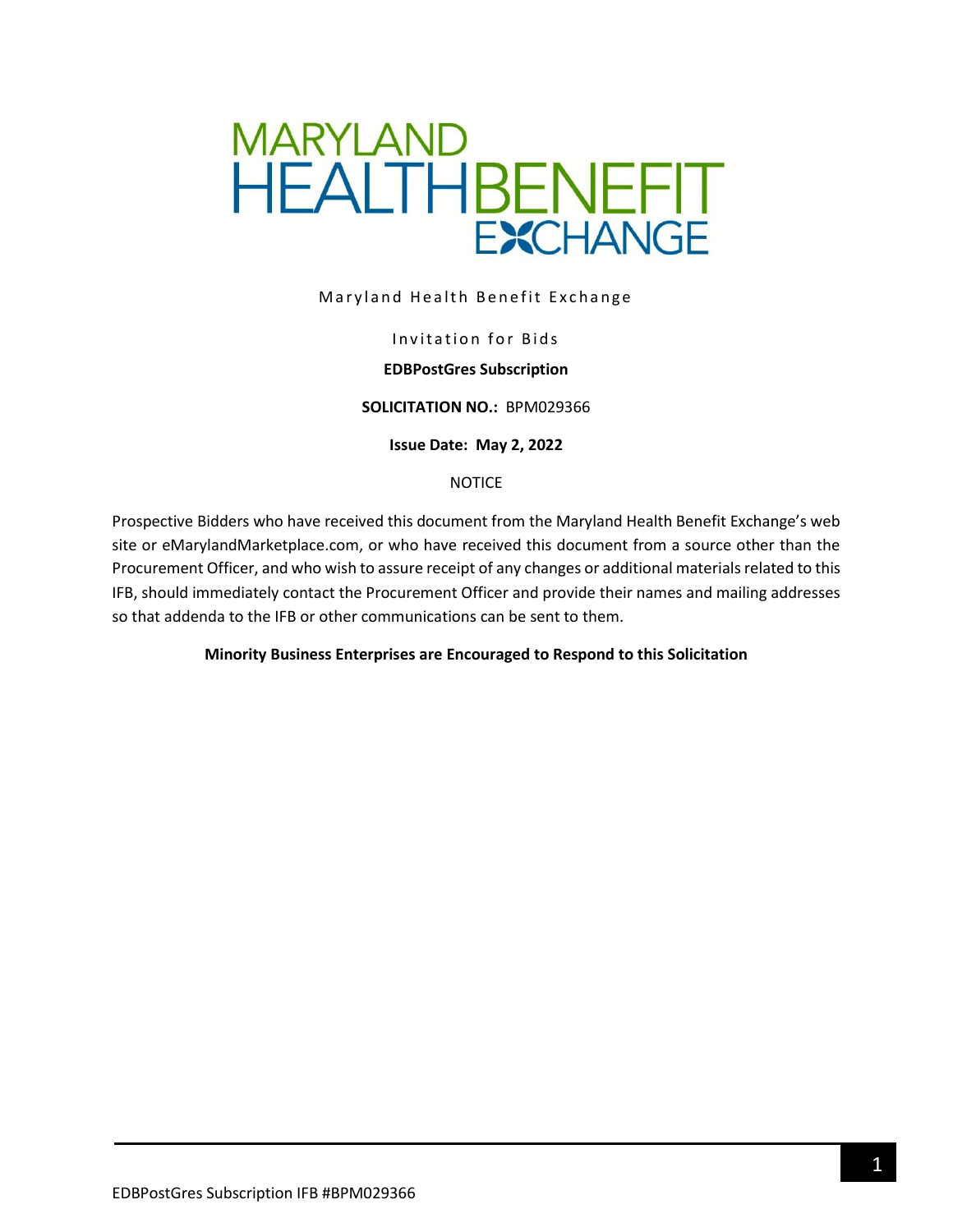# MARYLAND HEALTH BENEFIT EXCHANGE

Maryland Health Benefit Exchange

Invitation for Bids

**EDBPostGres Subscription**

**SOLICITATION NO.:** BPM029366

**Issue Date: May 2, 2022**

NOTICE

Prospective Bidders who have received this document from the Maryland Health Benefit Exchange's web site or eMarylandMarketplace.com, or who have received this document from a source other than the Procurement Officer, and who wish to assure receipt of any changes or additional materials related to this IFB, should immediately contact the Procurement Officer and provide their names and mailing addresses so that addenda to the IFB or other communications can be sent to them.

**Minority Business Enterprises are Encouraged to Respond to this Solicitation**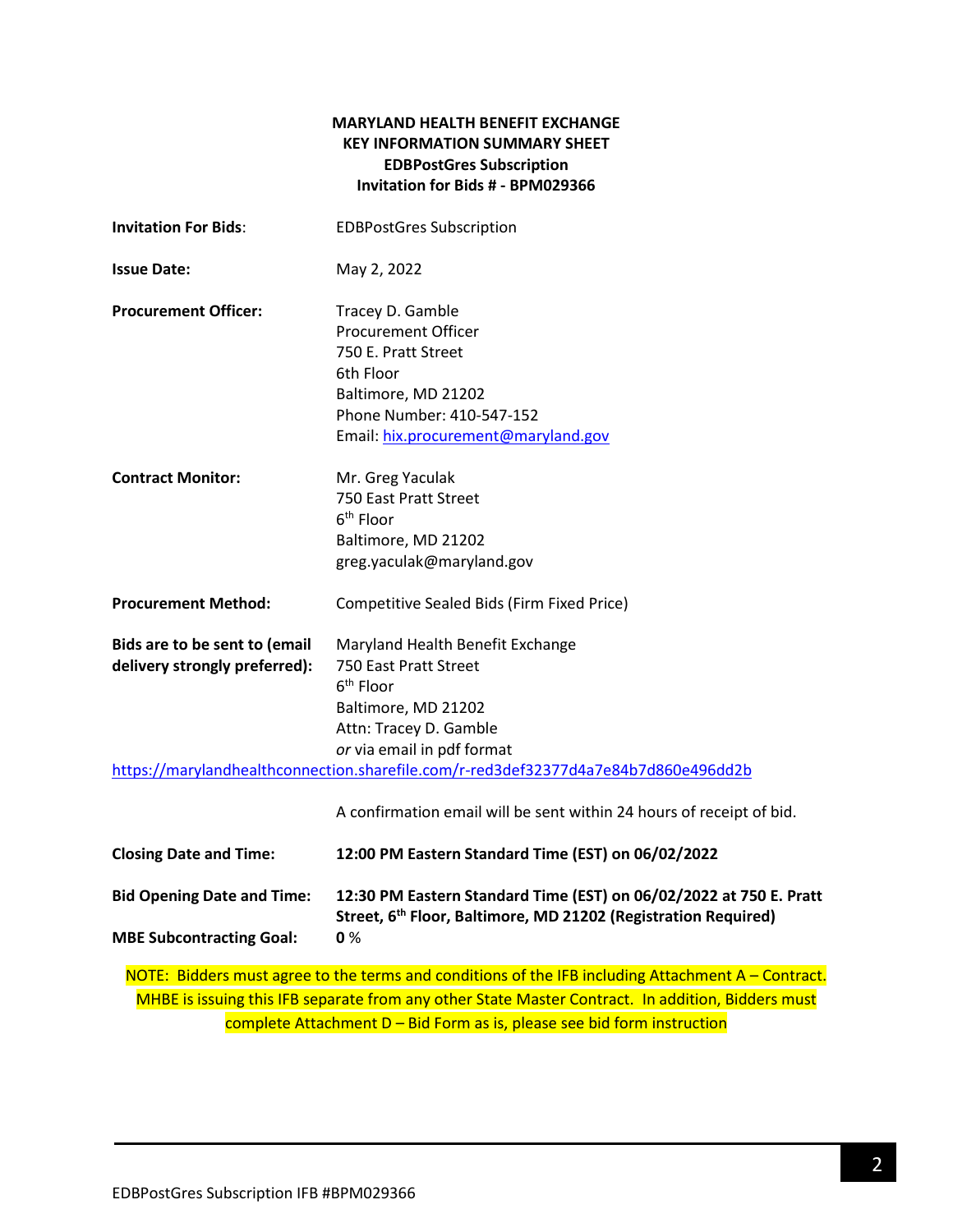**MARYLAND HEALTH BENEFIT EXCHANGE**
**KEY INFORMATION SUMMARY SHEET**
**EDBPostGres Subscription**
**Invitation for Bids # - BPM029366**

**Invitation For Bids**: EDBPostGres Subscription

**Issue Date:** May 2, 2022

**Procurement Officer:**
Tracey D. Gamble
Procurement Officer
750 E. Pratt Street
6th Floor
Baltimore, MD 21202
Phone Number: 410-547-152
Email: hix.procurement@maryland.gov

**Contract Monitor:**
Mr. Greg Yaculak
750 East Pratt Street
6th Floor
Baltimore, MD 21202
greg.yaculak@maryland.gov

**Procurement Method:** Competitive Sealed Bids (Firm Fixed Price)

**Bids are to be sent to (email delivery strongly preferred):**
Maryland Health Benefit Exchange
750 East Pratt Street
6th Floor
Baltimore, MD 21202
Attn: Tracey D. Gamble
*or* via email in pdf format
https://marylandhealthconnection.sharefile.com/r-red3def32377d4a7e84b7d860e496dd2b

A confirmation email will be sent within 24 hours of receipt of bid.

**Closing Date and Time:** **12:00 PM Eastern Standard Time (EST) on 06/02/2022**

**Bid Opening Date and Time:** **12:30 PM Eastern Standard Time (EST) on 06/02/2022 at 750 E. Pratt Street, 6th Floor, Baltimore, MD 21202 (Registration Required)**

**MBE Subcontracting Goal:** **0** %

NOTE: Bidders must agree to the terms and conditions of the IFB including Attachment A – Contract. MHBE is issuing this IFB separate from any other State Master Contract. In addition, Bidders must complete Attachment D – Bid Form as is, please see bid form instruction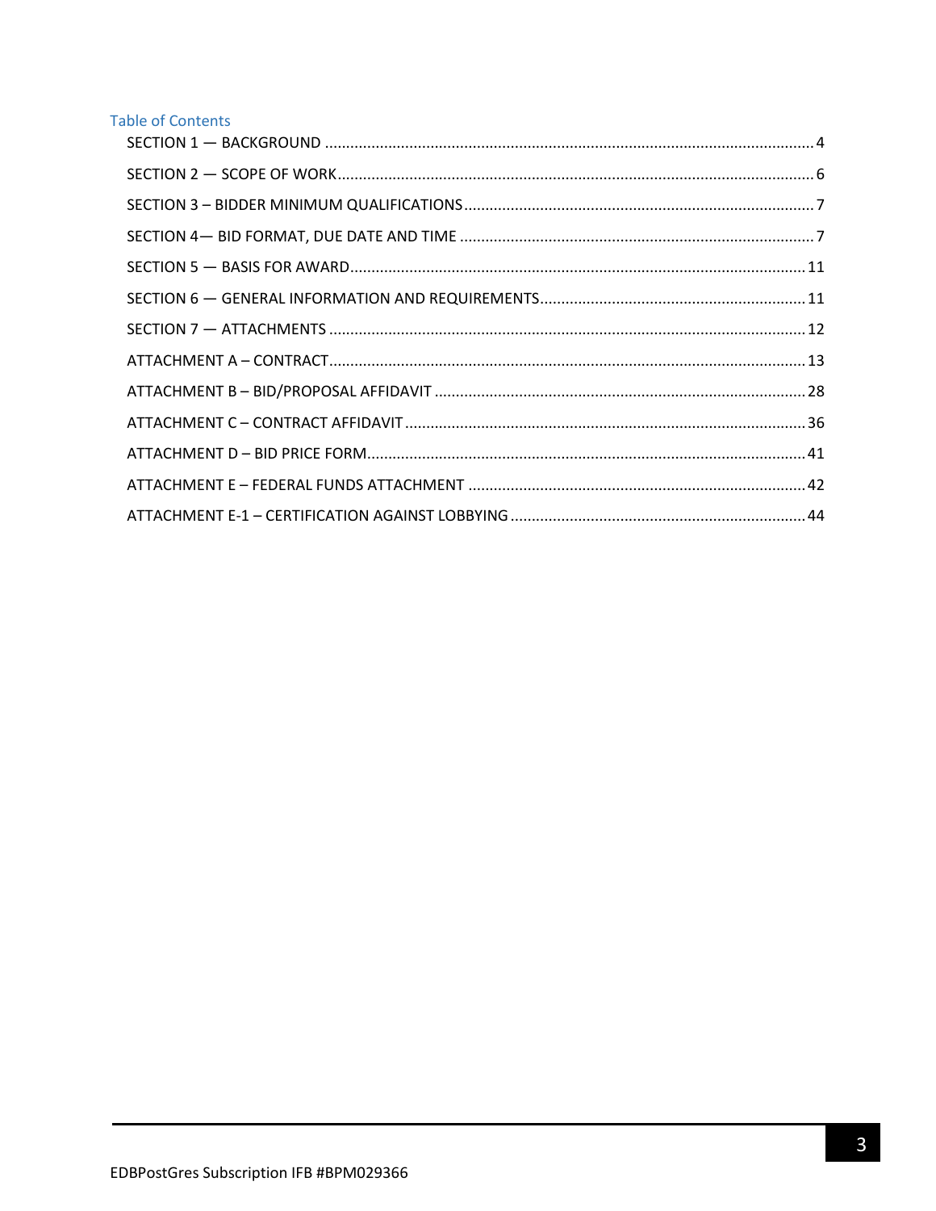## Table of Contents

SECTION 1 — BACKGROUND ............................................................ 4

SECTION 2 — SCOPE OF WORK ............................................................ 6

SECTION 3 – BIDDER MINIMUM QUALIFICATIONS ............................................................ 7

SECTION 4— BID FORMAT, DUE DATE AND TIME ............................................................ 7

SECTION 5 — BASIS FOR AWARD ............................................................ 11

SECTION 6 — GENERAL INFORMATION AND REQUIREMENTS ............................................................ 11

SECTION 7 — ATTACHMENTS ............................................................ 12

ATTACHMENT A – CONTRACT ............................................................ 13

ATTACHMENT B – BID/PROPOSAL AFFIDAVIT ............................................................ 28

ATTACHMENT C – CONTRACT AFFIDAVIT ............................................................ 36

ATTACHMENT D – BID PRICE FORM ............................................................ 41

ATTACHMENT E – FEDERAL FUNDS ATTACHMENT ............................................................ 42

ATTACHMENT E-1 – CERTIFICATION AGAINST LOBBYING ............................................................ 44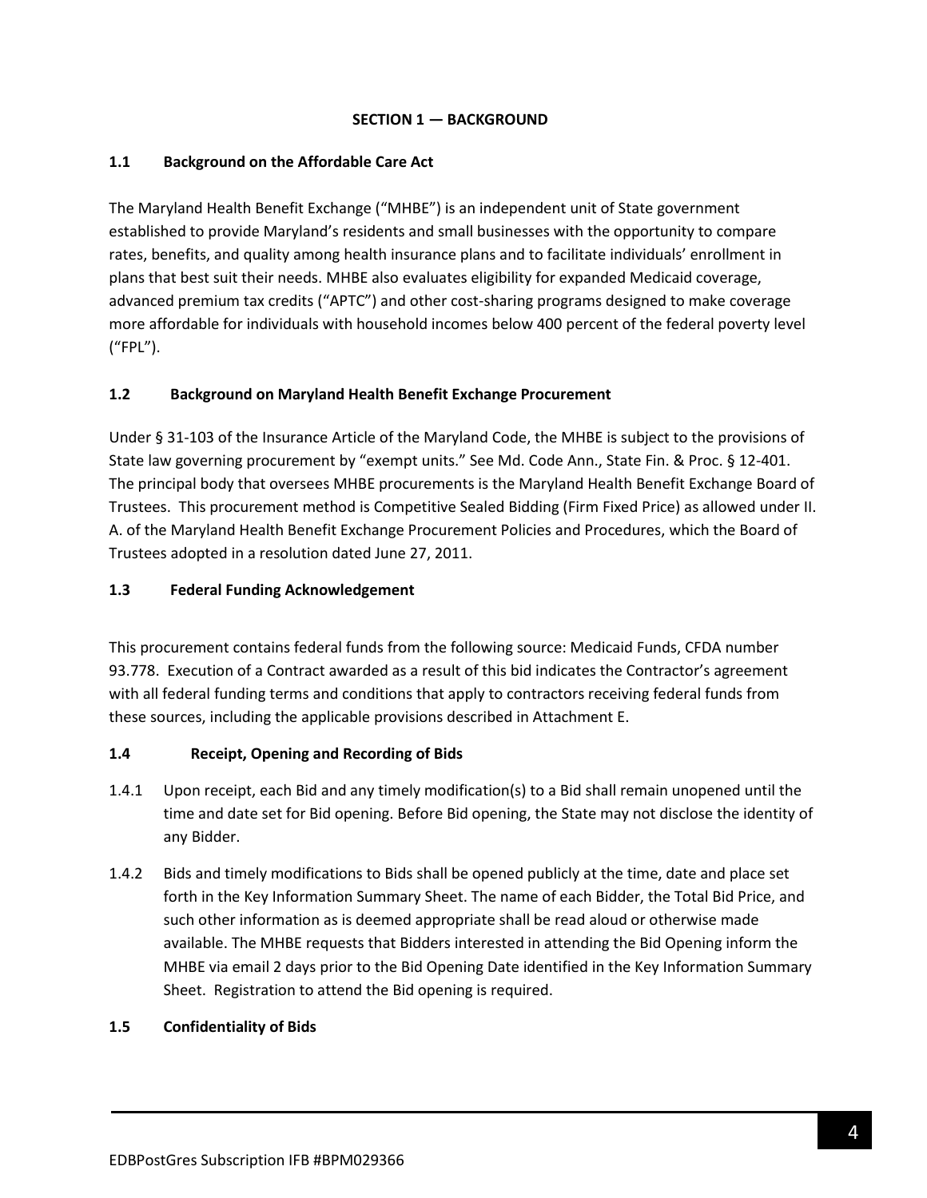## SECTION 1 — BACKGROUND

### 1.1 Background on the Affordable Care Act

The Maryland Health Benefit Exchange ("MHBE") is an independent unit of State government established to provide Maryland's residents and small businesses with the opportunity to compare rates, benefits, and quality among health insurance plans and to facilitate individuals' enrollment in plans that best suit their needs. MHBE also evaluates eligibility for expanded Medicaid coverage, advanced premium tax credits ("APTC") and other cost-sharing programs designed to make coverage more affordable for individuals with household incomes below 400 percent of the federal poverty level ("FPL").

### 1.2 Background on Maryland Health Benefit Exchange Procurement

Under § 31-103 of the Insurance Article of the Maryland Code, the MHBE is subject to the provisions of State law governing procurement by "exempt units." See Md. Code Ann., State Fin. & Proc. § 12-401. The principal body that oversees MHBE procurements is the Maryland Health Benefit Exchange Board of Trustees. This procurement method is Competitive Sealed Bidding (Firm Fixed Price) as allowed under II. A. of the Maryland Health Benefit Exchange Procurement Policies and Procedures, which the Board of Trustees adopted in a resolution dated June 27, 2011.

### 1.3 Federal Funding Acknowledgement

This procurement contains federal funds from the following source: Medicaid Funds, CFDA number 93.778. Execution of a Contract awarded as a result of this bid indicates the Contractor's agreement with all federal funding terms and conditions that apply to contractors receiving federal funds from these sources, including the applicable provisions described in Attachment E.

### 1.4 Receipt, Opening and Recording of Bids

1.4.1 Upon receipt, each Bid and any timely modification(s) to a Bid shall remain unopened until the time and date set for Bid opening. Before Bid opening, the State may not disclose the identity of any Bidder.

1.4.2 Bids and timely modifications to Bids shall be opened publicly at the time, date and place set forth in the Key Information Summary Sheet. The name of each Bidder, the Total Bid Price, and such other information as is deemed appropriate shall be read aloud or otherwise made available. The MHBE requests that Bidders interested in attending the Bid Opening inform the MHBE via email 2 days prior to the Bid Opening Date identified in the Key Information Summary Sheet. Registration to attend the Bid opening is required.

### 1.5 Confidentiality of Bids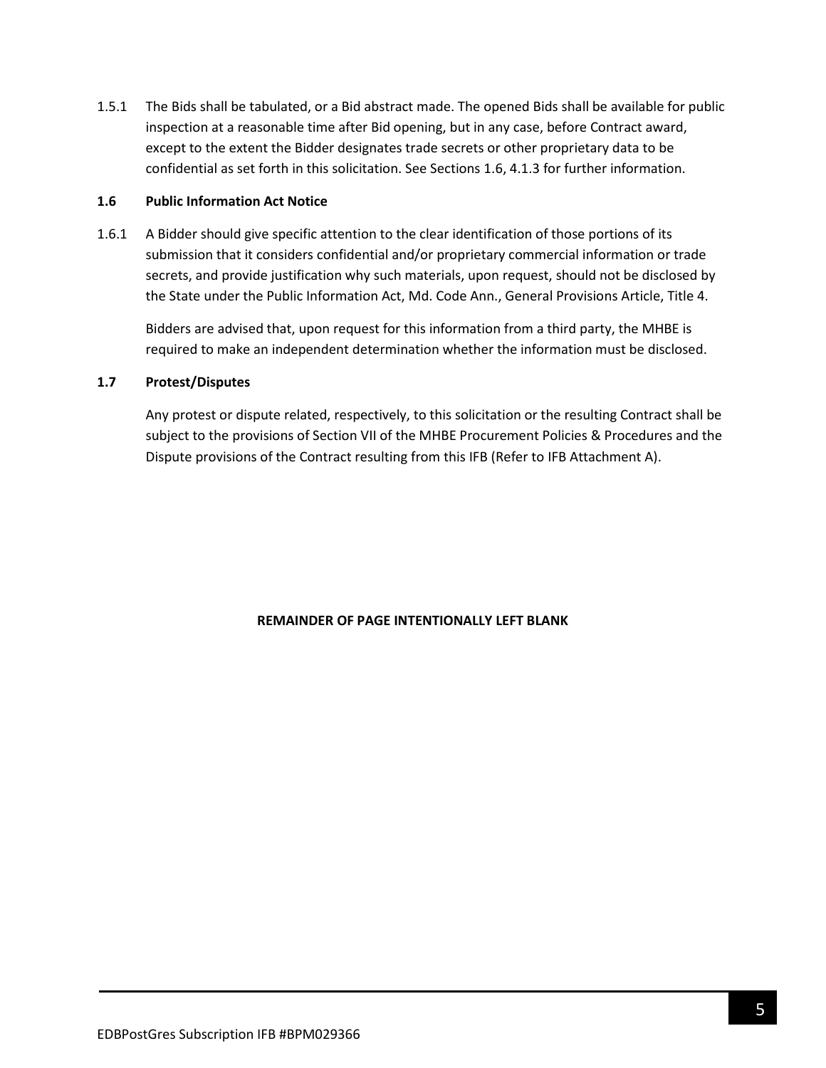1.5.1 The Bids shall be tabulated, or a Bid abstract made. The opened Bids shall be available for public inspection at a reasonable time after Bid opening, but in any case, before Contract award, except to the extent the Bidder designates trade secrets or other proprietary data to be confidential as set forth in this solicitation. See Sections 1.6, 4.1.3 for further information.

### 1.6 Public Information Act Notice

1.6.1 A Bidder should give specific attention to the clear identification of those portions of its submission that it considers confidential and/or proprietary commercial information or trade secrets, and provide justification why such materials, upon request, should not be disclosed by the State under the Public Information Act, Md. Code Ann., General Provisions Article, Title 4.

Bidders are advised that, upon request for this information from a third party, the MHBE is required to make an independent determination whether the information must be disclosed.

### 1.7 Protest/Disputes

Any protest or dispute related, respectively, to this solicitation or the resulting Contract shall be subject to the provisions of Section VII of the MHBE Procurement Policies & Procedures and the Dispute provisions of the Contract resulting from this IFB (Refer to IFB Attachment A).

**REMAINDER OF PAGE INTENTIONALLY LEFT BLANK**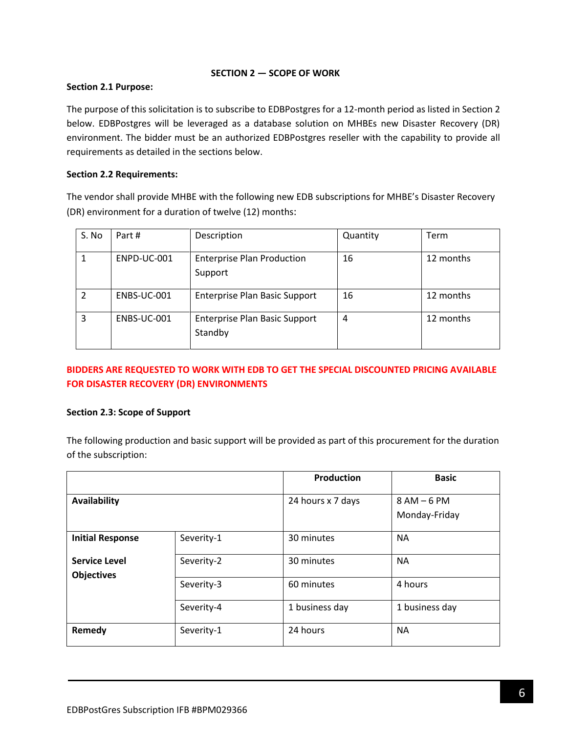## SECTION 2 — SCOPE OF WORK

**Section 2.1 Purpose:**

The purpose of this solicitation is to subscribe to EDBPostgres for a 12-month period as listed in Section 2 below. EDBPostgres will be leveraged as a database solution on MHBEs new Disaster Recovery (DR) environment. The bidder must be an authorized EDBPostgres reseller with the capability to provide all requirements as detailed in the sections below.

**Section 2.2 Requirements:**

The vendor shall provide MHBE with the following new EDB subscriptions for MHBE's Disaster Recovery (DR) environment for a duration of twelve (12) months:

| S. No | Part # | Description | Quantity | Term |
|---|---|---|---|---|
| 1 | ENPD-UC-001 | Enterprise Plan Production Support | 16 | 12 months |
| 2 | ENBS-UC-001 | Enterprise Plan Basic Support | 16 | 12 months |
| 3 | ENBS-UC-001 | Enterprise Plan Basic Support Standby | 4 | 12 months |

**BIDDERS ARE REQUESTED TO WORK WITH EDB TO GET THE SPECIAL DISCOUNTED PRICING AVAILABLE FOR DISASTER RECOVERY (DR) ENVIRONMENTS**

**Section 2.3: Scope of Support**

The following production and basic support will be provided as part of this procurement for the duration of the subscription:

| | | **Production** | **Basic** |
|---|---|---|---|
| **Availability** | | 24 hours x 7 days | 8 AM – 6 PM Monday-Friday |
| **Initial Response Service Level Objectives** | Severity-1 | 30 minutes | NA |
| | Severity-2 | 30 minutes | NA |
| | Severity-3 | 60 minutes | 4 hours |
| | Severity-4 | 1 business day | 1 business day |
| **Remedy** | Severity-1 | 24 hours | NA |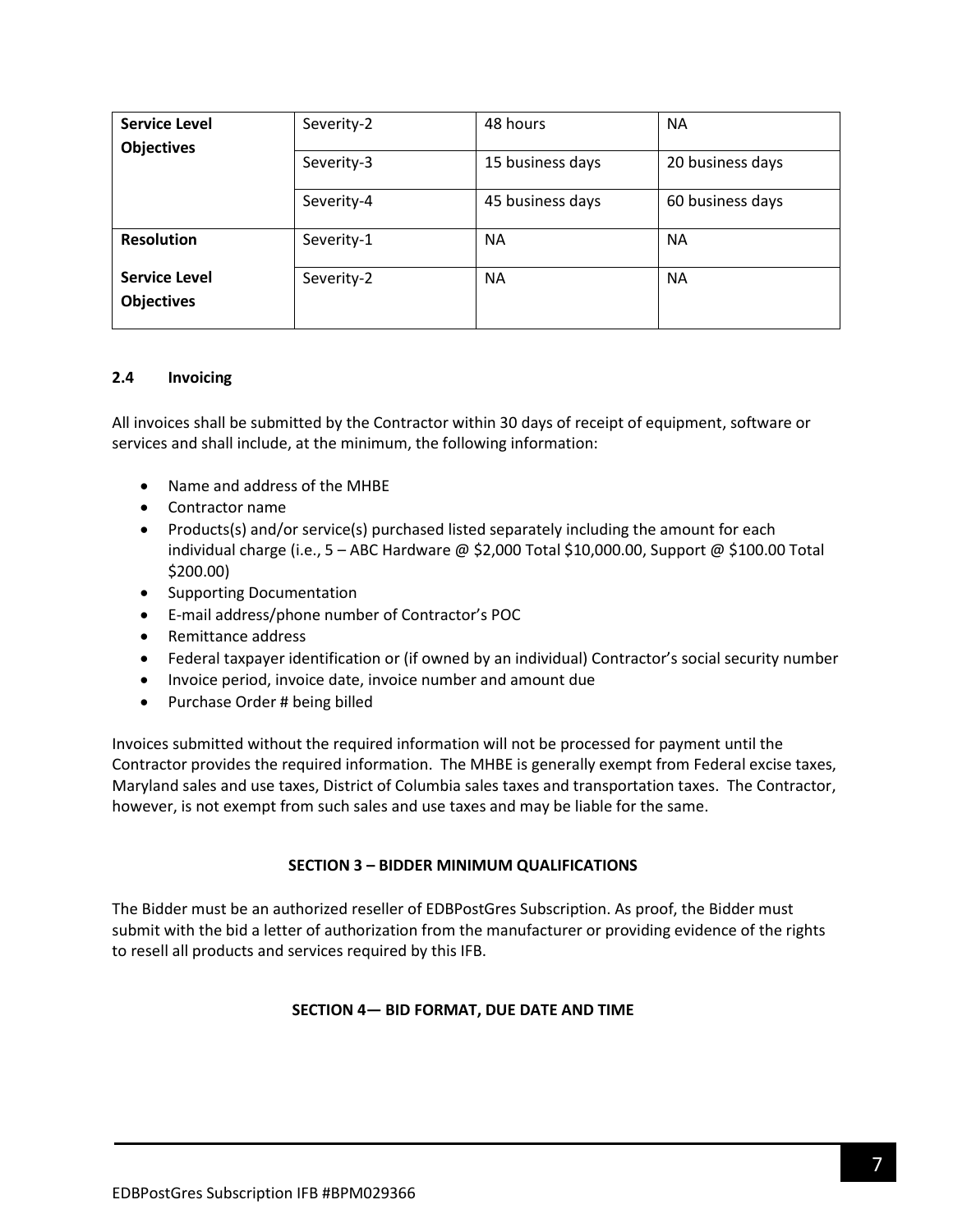| **Service Level Objectives** | Severity-2 | 48 hours | NA |
|---|---|---|---|
| | Severity-3 | 15 business days | 20 business days |
| | Severity-4 | 45 business days | 60 business days |
| **Resolution Service Level Objectives** | Severity-1 | NA | NA |
| | Severity-2 | NA | NA |

### 2.4 Invoicing

All invoices shall be submitted by the Contractor within 30 days of receipt of equipment, software or services and shall include, at the minimum, the following information:

- Name and address of the MHBE
- Contractor name
- Products(s) and/or service(s) purchased listed separately including the amount for each individual charge (i.e., 5 – ABC Hardware @ $2,000 Total $10,000.00, Support @ $100.00 Total $200.00)
- Supporting Documentation
- E-mail address/phone number of Contractor's POC
- Remittance address
- Federal taxpayer identification or (if owned by an individual) Contractor's social security number
- Invoice period, invoice date, invoice number and amount due
- Purchase Order # being billed

Invoices submitted without the required information will not be processed for payment until the Contractor provides the required information. The MHBE is generally exempt from Federal excise taxes, Maryland sales and use taxes, District of Columbia sales taxes and transportation taxes. The Contractor, however, is not exempt from such sales and use taxes and may be liable for the same.

## SECTION 3 – BIDDER MINIMUM QUALIFICATIONS

The Bidder must be an authorized reseller of EDBPostGres Subscription. As proof, the Bidder must submit with the bid a letter of authorization from the manufacturer or providing evidence of the rights to resell all products and services required by this IFB.

## SECTION 4— BID FORMAT, DUE DATE AND TIME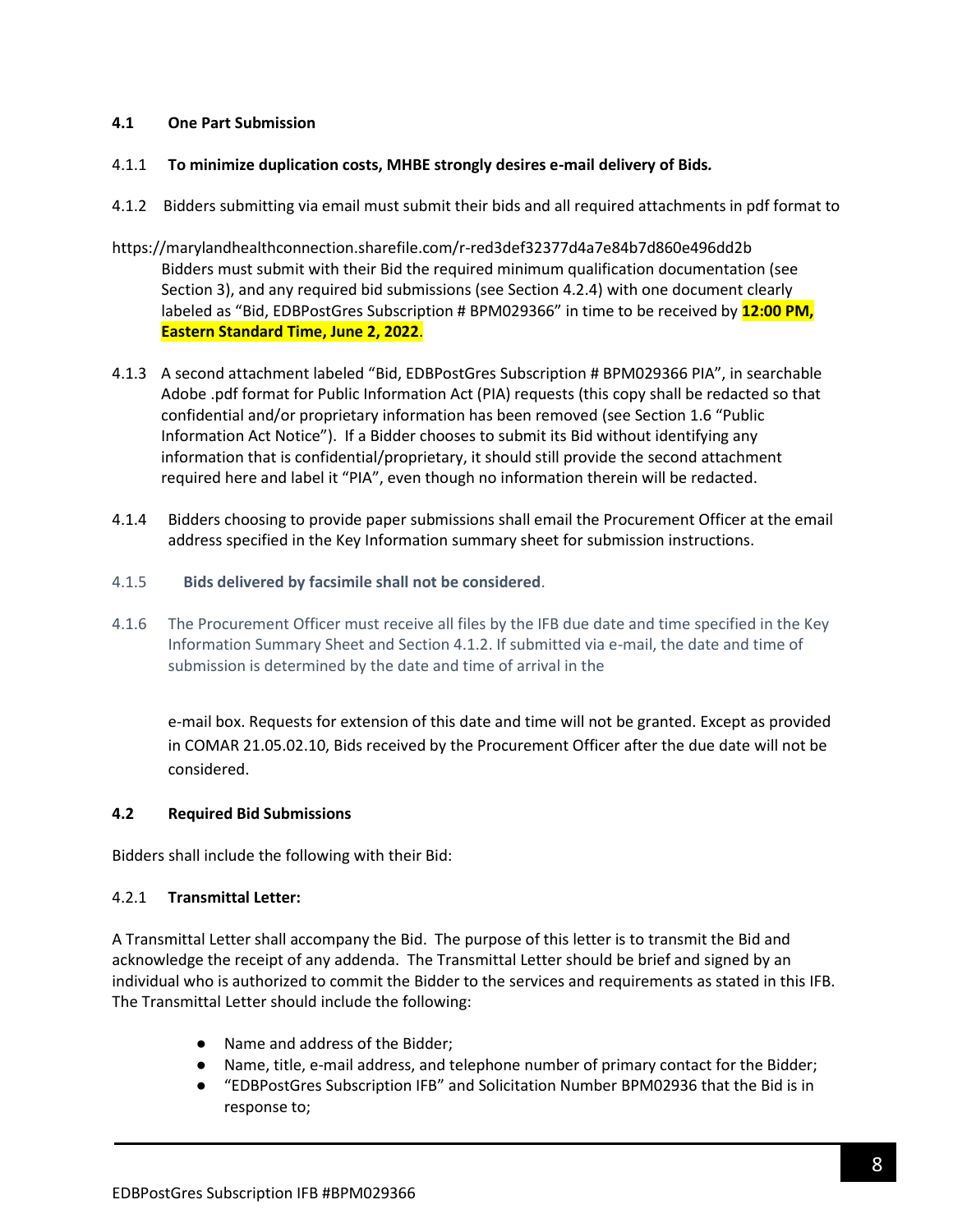### 4.1 One Part Submission

4.1.1 **To minimize duplication costs, MHBE strongly desires e-mail delivery of Bids.**

4.1.2 Bidders submitting via email must submit their bids and all required attachments in pdf format to

https://marylandhealthconnection.sharefile.com/r-red3def32377d4a7e84b7d860e496dd2b
Bidders must submit with their Bid the required minimum qualification documentation (see Section 3), and any required bid submissions (see Section 4.2.4) with one document clearly labeled as "Bid, EDBPostGres Subscription # BPM029366" in time to be received by **12:00 PM, Eastern Standard Time, June 2, 2022**.

4.1.3 A second attachment labeled "Bid, EDBPostGres Subscription # BPM029366 PIA", in searchable Adobe .pdf format for Public Information Act (PIA) requests (this copy shall be redacted so that confidential and/or proprietary information has been removed (see Section 1.6 "Public Information Act Notice"). If a Bidder chooses to submit its Bid without identifying any information that is confidential/proprietary, it should still provide the second attachment required here and label it "PIA", even though no information therein will be redacted.

4.1.4 Bidders choosing to provide paper submissions shall email the Procurement Officer at the email address specified in the Key Information summary sheet for submission instructions.

4.1.5 **Bids delivered by facsimile shall not be considered**.

4.1.6 The Procurement Officer must receive all files by the IFB due date and time specified in the Key Information Summary Sheet and Section 4.1.2. If submitted via e-mail, the date and time of submission is determined by the date and time of arrival in the e-mail box. Requests for extension of this date and time will not be granted. Except as provided in COMAR 21.05.02.10, Bids received by the Procurement Officer after the due date will not be considered.

### 4.2 Required Bid Submissions

Bidders shall include the following with their Bid:

4.2.1 **Transmittal Letter:**

A Transmittal Letter shall accompany the Bid. The purpose of this letter is to transmit the Bid and acknowledge the receipt of any addenda. The Transmittal Letter should be brief and signed by an individual who is authorized to commit the Bidder to the services and requirements as stated in this IFB. The Transmittal Letter should include the following:

- Name and address of the Bidder;
- Name, title, e-mail address, and telephone number of primary contact for the Bidder;
- "EDBPostGres Subscription IFB" and Solicitation Number BPM02936 that the Bid is in response to;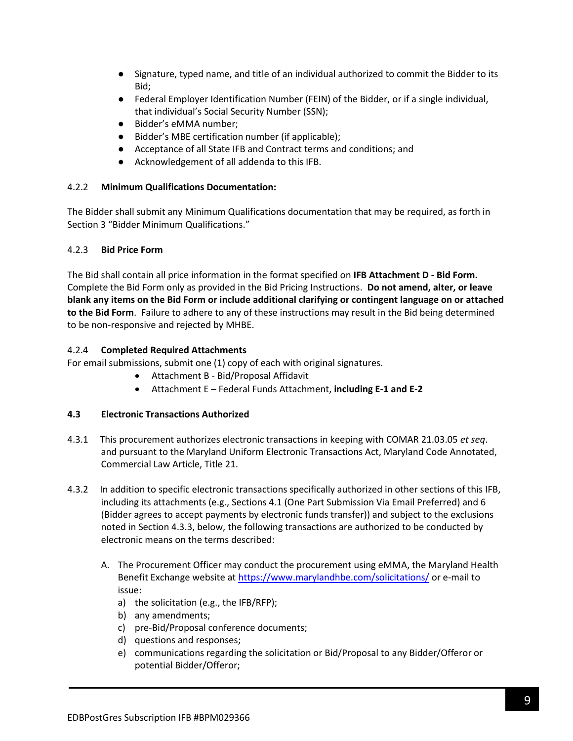- Signature, typed name, and title of an individual authorized to commit the Bidder to its Bid;
- Federal Employer Identification Number (FEIN) of the Bidder, or if a single individual, that individual's Social Security Number (SSN);
- Bidder's eMMA number;
- Bidder's MBE certification number (if applicable);
- Acceptance of all State IFB and Contract terms and conditions; and
- Acknowledgement of all addenda to this IFB.

4.2.2 **Minimum Qualifications Documentation:**

The Bidder shall submit any Minimum Qualifications documentation that may be required, as forth in Section 3 "Bidder Minimum Qualifications."

4.2.3 **Bid Price Form**

The Bid shall contain all price information in the format specified on **IFB Attachment D - Bid Form.** Complete the Bid Form only as provided in the Bid Pricing Instructions. **Do not amend, alter, or leave blank any items on the Bid Form or include additional clarifying or contingent language on or attached to the Bid Form**. Failure to adhere to any of these instructions may result in the Bid being determined to be non-responsive and rejected by MHBE.

4.2.4 **Completed Required Attachments**

For email submissions, submit one (1) copy of each with original signatures.

- Attachment B - Bid/Proposal Affidavit
- Attachment E – Federal Funds Attachment, **including E-1 and E-2**

**4.3 Electronic Transactions Authorized**

4.3.1 This procurement authorizes electronic transactions in keeping with COMAR 21.03.05 *et seq*. and pursuant to the Maryland Uniform Electronic Transactions Act, Maryland Code Annotated, Commercial Law Article, Title 21.

4.3.2 In addition to specific electronic transactions specifically authorized in other sections of this IFB, including its attachments (e.g., Sections 4.1 (One Part Submission Via Email Preferred) and 6 (Bidder agrees to accept payments by electronic funds transfer)) and subject to the exclusions noted in Section 4.3.3, below, the following transactions are authorized to be conducted by electronic means on the terms described:

A. The Procurement Officer may conduct the procurement using eMMA, the Maryland Health Benefit Exchange website at https://www.marylandhbe.com/solicitations/ or e-mail to issue:

a) the solicitation (e.g., the IFB/RFP);
b) any amendments;
c) pre-Bid/Proposal conference documents;
d) questions and responses;
e) communications regarding the solicitation or Bid/Proposal to any Bidder/Offeror or potential Bidder/Offeror;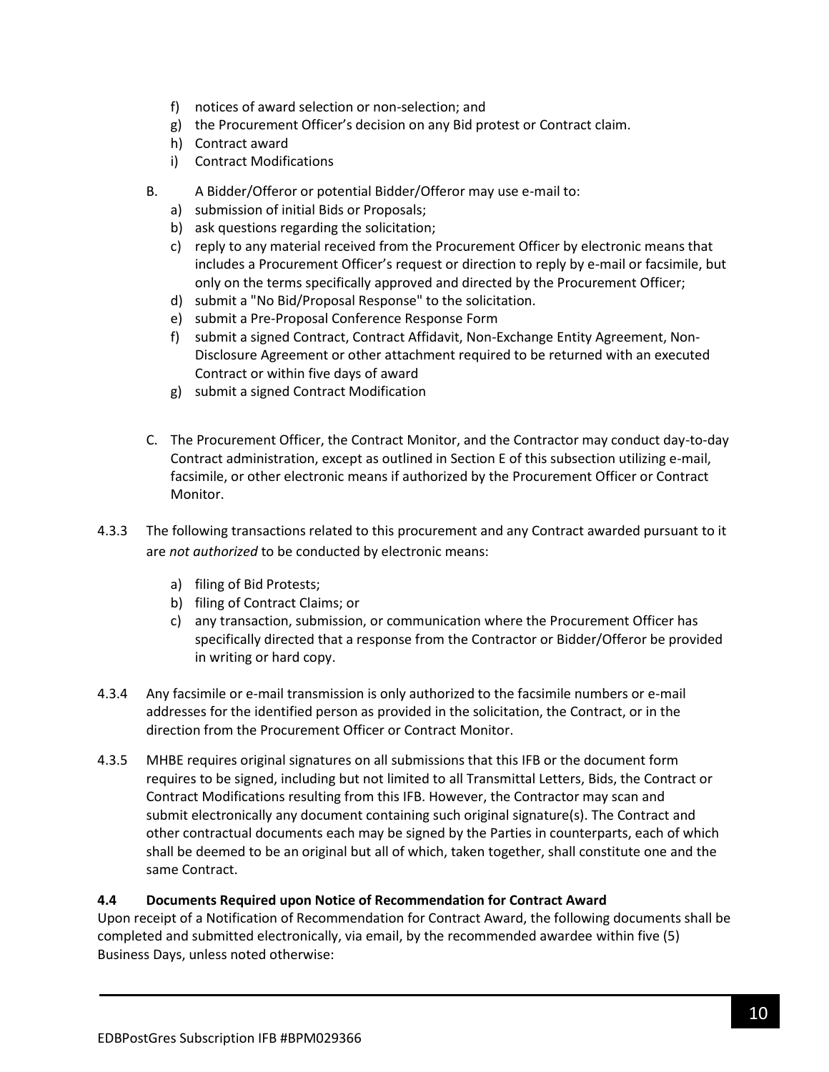f) notices of award selection or non-selection; and
g) the Procurement Officer's decision on any Bid protest or Contract claim.
h) Contract award
i) Contract Modifications

B. A Bidder/Offeror or potential Bidder/Offeror may use e-mail to:

a) submission of initial Bids or Proposals;
b) ask questions regarding the solicitation;
c) reply to any material received from the Procurement Officer by electronic means that includes a Procurement Officer's request or direction to reply by e-mail or facsimile, but only on the terms specifically approved and directed by the Procurement Officer;
d) submit a "No Bid/Proposal Response" to the solicitation.
e) submit a Pre-Proposal Conference Response Form
f) submit a signed Contract, Contract Affidavit, Non-Exchange Entity Agreement, Non-Disclosure Agreement or other attachment required to be returned with an executed Contract or within five days of award
g) submit a signed Contract Modification

C. The Procurement Officer, the Contract Monitor, and the Contractor may conduct day-to-day Contract administration, except as outlined in Section E of this subsection utilizing e-mail, facsimile, or other electronic means if authorized by the Procurement Officer or Contract Monitor.

4.3.3 The following transactions related to this procurement and any Contract awarded pursuant to it are *not authorized* to be conducted by electronic means:

a) filing of Bid Protests;
b) filing of Contract Claims; or
c) any transaction, submission, or communication where the Procurement Officer has specifically directed that a response from the Contractor or Bidder/Offeror be provided in writing or hard copy.

4.3.4 Any facsimile or e-mail transmission is only authorized to the facsimile numbers or e-mail addresses for the identified person as provided in the solicitation, the Contract, or in the direction from the Procurement Officer or Contract Monitor.

4.3.5 MHBE requires original signatures on all submissions that this IFB or the document form requires to be signed, including but not limited to all Transmittal Letters, Bids, the Contract or Contract Modifications resulting from this IFB. However, the Contractor may scan and submit electronically any document containing such original signature(s). The Contract and other contractual documents each may be signed by the Parties in counterparts, each of which shall be deemed to be an original but all of which, taken together, shall constitute one and the same Contract.

**4.4 Documents Required upon Notice of Recommendation for Contract Award**

Upon receipt of a Notification of Recommendation for Contract Award, the following documents shall be completed and submitted electronically, via email, by the recommended awardee within five (5) Business Days, unless noted otherwise: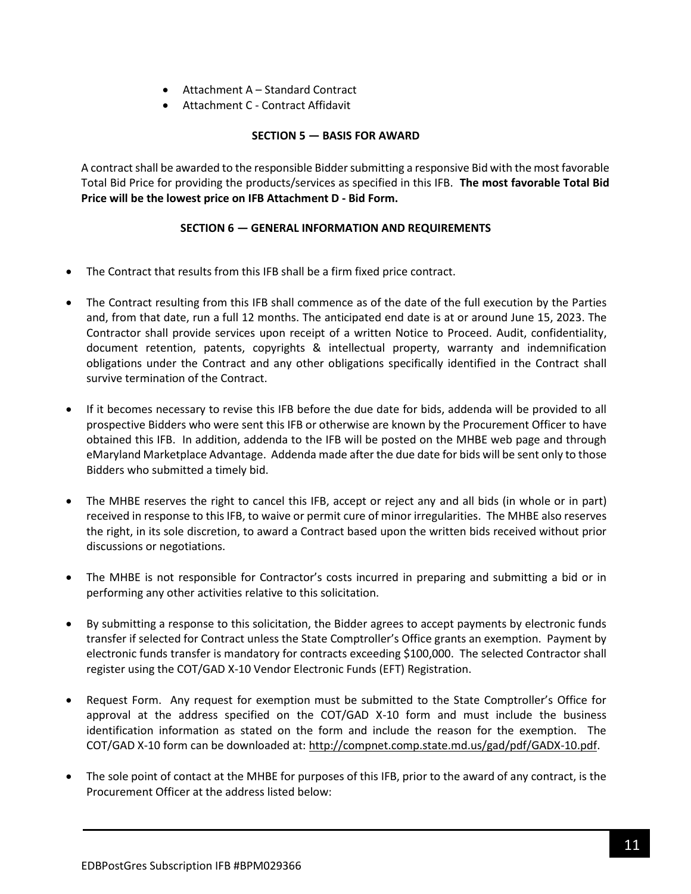- Attachment A – Standard Contract
- Attachment C - Contract Affidavit

## SECTION 5 — BASIS FOR AWARD

A contract shall be awarded to the responsible Bidder submitting a responsive Bid with the most favorable Total Bid Price for providing the products/services as specified in this IFB. **The most favorable Total Bid Price will be the lowest price on IFB Attachment D - Bid Form.**

## SECTION 6 — GENERAL INFORMATION AND REQUIREMENTS

- The Contract that results from this IFB shall be a firm fixed price contract.
- The Contract resulting from this IFB shall commence as of the date of the full execution by the Parties and, from that date, run a full 12 months. The anticipated end date is at or around June 15, 2023. The Contractor shall provide services upon receipt of a written Notice to Proceed. Audit, confidentiality, document retention, patents, copyrights & intellectual property, warranty and indemnification obligations under the Contract and any other obligations specifically identified in the Contract shall survive termination of the Contract.
- If it becomes necessary to revise this IFB before the due date for bids, addenda will be provided to all prospective Bidders who were sent this IFB or otherwise are known by the Procurement Officer to have obtained this IFB. In addition, addenda to the IFB will be posted on the MHBE web page and through eMaryland Marketplace Advantage. Addenda made after the due date for bids will be sent only to those Bidders who submitted a timely bid.
- The MHBE reserves the right to cancel this IFB, accept or reject any and all bids (in whole or in part) received in response to this IFB, to waive or permit cure of minor irregularities. The MHBE also reserves the right, in its sole discretion, to award a Contract based upon the written bids received without prior discussions or negotiations.
- The MHBE is not responsible for Contractor's costs incurred in preparing and submitting a bid or in performing any other activities relative to this solicitation.
- By submitting a response to this solicitation, the Bidder agrees to accept payments by electronic funds transfer if selected for Contract unless the State Comptroller's Office grants an exemption. Payment by electronic funds transfer is mandatory for contracts exceeding $100,000. The selected Contractor shall register using the COT/GAD X-10 Vendor Electronic Funds (EFT) Registration.
- Request Form. Any request for exemption must be submitted to the State Comptroller's Office for approval at the address specified on the COT/GAD X-10 form and must include the business identification information as stated on the form and include the reason for the exemption. The COT/GAD X-10 form can be downloaded at: http://compnet.comp.state.md.us/gad/pdf/GADX-10.pdf.
- The sole point of contact at the MHBE for purposes of this IFB, prior to the award of any contract, is the Procurement Officer at the address listed below: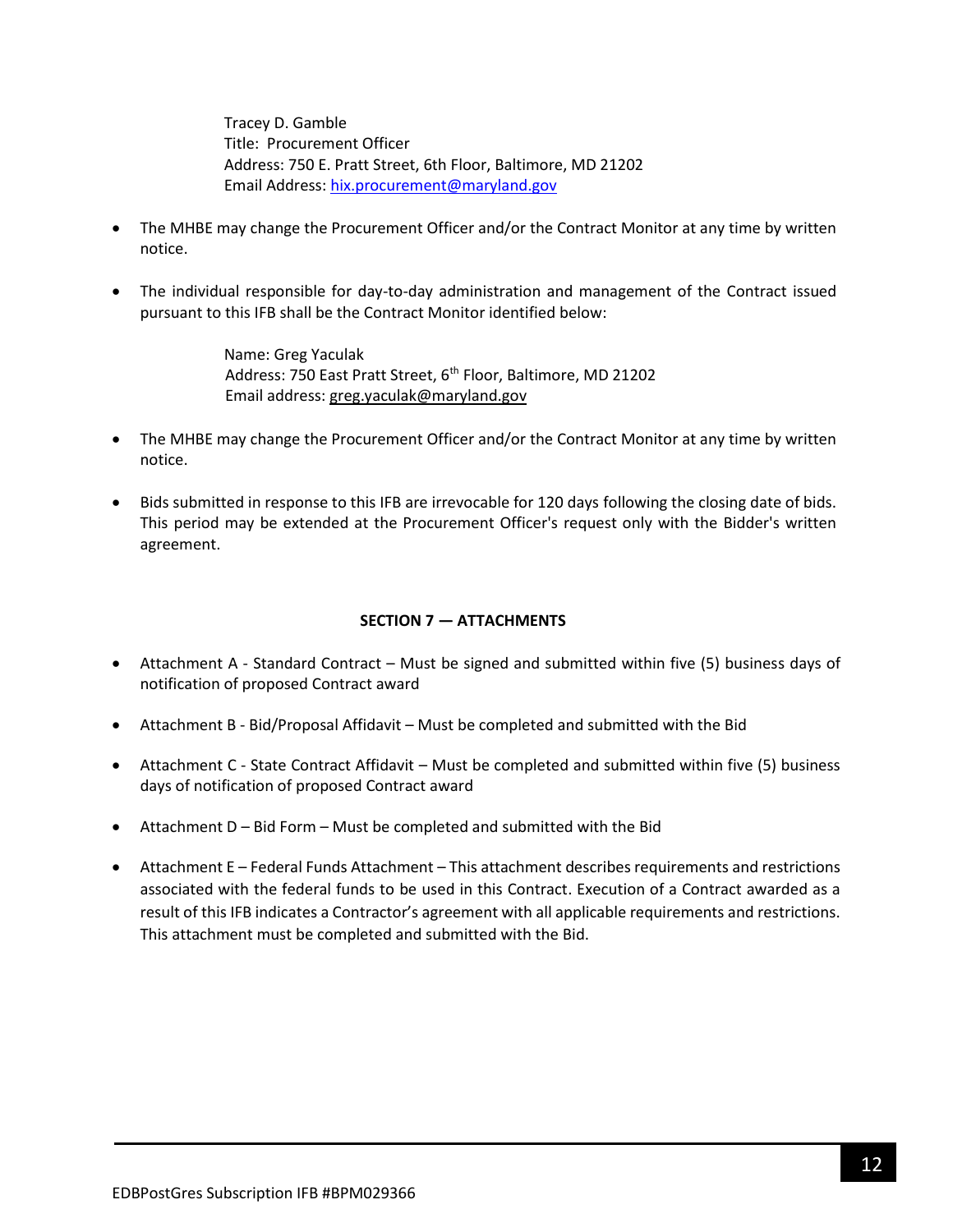Tracey D. Gamble
Title: Procurement Officer
Address: 750 E. Pratt Street, 6th Floor, Baltimore, MD 21202
Email Address: hix.procurement@maryland.gov

- The MHBE may change the Procurement Officer and/or the Contract Monitor at any time by written notice.
- The individual responsible for day-to-day administration and management of the Contract issued pursuant to this IFB shall be the Contract Monitor identified below:

  Name: Greg Yaculak
  Address: 750 East Pratt Street, 6th Floor, Baltimore, MD 21202
  Email address: greg.yaculak@maryland.gov

- The MHBE may change the Procurement Officer and/or the Contract Monitor at any time by written notice.
- Bids submitted in response to this IFB are irrevocable for 120 days following the closing date of bids. This period may be extended at the Procurement Officer's request only with the Bidder's written agreement.

## SECTION 7 — ATTACHMENTS

- Attachment A - Standard Contract – Must be signed and submitted within five (5) business days of notification of proposed Contract award
- Attachment B - Bid/Proposal Affidavit – Must be completed and submitted with the Bid
- Attachment C - State Contract Affidavit – Must be completed and submitted within five (5) business days of notification of proposed Contract award
- Attachment D – Bid Form – Must be completed and submitted with the Bid
- Attachment E – Federal Funds Attachment – This attachment describes requirements and restrictions associated with the federal funds to be used in this Contract. Execution of a Contract awarded as a result of this IFB indicates a Contractor's agreement with all applicable requirements and restrictions. This attachment must be completed and submitted with the Bid.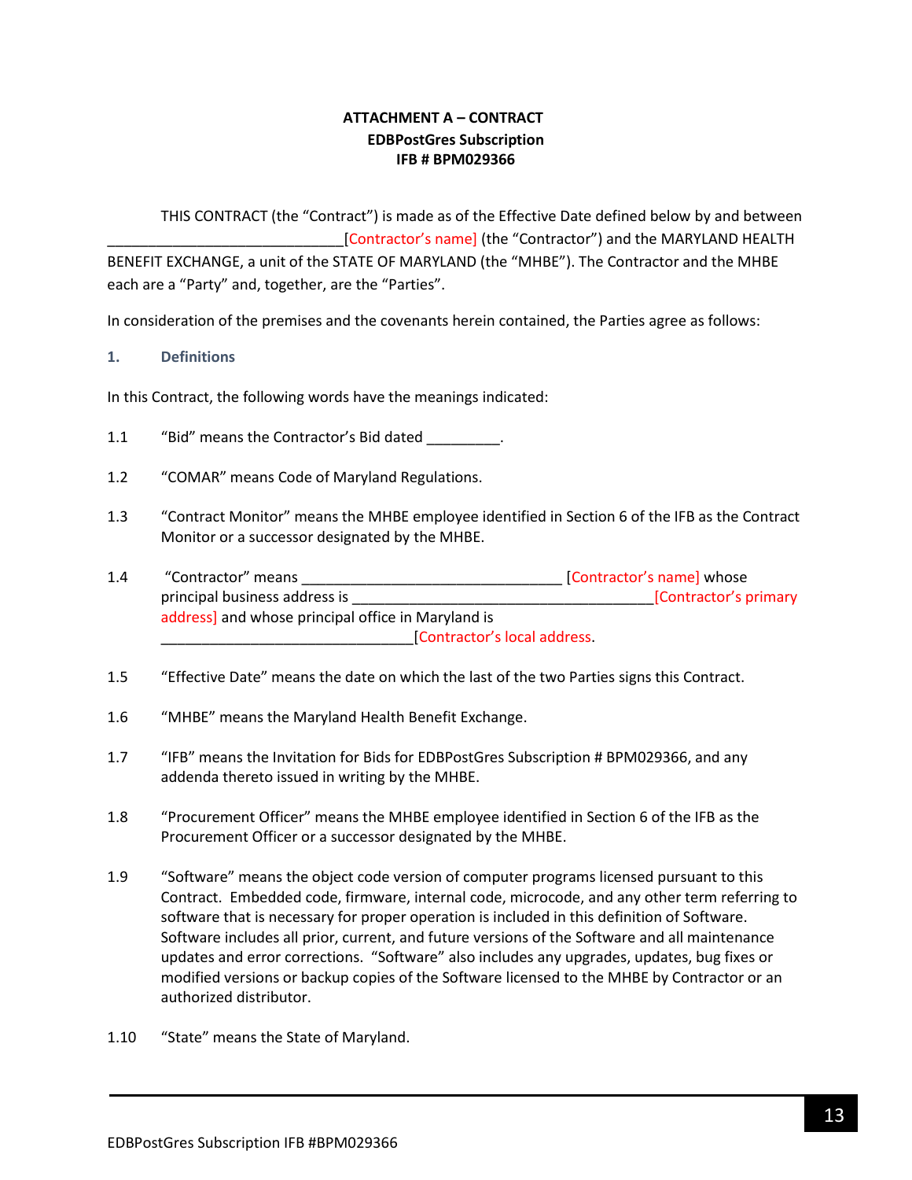**ATTACHMENT A – CONTRACT**
**EDBPostGres Subscription**
**IFB # BPM029366**

THIS CONTRACT (the "Contract") is made as of the Effective Date defined below by and between ______________________________[Contractor's name] (the "Contractor") and the MARYLAND HEALTH BENEFIT EXCHANGE, a unit of the STATE OF MARYLAND (the "MHBE"). The Contractor and the MHBE each are a "Party" and, together, are the "Parties".

In consideration of the premises and the covenants herein contained, the Parties agree as follows:

## 1. Definitions

In this Contract, the following words have the meanings indicated:

1.1 "Bid" means the Contractor's Bid dated _________.

1.2 "COMAR" means Code of Maryland Regulations.

1.3 "Contract Monitor" means the MHBE employee identified in Section 6 of the IFB as the Contract Monitor or a successor designated by the MHBE.

1.4 "Contractor" means _________________________________ [Contractor's name] whose principal business address is _______________________________________[Contractor's primary address] and whose principal office in Maryland is _______________________________[Contractor's local address.

1.5 "Effective Date" means the date on which the last of the two Parties signs this Contract.

1.6 "MHBE" means the Maryland Health Benefit Exchange.

1.7 "IFB" means the Invitation for Bids for EDBPostGres Subscription # BPM029366, and any addenda thereto issued in writing by the MHBE.

1.8 "Procurement Officer" means the MHBE employee identified in Section 6 of the IFB as the Procurement Officer or a successor designated by the MHBE.

1.9 "Software" means the object code version of computer programs licensed pursuant to this Contract. Embedded code, firmware, internal code, microcode, and any other term referring to software that is necessary for proper operation is included in this definition of Software. Software includes all prior, current, and future versions of the Software and all maintenance updates and error corrections. "Software" also includes any upgrades, updates, bug fixes or modified versions or backup copies of the Software licensed to the MHBE by Contractor or an authorized distributor.

1.10 "State" means the State of Maryland.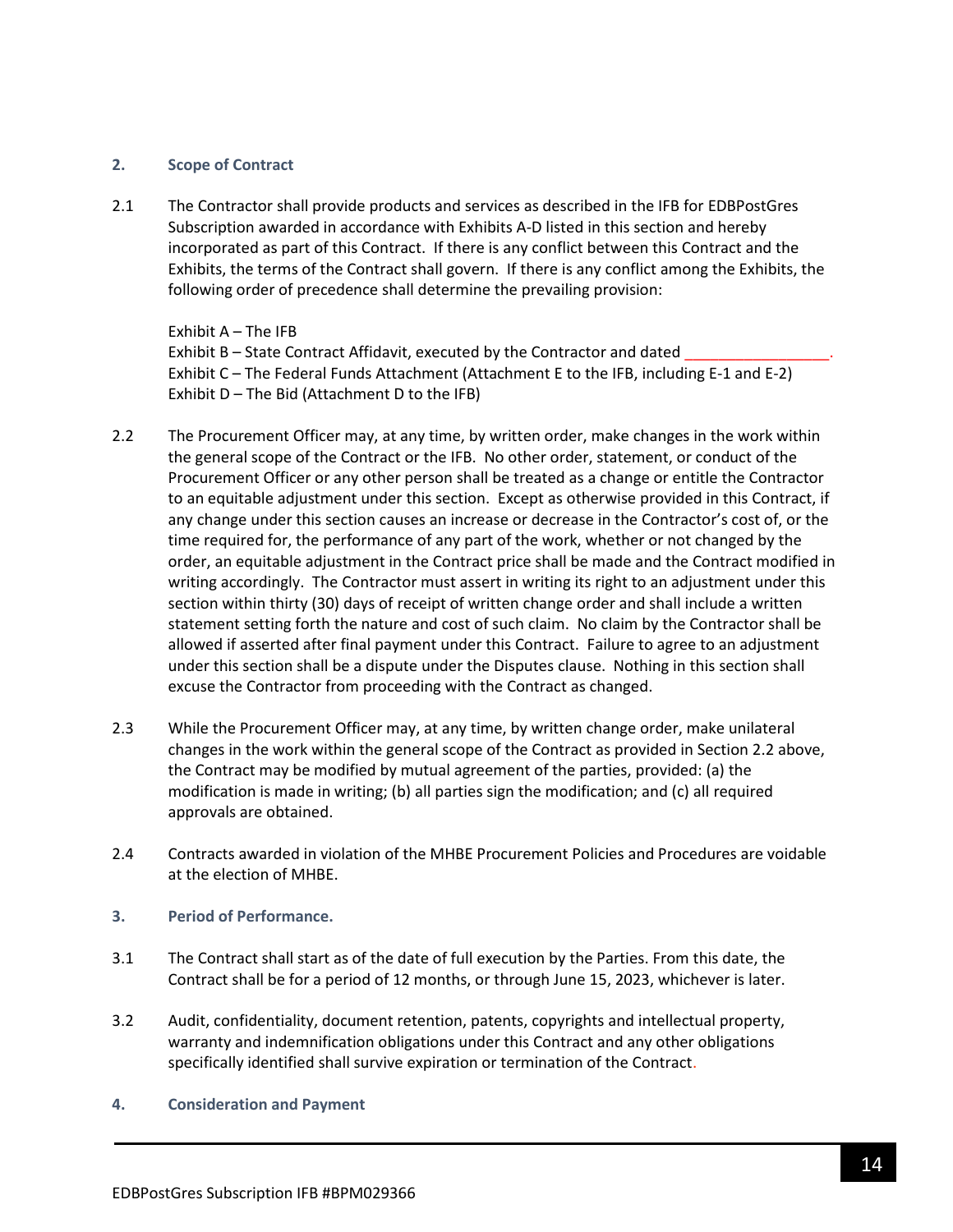## 2. Scope of Contract

2.1 The Contractor shall provide products and services as described in the IFB for EDBPostGres Subscription awarded in accordance with Exhibits A-D listed in this section and hereby incorporated as part of this Contract. If there is any conflict between this Contract and the Exhibits, the terms of the Contract shall govern. If there is any conflict among the Exhibits, the following order of precedence shall determine the prevailing provision:

Exhibit A – The IFB
Exhibit B – State Contract Affidavit, executed by the Contractor and dated _________________.
Exhibit C – The Federal Funds Attachment (Attachment E to the IFB, including E-1 and E-2)
Exhibit D – The Bid (Attachment D to the IFB)

2.2 The Procurement Officer may, at any time, by written order, make changes in the work within the general scope of the Contract or the IFB. No other order, statement, or conduct of the Procurement Officer or any other person shall be treated as a change or entitle the Contractor to an equitable adjustment under this section. Except as otherwise provided in this Contract, if any change under this section causes an increase or decrease in the Contractor's cost of, or the time required for, the performance of any part of the work, whether or not changed by the order, an equitable adjustment in the Contract price shall be made and the Contract modified in writing accordingly. The Contractor must assert in writing its right to an adjustment under this section within thirty (30) days of receipt of written change order and shall include a written statement setting forth the nature and cost of such claim. No claim by the Contractor shall be allowed if asserted after final payment under this Contract. Failure to agree to an adjustment under this section shall be a dispute under the Disputes clause. Nothing in this section shall excuse the Contractor from proceeding with the Contract as changed.

2.3 While the Procurement Officer may, at any time, by written change order, make unilateral changes in the work within the general scope of the Contract as provided in Section 2.2 above, the Contract may be modified by mutual agreement of the parties, provided: (a) the modification is made in writing; (b) all parties sign the modification; and (c) all required approvals are obtained.

2.4 Contracts awarded in violation of the MHBE Procurement Policies and Procedures are voidable at the election of MHBE.

## 3. Period of Performance.

3.1 The Contract shall start as of the date of full execution by the Parties. From this date, the Contract shall be for a period of 12 months, or through June 15, 2023, whichever is later.

3.2 Audit, confidentiality, document retention, patents, copyrights and intellectual property, warranty and indemnification obligations under this Contract and any other obligations specifically identified shall survive expiration or termination of the Contract.

## 4. Consideration and Payment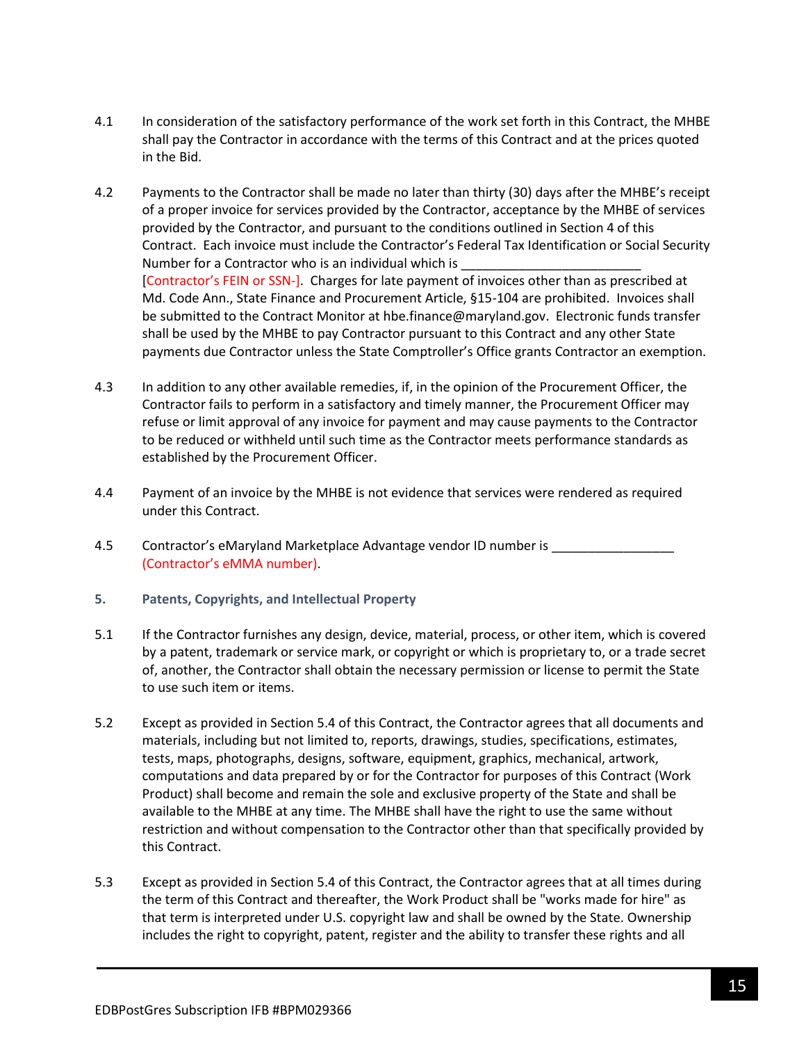4.1 In consideration of the satisfactory performance of the work set forth in this Contract, the MHBE shall pay the Contractor in accordance with the terms of this Contract and at the prices quoted in the Bid.

4.2 Payments to the Contractor shall be made no later than thirty (30) days after the MHBE's receipt of a proper invoice for services provided by the Contractor, acceptance by the MHBE of services provided by the Contractor, and pursuant to the conditions outlined in Section 4 of this Contract. Each invoice must include the Contractor's Federal Tax Identification or Social Security Number for a Contractor who is an individual which is _________________________ [Contractor's FEIN or SSN-]. Charges for late payment of invoices other than as prescribed at Md. Code Ann., State Finance and Procurement Article, §15-104 are prohibited. Invoices shall be submitted to the Contract Monitor at hbe.finance@maryland.gov. Electronic funds transfer shall be used by the MHBE to pay Contractor pursuant to this Contract and any other State payments due Contractor unless the State Comptroller's Office grants Contractor an exemption.

4.3 In addition to any other available remedies, if, in the opinion of the Procurement Officer, the Contractor fails to perform in a satisfactory and timely manner, the Procurement Officer may refuse or limit approval of any invoice for payment and may cause payments to the Contractor to be reduced or withheld until such time as the Contractor meets performance standards as established by the Procurement Officer.

4.4 Payment of an invoice by the MHBE is not evidence that services were rendered as required under this Contract.

4.5 Contractor's eMaryland Marketplace Advantage vendor ID number is _________________ (Contractor's eMMA number).

### 5. Patents, Copyrights, and Intellectual Property

5.1 If the Contractor furnishes any design, device, material, process, or other item, which is covered by a patent, trademark or service mark, or copyright or which is proprietary to, or a trade secret of, another, the Contractor shall obtain the necessary permission or license to permit the State to use such item or items.

5.2 Except as provided in Section 5.4 of this Contract, the Contractor agrees that all documents and materials, including but not limited to, reports, drawings, studies, specifications, estimates, tests, maps, photographs, designs, software, equipment, graphics, mechanical, artwork, computations and data prepared by or for the Contractor for purposes of this Contract (Work Product) shall become and remain the sole and exclusive property of the State and shall be available to the MHBE at any time. The MHBE shall have the right to use the same without restriction and without compensation to the Contractor other than that specifically provided by this Contract.

5.3 Except as provided in Section 5.4 of this Contract, the Contractor agrees that at all times during the term of this Contract and thereafter, the Work Product shall be "works made for hire" as that term is interpreted under U.S. copyright law and shall be owned by the State. Ownership includes the right to copyright, patent, register and the ability to transfer these rights and all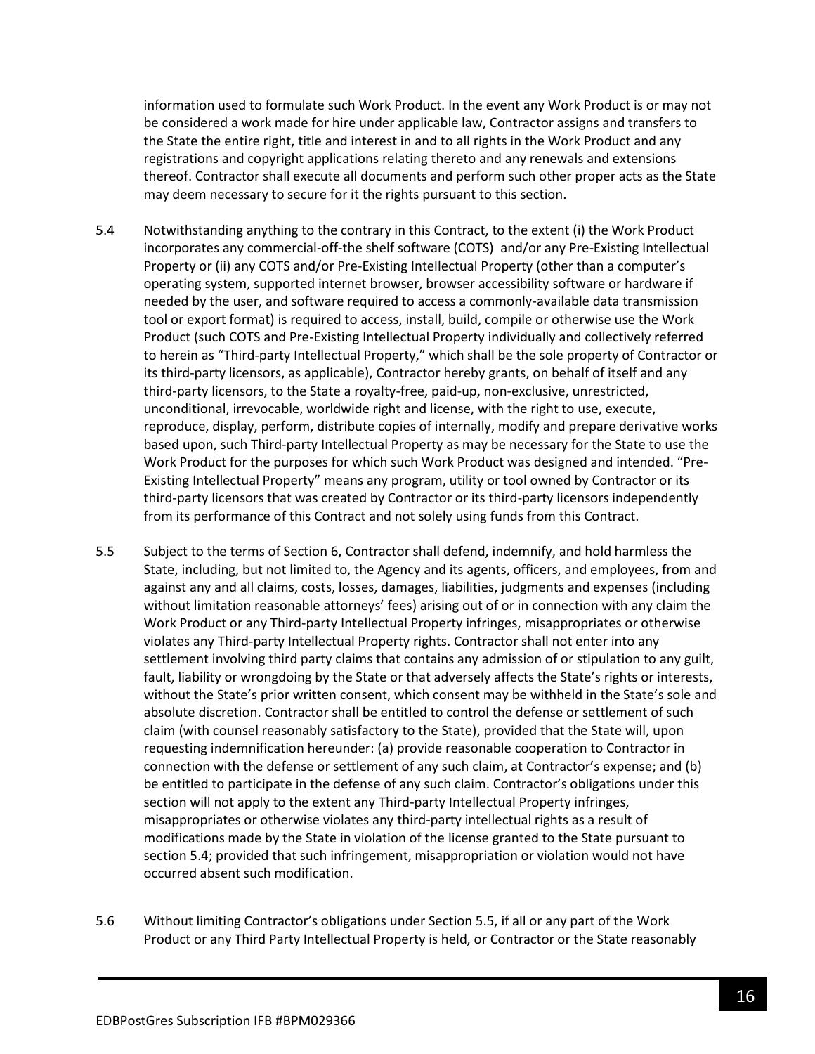information used to formulate such Work Product. In the event any Work Product is or may not be considered a work made for hire under applicable law, Contractor assigns and transfers to the State the entire right, title and interest in and to all rights in the Work Product and any registrations and copyright applications relating thereto and any renewals and extensions thereof. Contractor shall execute all documents and perform such other proper acts as the State may deem necessary to secure for it the rights pursuant to this section.

5.4 Notwithstanding anything to the contrary in this Contract, to the extent (i) the Work Product incorporates any commercial-off-the shelf software (COTS) and/or any Pre-Existing Intellectual Property or (ii) any COTS and/or Pre-Existing Intellectual Property (other than a computer's operating system, supported internet browser, browser accessibility software or hardware if needed by the user, and software required to access a commonly-available data transmission tool or export format) is required to access, install, build, compile or otherwise use the Work Product (such COTS and Pre-Existing Intellectual Property individually and collectively referred to herein as "Third-party Intellectual Property," which shall be the sole property of Contractor or its third-party licensors, as applicable), Contractor hereby grants, on behalf of itself and any third-party licensors, to the State a royalty-free, paid-up, non-exclusive, unrestricted, unconditional, irrevocable, worldwide right and license, with the right to use, execute, reproduce, display, perform, distribute copies of internally, modify and prepare derivative works based upon, such Third-party Intellectual Property as may be necessary for the State to use the Work Product for the purposes for which such Work Product was designed and intended. "Pre-Existing Intellectual Property" means any program, utility or tool owned by Contractor or its third-party licensors that was created by Contractor or its third-party licensors independently from its performance of this Contract and not solely using funds from this Contract.

5.5 Subject to the terms of Section 6, Contractor shall defend, indemnify, and hold harmless the State, including, but not limited to, the Agency and its agents, officers, and employees, from and against any and all claims, costs, losses, damages, liabilities, judgments and expenses (including without limitation reasonable attorneys' fees) arising out of or in connection with any claim the Work Product or any Third-party Intellectual Property infringes, misappropriates or otherwise violates any Third-party Intellectual Property rights. Contractor shall not enter into any settlement involving third party claims that contains any admission of or stipulation to any guilt, fault, liability or wrongdoing by the State or that adversely affects the State's rights or interests, without the State's prior written consent, which consent may be withheld in the State's sole and absolute discretion. Contractor shall be entitled to control the defense or settlement of such claim (with counsel reasonably satisfactory to the State), provided that the State will, upon requesting indemnification hereunder: (a) provide reasonable cooperation to Contractor in connection with the defense or settlement of any such claim, at Contractor's expense; and (b) be entitled to participate in the defense of any such claim. Contractor's obligations under this section will not apply to the extent any Third-party Intellectual Property infringes, misappropriates or otherwise violates any third-party intellectual rights as a result of modifications made by the State in violation of the license granted to the State pursuant to section 5.4; provided that such infringement, misappropriation or violation would not have occurred absent such modification.

5.6 Without limiting Contractor's obligations under Section 5.5, if all or any part of the Work Product or any Third Party Intellectual Property is held, or Contractor or the State reasonably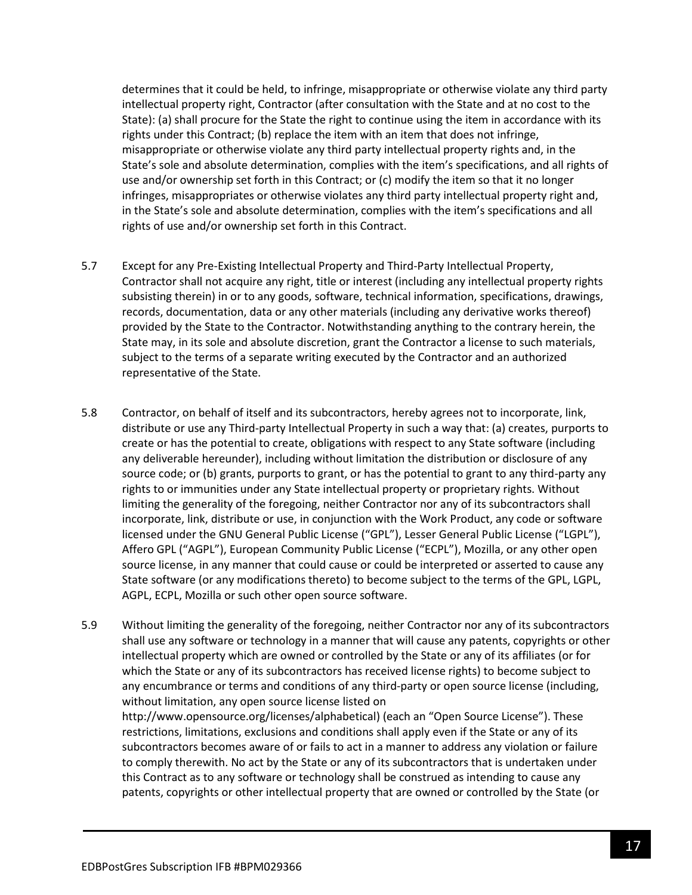determines that it could be held, to infringe, misappropriate or otherwise violate any third party intellectual property right, Contractor (after consultation with the State and at no cost to the State): (a) shall procure for the State the right to continue using the item in accordance with its rights under this Contract; (b) replace the item with an item that does not infringe, misappropriate or otherwise violate any third party intellectual property rights and, in the State's sole and absolute determination, complies with the item's specifications, and all rights of use and/or ownership set forth in this Contract; or (c) modify the item so that it no longer infringes, misappropriates or otherwise violates any third party intellectual property right and, in the State's sole and absolute determination, complies with the item's specifications and all rights of use and/or ownership set forth in this Contract.

5.7 Except for any Pre-Existing Intellectual Property and Third-Party Intellectual Property, Contractor shall not acquire any right, title or interest (including any intellectual property rights subsisting therein) in or to any goods, software, technical information, specifications, drawings, records, documentation, data or any other materials (including any derivative works thereof) provided by the State to the Contractor. Notwithstanding anything to the contrary herein, the State may, in its sole and absolute discretion, grant the Contractor a license to such materials, subject to the terms of a separate writing executed by the Contractor and an authorized representative of the State.

5.8 Contractor, on behalf of itself and its subcontractors, hereby agrees not to incorporate, link, distribute or use any Third-party Intellectual Property in such a way that: (a) creates, purports to create or has the potential to create, obligations with respect to any State software (including any deliverable hereunder), including without limitation the distribution or disclosure of any source code; or (b) grants, purports to grant, or has the potential to grant to any third-party any rights to or immunities under any State intellectual property or proprietary rights. Without limiting the generality of the foregoing, neither Contractor nor any of its subcontractors shall incorporate, link, distribute or use, in conjunction with the Work Product, any code or software licensed under the GNU General Public License ("GPL"), Lesser General Public License ("LGPL"), Affero GPL ("AGPL"), European Community Public License ("ECPL"), Mozilla, or any other open source license, in any manner that could cause or could be interpreted or asserted to cause any State software (or any modifications thereto) to become subject to the terms of the GPL, LGPL, AGPL, ECPL, Mozilla or such other open source software.

5.9 Without limiting the generality of the foregoing, neither Contractor nor any of its subcontractors shall use any software or technology in a manner that will cause any patents, copyrights or other intellectual property which are owned or controlled by the State or any of its affiliates (or for which the State or any of its subcontractors has received license rights) to become subject to any encumbrance or terms and conditions of any third-party or open source license (including, without limitation, any open source license listed on http://www.opensource.org/licenses/alphabetical) (each an "Open Source License"). These restrictions, limitations, exclusions and conditions shall apply even if the State or any of its subcontractors becomes aware of or fails to act in a manner to address any violation or failure to comply therewith. No act by the State or any of its subcontractors that is undertaken under this Contract as to any software or technology shall be construed as intending to cause any patents, copyrights or other intellectual property that are owned or controlled by the State (or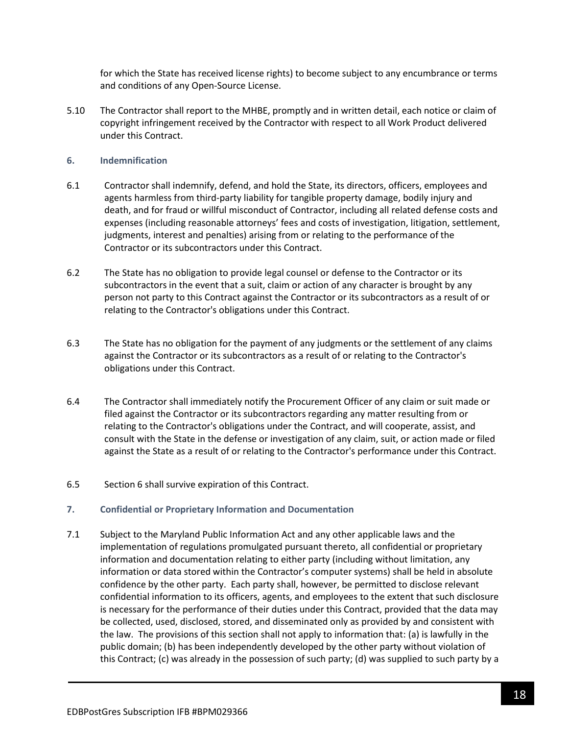for which the State has received license rights) to become subject to any encumbrance or terms and conditions of any Open-Source License.

5.10 The Contractor shall report to the MHBE, promptly and in written detail, each notice or claim of copyright infringement received by the Contractor with respect to all Work Product delivered under this Contract.

### 6. Indemnification

6.1 Contractor shall indemnify, defend, and hold the State, its directors, officers, employees and agents harmless from third-party liability for tangible property damage, bodily injury and death, and for fraud or willful misconduct of Contractor, including all related defense costs and expenses (including reasonable attorneys' fees and costs of investigation, litigation, settlement, judgments, interest and penalties) arising from or relating to the performance of the Contractor or its subcontractors under this Contract.

6.2 The State has no obligation to provide legal counsel or defense to the Contractor or its subcontractors in the event that a suit, claim or action of any character is brought by any person not party to this Contract against the Contractor or its subcontractors as a result of or relating to the Contractor's obligations under this Contract.

6.3 The State has no obligation for the payment of any judgments or the settlement of any claims against the Contractor or its subcontractors as a result of or relating to the Contractor's obligations under this Contract.

6.4 The Contractor shall immediately notify the Procurement Officer of any claim or suit made or filed against the Contractor or its subcontractors regarding any matter resulting from or relating to the Contractor's obligations under the Contract, and will cooperate, assist, and consult with the State in the defense or investigation of any claim, suit, or action made or filed against the State as a result of or relating to the Contractor's performance under this Contract.

6.5 Section 6 shall survive expiration of this Contract.

### 7. Confidential or Proprietary Information and Documentation

7.1 Subject to the Maryland Public Information Act and any other applicable laws and the implementation of regulations promulgated pursuant thereto, all confidential or proprietary information and documentation relating to either party (including without limitation, any information or data stored within the Contractor's computer systems) shall be held in absolute confidence by the other party. Each party shall, however, be permitted to disclose relevant confidential information to its officers, agents, and employees to the extent that such disclosure is necessary for the performance of their duties under this Contract, provided that the data may be collected, used, disclosed, stored, and disseminated only as provided by and consistent with the law. The provisions of this section shall not apply to information that: (a) is lawfully in the public domain; (b) has been independently developed by the other party without violation of this Contract; (c) was already in the possession of such party; (d) was supplied to such party by a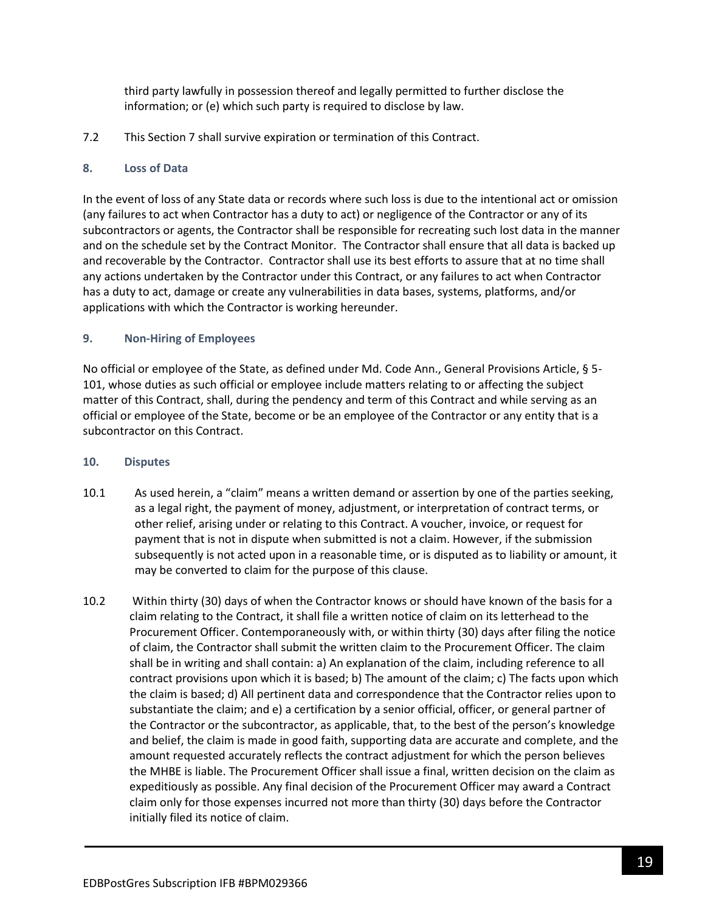third party lawfully in possession thereof and legally permitted to further disclose the information; or (e) which such party is required to disclose by law.

7.2 This Section 7 shall survive expiration or termination of this Contract.

### 8. Loss of Data

In the event of loss of any State data or records where such loss is due to the intentional act or omission (any failures to act when Contractor has a duty to act) or negligence of the Contractor or any of its subcontractors or agents, the Contractor shall be responsible for recreating such lost data in the manner and on the schedule set by the Contract Monitor. The Contractor shall ensure that all data is backed up and recoverable by the Contractor. Contractor shall use its best efforts to assure that at no time shall any actions undertaken by the Contractor under this Contract, or any failures to act when Contractor has a duty to act, damage or create any vulnerabilities in data bases, systems, platforms, and/or applications with which the Contractor is working hereunder.

### 9. Non-Hiring of Employees

No official or employee of the State, as defined under Md. Code Ann., General Provisions Article, § 5-101, whose duties as such official or employee include matters relating to or affecting the subject matter of this Contract, shall, during the pendency and term of this Contract and while serving as an official or employee of the State, become or be an employee of the Contractor or any entity that is a subcontractor on this Contract.

### 10. Disputes

10.1 As used herein, a "claim" means a written demand or assertion by one of the parties seeking, as a legal right, the payment of money, adjustment, or interpretation of contract terms, or other relief, arising under or relating to this Contract. A voucher, invoice, or request for payment that is not in dispute when submitted is not a claim. However, if the submission subsequently is not acted upon in a reasonable time, or is disputed as to liability or amount, it may be converted to claim for the purpose of this clause.

10.2 Within thirty (30) days of when the Contractor knows or should have known of the basis for a claim relating to the Contract, it shall file a written notice of claim on its letterhead to the Procurement Officer. Contemporaneously with, or within thirty (30) days after filing the notice of claim, the Contractor shall submit the written claim to the Procurement Officer. The claim shall be in writing and shall contain: a) An explanation of the claim, including reference to all contract provisions upon which it is based; b) The amount of the claim; c) The facts upon which the claim is based; d) All pertinent data and correspondence that the Contractor relies upon to substantiate the claim; and e) a certification by a senior official, officer, or general partner of the Contractor or the subcontractor, as applicable, that, to the best of the person's knowledge and belief, the claim is made in good faith, supporting data are accurate and complete, and the amount requested accurately reflects the contract adjustment for which the person believes the MHBE is liable. The Procurement Officer shall issue a final, written decision on the claim as expeditiously as possible. Any final decision of the Procurement Officer may award a Contract claim only for those expenses incurred not more than thirty (30) days before the Contractor initially filed its notice of claim.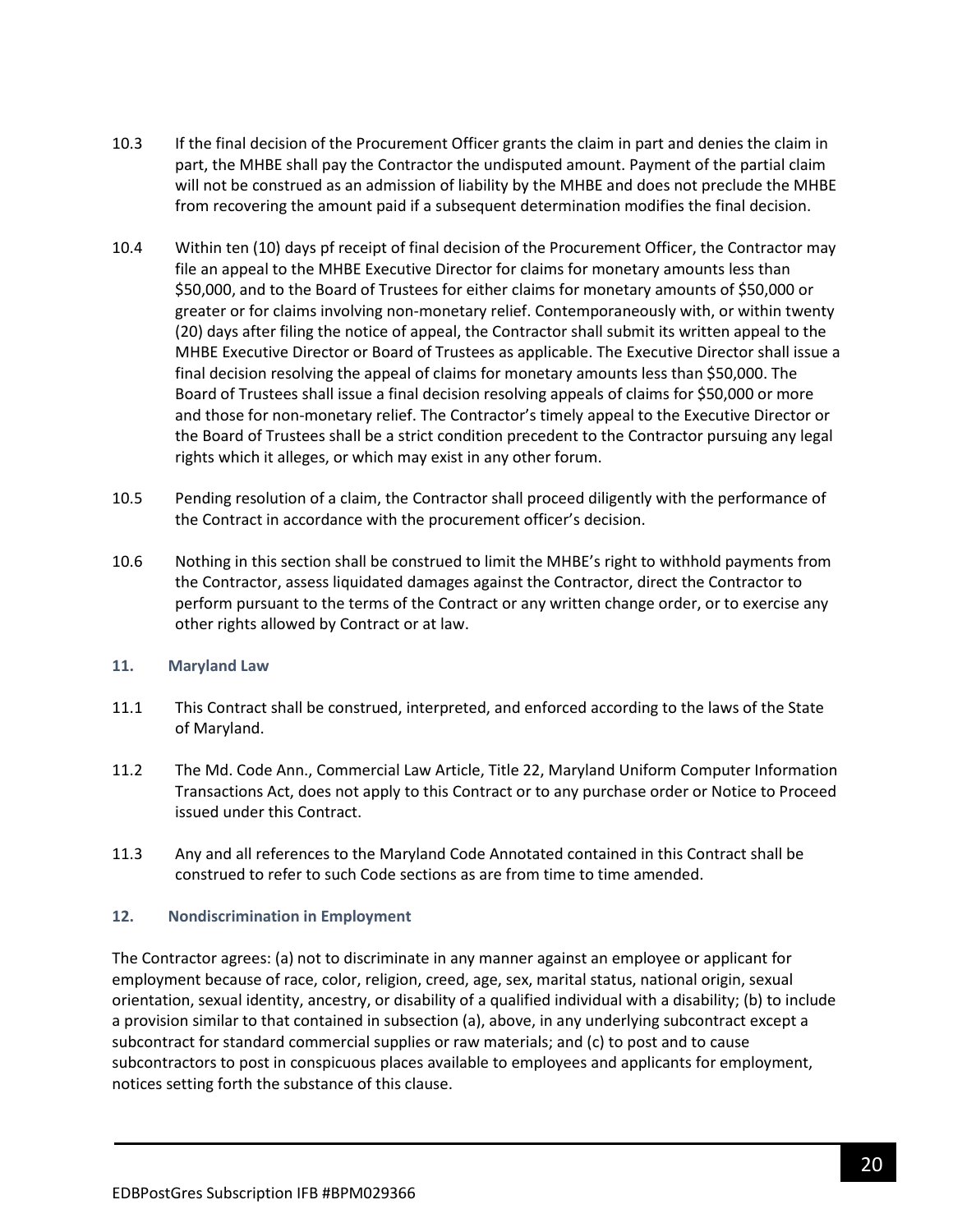10.3 If the final decision of the Procurement Officer grants the claim in part and denies the claim in part, the MHBE shall pay the Contractor the undisputed amount. Payment of the partial claim will not be construed as an admission of liability by the MHBE and does not preclude the MHBE from recovering the amount paid if a subsequent determination modifies the final decision.

10.4 Within ten (10) days pf receipt of final decision of the Procurement Officer, the Contractor may file an appeal to the MHBE Executive Director for claims for monetary amounts less than $50,000, and to the Board of Trustees for either claims for monetary amounts of $50,000 or greater or for claims involving non-monetary relief. Contemporaneously with, or within twenty (20) days after filing the notice of appeal, the Contractor shall submit its written appeal to the MHBE Executive Director or Board of Trustees as applicable. The Executive Director shall issue a final decision resolving the appeal of claims for monetary amounts less than $50,000. The Board of Trustees shall issue a final decision resolving appeals of claims for $50,000 or more and those for non-monetary relief. The Contractor's timely appeal to the Executive Director or the Board of Trustees shall be a strict condition precedent to the Contractor pursuing any legal rights which it alleges, or which may exist in any other forum.

10.5 Pending resolution of a claim, the Contractor shall proceed diligently with the performance of the Contract in accordance with the procurement officer's decision.

10.6 Nothing in this section shall be construed to limit the MHBE's right to withhold payments from the Contractor, assess liquidated damages against the Contractor, direct the Contractor to perform pursuant to the terms of the Contract or any written change order, or to exercise any other rights allowed by Contract or at law.

### 11. Maryland Law

11.1 This Contract shall be construed, interpreted, and enforced according to the laws of the State of Maryland.

11.2 The Md. Code Ann., Commercial Law Article, Title 22, Maryland Uniform Computer Information Transactions Act, does not apply to this Contract or to any purchase order or Notice to Proceed issued under this Contract.

11.3 Any and all references to the Maryland Code Annotated contained in this Contract shall be construed to refer to such Code sections as are from time to time amended.

### 12. Nondiscrimination in Employment

The Contractor agrees: (a) not to discriminate in any manner against an employee or applicant for employment because of race, color, religion, creed, age, sex, marital status, national origin, sexual orientation, sexual identity, ancestry, or disability of a qualified individual with a disability; (b) to include a provision similar to that contained in subsection (a), above, in any underlying subcontract except a subcontract for standard commercial supplies or raw materials; and (c) to post and to cause subcontractors to post in conspicuous places available to employees and applicants for employment, notices setting forth the substance of this clause.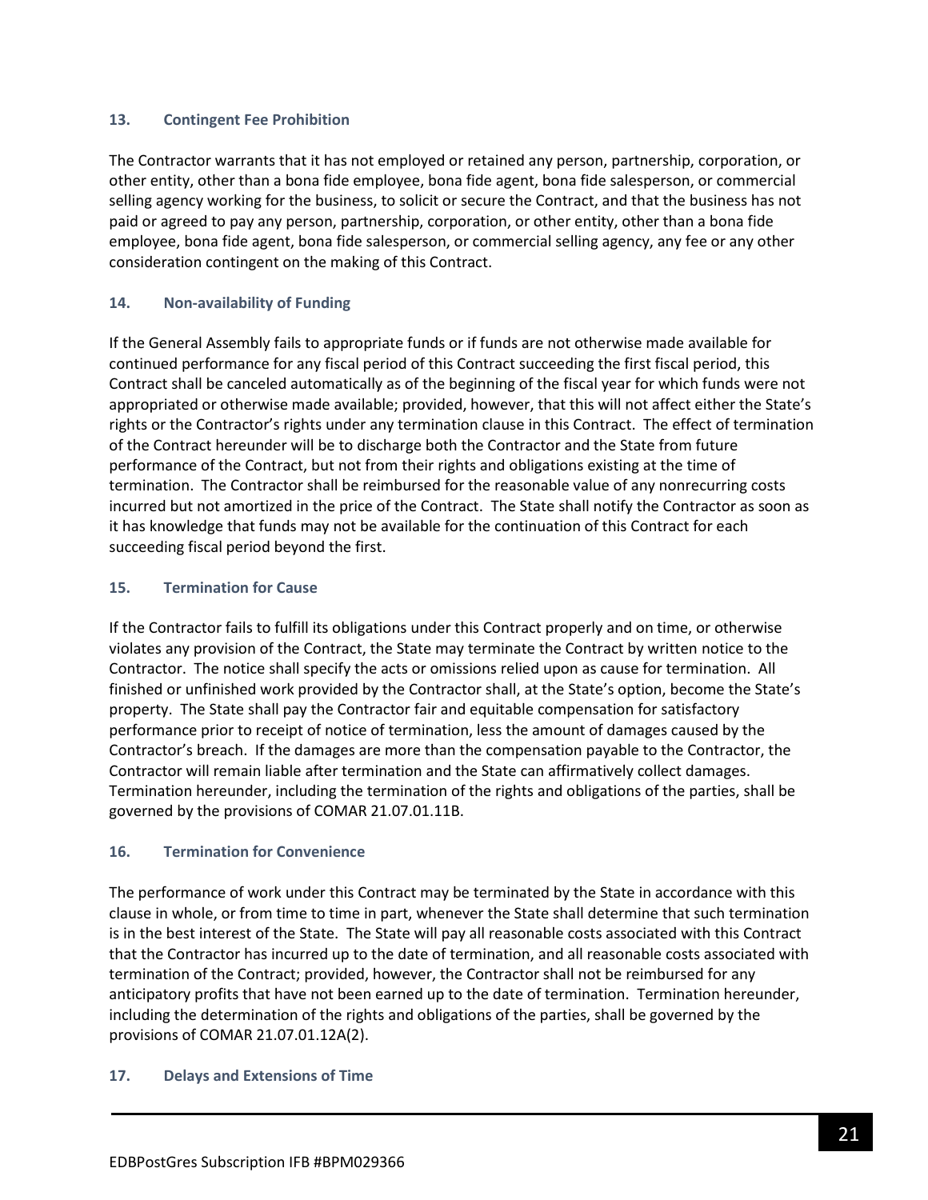### 13. Contingent Fee Prohibition

The Contractor warrants that it has not employed or retained any person, partnership, corporation, or other entity, other than a bona fide employee, bona fide agent, bona fide salesperson, or commercial selling agency working for the business, to solicit or secure the Contract, and that the business has not paid or agreed to pay any person, partnership, corporation, or other entity, other than a bona fide employee, bona fide agent, bona fide salesperson, or commercial selling agency, any fee or any other consideration contingent on the making of this Contract.

### 14. Non-availability of Funding

If the General Assembly fails to appropriate funds or if funds are not otherwise made available for continued performance for any fiscal period of this Contract succeeding the first fiscal period, this Contract shall be canceled automatically as of the beginning of the fiscal year for which funds were not appropriated or otherwise made available; provided, however, that this will not affect either the State's rights or the Contractor's rights under any termination clause in this Contract. The effect of termination of the Contract hereunder will be to discharge both the Contractor and the State from future performance of the Contract, but not from their rights and obligations existing at the time of termination. The Contractor shall be reimbursed for the reasonable value of any nonrecurring costs incurred but not amortized in the price of the Contract. The State shall notify the Contractor as soon as it has knowledge that funds may not be available for the continuation of this Contract for each succeeding fiscal period beyond the first.

### 15. Termination for Cause

If the Contractor fails to fulfill its obligations under this Contract properly and on time, or otherwise violates any provision of the Contract, the State may terminate the Contract by written notice to the Contractor. The notice shall specify the acts or omissions relied upon as cause for termination. All finished or unfinished work provided by the Contractor shall, at the State's option, become the State's property. The State shall pay the Contractor fair and equitable compensation for satisfactory performance prior to receipt of notice of termination, less the amount of damages caused by the Contractor's breach. If the damages are more than the compensation payable to the Contractor, the Contractor will remain liable after termination and the State can affirmatively collect damages. Termination hereunder, including the termination of the rights and obligations of the parties, shall be governed by the provisions of COMAR 21.07.01.11B.

### 16. Termination for Convenience

The performance of work under this Contract may be terminated by the State in accordance with this clause in whole, or from time to time in part, whenever the State shall determine that such termination is in the best interest of the State. The State will pay all reasonable costs associated with this Contract that the Contractor has incurred up to the date of termination, and all reasonable costs associated with termination of the Contract; provided, however, the Contractor shall not be reimbursed for any anticipatory profits that have not been earned up to the date of termination. Termination hereunder, including the determination of the rights and obligations of the parties, shall be governed by the provisions of COMAR 21.07.01.12A(2).

### 17. Delays and Extensions of Time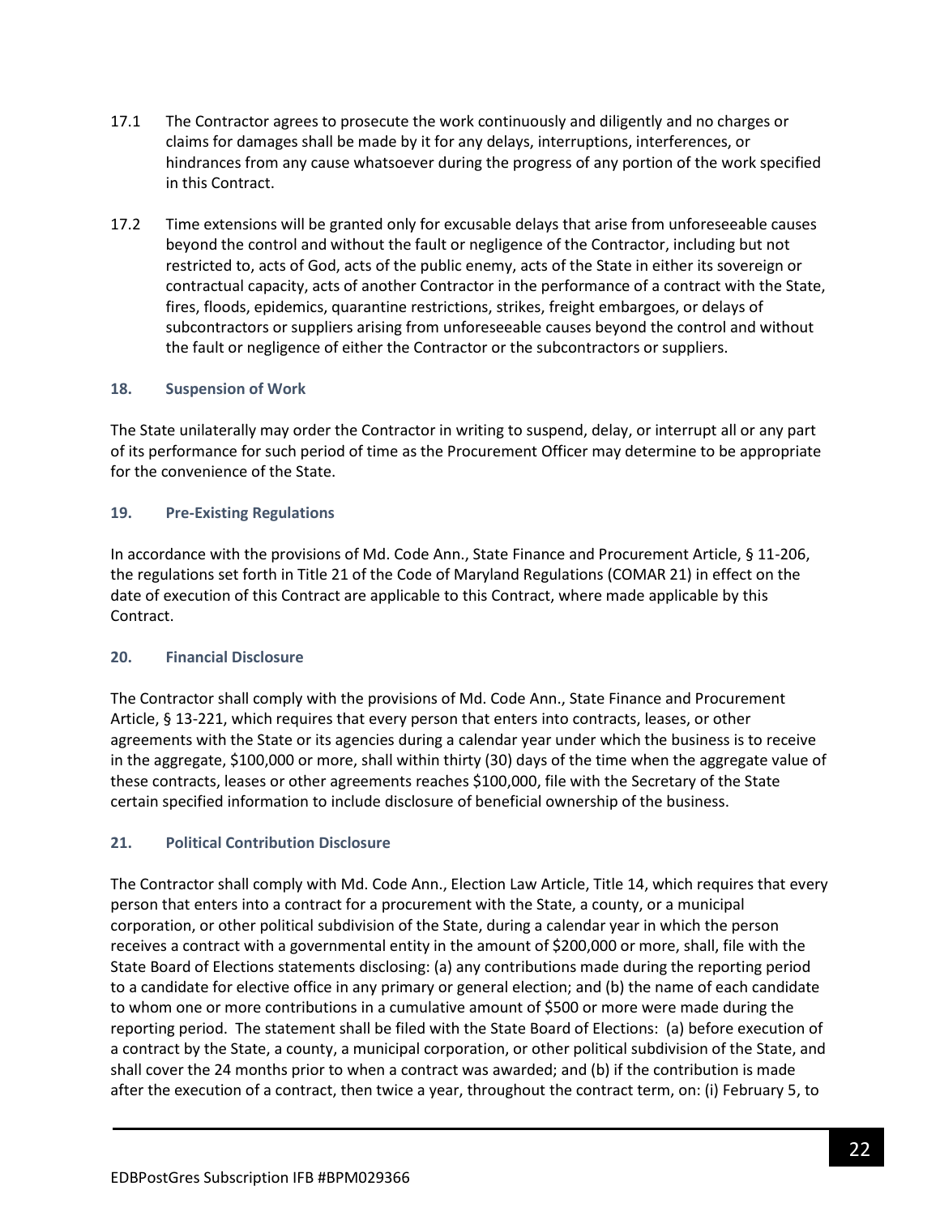17.1 The Contractor agrees to prosecute the work continuously and diligently and no charges or claims for damages shall be made by it for any delays, interruptions, interferences, or hindrances from any cause whatsoever during the progress of any portion of the work specified in this Contract.

17.2 Time extensions will be granted only for excusable delays that arise from unforeseeable causes beyond the control and without the fault or negligence of the Contractor, including but not restricted to, acts of God, acts of the public enemy, acts of the State in either its sovereign or contractual capacity, acts of another Contractor in the performance of a contract with the State, fires, floods, epidemics, quarantine restrictions, strikes, freight embargoes, or delays of subcontractors or suppliers arising from unforeseeable causes beyond the control and without the fault or negligence of either the Contractor or the subcontractors or suppliers.

### 18. Suspension of Work

The State unilaterally may order the Contractor in writing to suspend, delay, or interrupt all or any part of its performance for such period of time as the Procurement Officer may determine to be appropriate for the convenience of the State.

### 19. Pre-Existing Regulations

In accordance with the provisions of Md. Code Ann., State Finance and Procurement Article, § 11-206, the regulations set forth in Title 21 of the Code of Maryland Regulations (COMAR 21) in effect on the date of execution of this Contract are applicable to this Contract, where made applicable by this Contract.

### 20. Financial Disclosure

The Contractor shall comply with the provisions of Md. Code Ann., State Finance and Procurement Article, § 13-221, which requires that every person that enters into contracts, leases, or other agreements with the State or its agencies during a calendar year under which the business is to receive in the aggregate, $100,000 or more, shall within thirty (30) days of the time when the aggregate value of these contracts, leases or other agreements reaches $100,000, file with the Secretary of the State certain specified information to include disclosure of beneficial ownership of the business.

### 21. Political Contribution Disclosure

The Contractor shall comply with Md. Code Ann., Election Law Article, Title 14, which requires that every person that enters into a contract for a procurement with the State, a county, or a municipal corporation, or other political subdivision of the State, during a calendar year in which the person receives a contract with a governmental entity in the amount of $200,000 or more, shall, file with the State Board of Elections statements disclosing: (a) any contributions made during the reporting period to a candidate for elective office in any primary or general election; and (b) the name of each candidate to whom one or more contributions in a cumulative amount of $500 or more were made during the reporting period. The statement shall be filed with the State Board of Elections: (a) before execution of a contract by the State, a county, a municipal corporation, or other political subdivision of the State, and shall cover the 24 months prior to when a contract was awarded; and (b) if the contribution is made after the execution of a contract, then twice a year, throughout the contract term, on: (i) February 5, to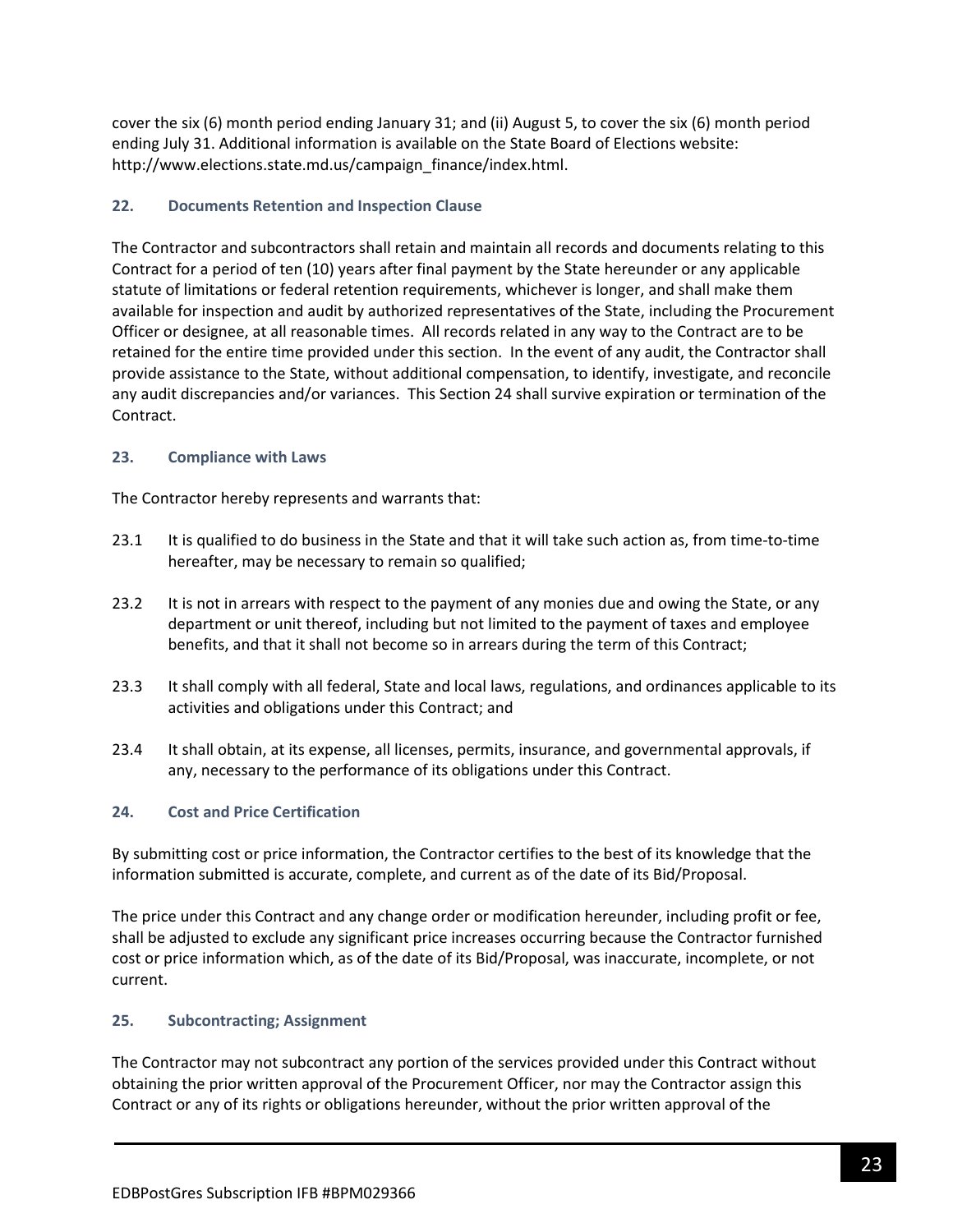cover the six (6) month period ending January 31; and (ii) August 5, to cover the six (6) month period ending July 31. Additional information is available on the State Board of Elections website: http://www.elections.state.md.us/campaign_finance/index.html.

### 22. Documents Retention and Inspection Clause

The Contractor and subcontractors shall retain and maintain all records and documents relating to this Contract for a period of ten (10) years after final payment by the State hereunder or any applicable statute of limitations or federal retention requirements, whichever is longer, and shall make them available for inspection and audit by authorized representatives of the State, including the Procurement Officer or designee, at all reasonable times. All records related in any way to the Contract are to be retained for the entire time provided under this section. In the event of any audit, the Contractor shall provide assistance to the State, without additional compensation, to identify, investigate, and reconcile any audit discrepancies and/or variances. This Section 24 shall survive expiration or termination of the Contract.

### 23. Compliance with Laws

The Contractor hereby represents and warrants that:

23.1 It is qualified to do business in the State and that it will take such action as, from time-to-time hereafter, may be necessary to remain so qualified;

23.2 It is not in arrears with respect to the payment of any monies due and owing the State, or any department or unit thereof, including but not limited to the payment of taxes and employee benefits, and that it shall not become so in arrears during the term of this Contract;

23.3 It shall comply with all federal, State and local laws, regulations, and ordinances applicable to its activities and obligations under this Contract; and

23.4 It shall obtain, at its expense, all licenses, permits, insurance, and governmental approvals, if any, necessary to the performance of its obligations under this Contract.

### 24. Cost and Price Certification

By submitting cost or price information, the Contractor certifies to the best of its knowledge that the information submitted is accurate, complete, and current as of the date of its Bid/Proposal.

The price under this Contract and any change order or modification hereunder, including profit or fee, shall be adjusted to exclude any significant price increases occurring because the Contractor furnished cost or price information which, as of the date of its Bid/Proposal, was inaccurate, incomplete, or not current.

### 25. Subcontracting; Assignment

The Contractor may not subcontract any portion of the services provided under this Contract without obtaining the prior written approval of the Procurement Officer, nor may the Contractor assign this Contract or any of its rights or obligations hereunder, without the prior written approval of the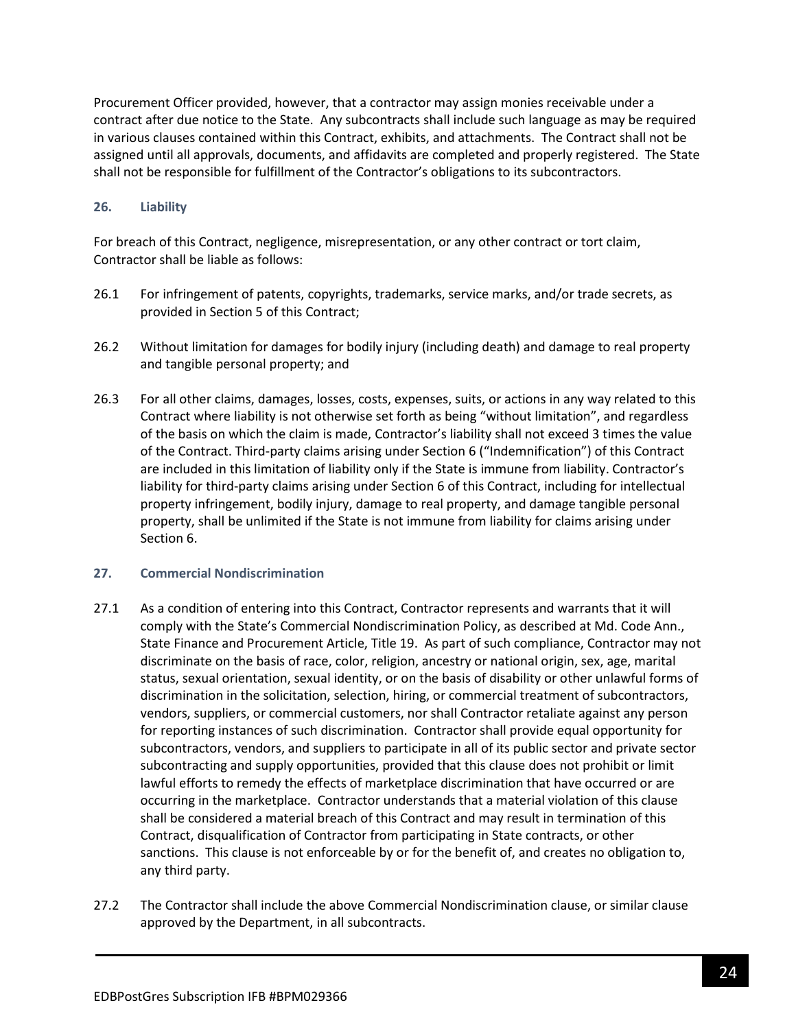Procurement Officer provided, however, that a contractor may assign monies receivable under a contract after due notice to the State. Any subcontracts shall include such language as may be required in various clauses contained within this Contract, exhibits, and attachments. The Contract shall not be assigned until all approvals, documents, and affidavits are completed and properly registered. The State shall not be responsible for fulfillment of the Contractor's obligations to its subcontractors.

### 26. Liability

For breach of this Contract, negligence, misrepresentation, or any other contract or tort claim, Contractor shall be liable as follows:

26.1 For infringement of patents, copyrights, trademarks, service marks, and/or trade secrets, as provided in Section 5 of this Contract;

26.2 Without limitation for damages for bodily injury (including death) and damage to real property and tangible personal property; and

26.3 For all other claims, damages, losses, costs, expenses, suits, or actions in any way related to this Contract where liability is not otherwise set forth as being "without limitation", and regardless of the basis on which the claim is made, Contractor's liability shall not exceed 3 times the value of the Contract. Third-party claims arising under Section 6 ("Indemnification") of this Contract are included in this limitation of liability only if the State is immune from liability. Contractor's liability for third-party claims arising under Section 6 of this Contract, including for intellectual property infringement, bodily injury, damage to real property, and damage tangible personal property, shall be unlimited if the State is not immune from liability for claims arising under Section 6.

### 27. Commercial Nondiscrimination

27.1 As a condition of entering into this Contract, Contractor represents and warrants that it will comply with the State's Commercial Nondiscrimination Policy, as described at Md. Code Ann., State Finance and Procurement Article, Title 19. As part of such compliance, Contractor may not discriminate on the basis of race, color, religion, ancestry or national origin, sex, age, marital status, sexual orientation, sexual identity, or on the basis of disability or other unlawful forms of discrimination in the solicitation, selection, hiring, or commercial treatment of subcontractors, vendors, suppliers, or commercial customers, nor shall Contractor retaliate against any person for reporting instances of such discrimination. Contractor shall provide equal opportunity for subcontractors, vendors, and suppliers to participate in all of its public sector and private sector subcontracting and supply opportunities, provided that this clause does not prohibit or limit lawful efforts to remedy the effects of marketplace discrimination that have occurred or are occurring in the marketplace. Contractor understands that a material violation of this clause shall be considered a material breach of this Contract and may result in termination of this Contract, disqualification of Contractor from participating in State contracts, or other sanctions. This clause is not enforceable by or for the benefit of, and creates no obligation to, any third party.

27.2 The Contractor shall include the above Commercial Nondiscrimination clause, or similar clause approved by the Department, in all subcontracts.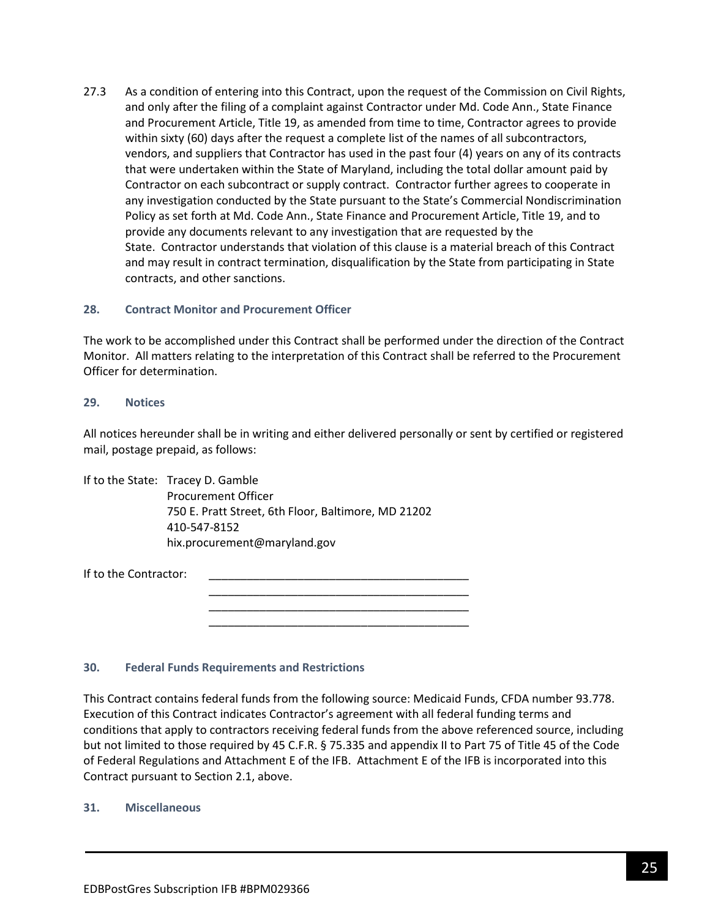27.3 As a condition of entering into this Contract, upon the request of the Commission on Civil Rights, and only after the filing of a complaint against Contractor under Md. Code Ann., State Finance and Procurement Article, Title 19, as amended from time to time, Contractor agrees to provide within sixty (60) days after the request a complete list of the names of all subcontractors, vendors, and suppliers that Contractor has used in the past four (4) years on any of its contracts that were undertaken within the State of Maryland, including the total dollar amount paid by Contractor on each subcontract or supply contract. Contractor further agrees to cooperate in any investigation conducted by the State pursuant to the State's Commercial Nondiscrimination Policy as set forth at Md. Code Ann., State Finance and Procurement Article, Title 19, and to provide any documents relevant to any investigation that are requested by the State. Contractor understands that violation of this clause is a material breach of this Contract and may result in contract termination, disqualification by the State from participating in State contracts, and other sanctions.

### 28. Contract Monitor and Procurement Officer

The work to be accomplished under this Contract shall be performed under the direction of the Contract Monitor. All matters relating to the interpretation of this Contract shall be referred to the Procurement Officer for determination.

### 29. Notices

All notices hereunder shall be in writing and either delivered personally or sent by certified or registered mail, postage prepaid, as follows:

If to the State: Tracey D. Gamble
Procurement Officer
750 E. Pratt Street, 6th Floor, Baltimore, MD 21202
410-547-8152
hix.procurement@maryland.gov

If to the Contractor: ________________________________________
________________________________________
________________________________________
________________________________________

### 30. Federal Funds Requirements and Restrictions

This Contract contains federal funds from the following source: Medicaid Funds, CFDA number 93.778. Execution of this Contract indicates Contractor's agreement with all federal funding terms and conditions that apply to contractors receiving federal funds from the above referenced source, including but not limited to those required by 45 C.F.R. § 75.335 and appendix II to Part 75 of Title 45 of the Code of Federal Regulations and Attachment E of the IFB. Attachment E of the IFB is incorporated into this Contract pursuant to Section 2.1, above.

### 31. Miscellaneous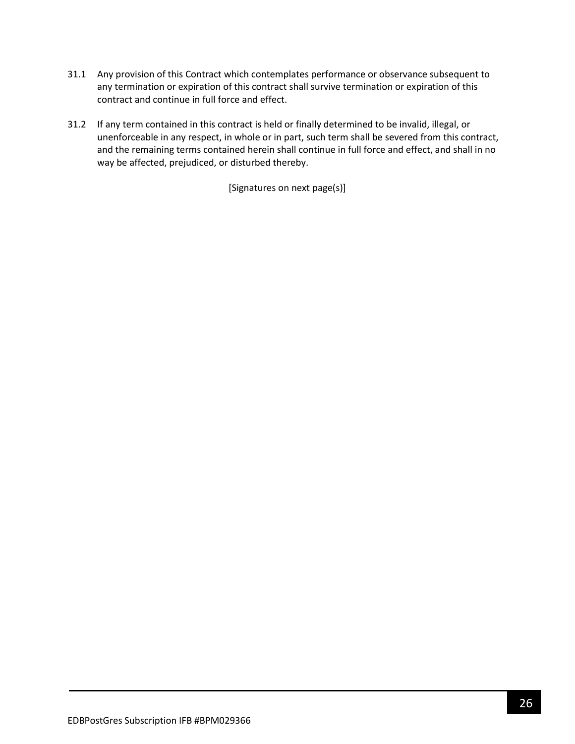31.1 Any provision of this Contract which contemplates performance or observance subsequent to any termination or expiration of this contract shall survive termination or expiration of this contract and continue in full force and effect.

31.2 If any term contained in this contract is held or finally determined to be invalid, illegal, or unenforceable in any respect, in whole or in part, such term shall be severed from this contract, and the remaining terms contained herein shall continue in full force and effect, and shall in no way be affected, prejudiced, or disturbed thereby.

[Signatures on next page(s)]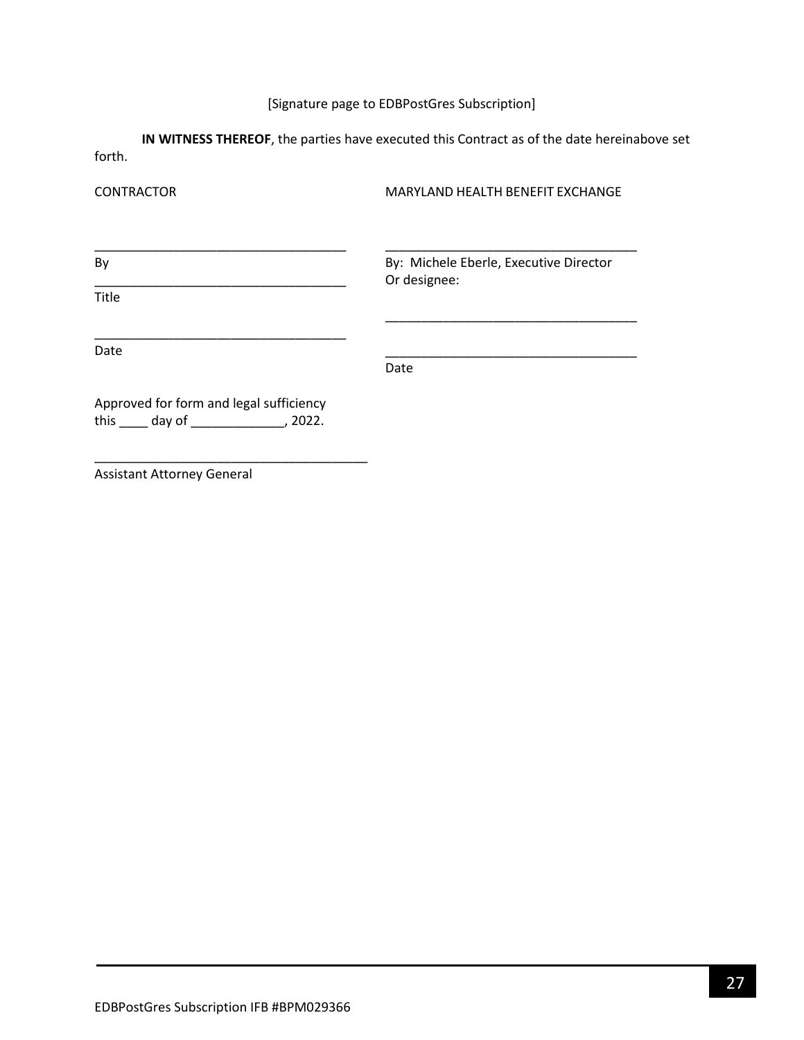[Signature page to EDBPostGres Subscription]

**IN WITNESS THEREOF**, the parties have executed this Contract as of the date hereinabove set forth.

| CONTRACTOR | MARYLAND HEALTH BENEFIT EXCHANGE |
|---|---|
| ___________________________________ | ___________________________________ |
| By | By: Michele Eberle, Executive Director Or designee: |
| ___________________________________ | ___________________________________ |
| Title | |
| ___________________________________ | ___________________________________ |
| Date | Date |

Approved for form and legal sufficiency this ____ day of _____________, 2022.

_______________________________________

Assistant Attorney General

EDBPostGres Subscription IFB #BPM029366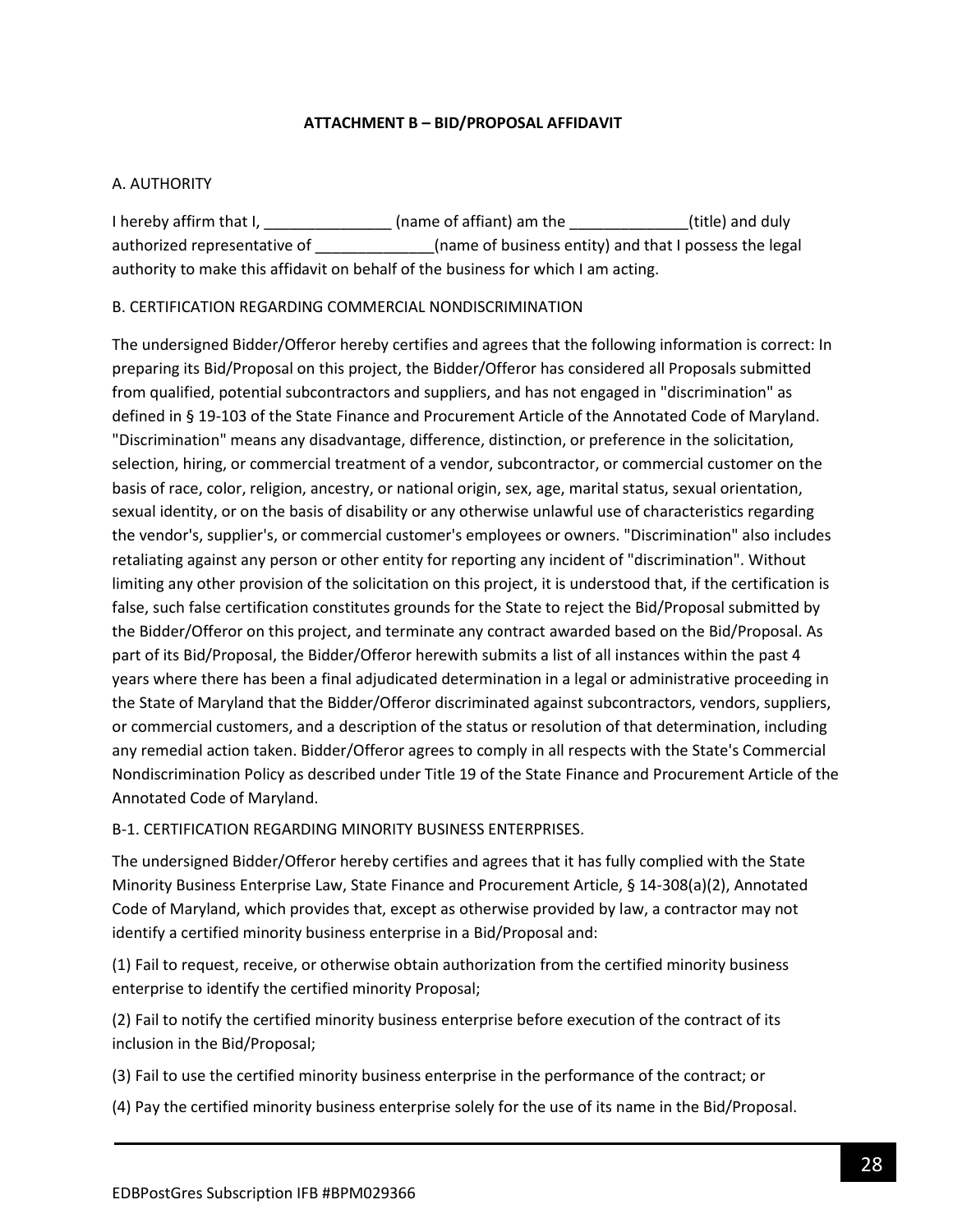## ATTACHMENT B – BID/PROPOSAL AFFIDAVIT

A. AUTHORITY

I hereby affirm that I, _______________ (name of affiant) am the ______________(title) and duly authorized representative of ______________(name of business entity) and that I possess the legal authority to make this affidavit on behalf of the business for which I am acting.

B. CERTIFICATION REGARDING COMMERCIAL NONDISCRIMINATION

The undersigned Bidder/Offeror hereby certifies and agrees that the following information is correct: In preparing its Bid/Proposal on this project, the Bidder/Offeror has considered all Proposals submitted from qualified, potential subcontractors and suppliers, and has not engaged in "discrimination" as defined in § 19-103 of the State Finance and Procurement Article of the Annotated Code of Maryland. "Discrimination" means any disadvantage, difference, distinction, or preference in the solicitation, selection, hiring, or commercial treatment of a vendor, subcontractor, or commercial customer on the basis of race, color, religion, ancestry, or national origin, sex, age, marital status, sexual orientation, sexual identity, or on the basis of disability or any otherwise unlawful use of characteristics regarding the vendor's, supplier's, or commercial customer's employees or owners. "Discrimination" also includes retaliating against any person or other entity for reporting any incident of "discrimination". Without limiting any other provision of the solicitation on this project, it is understood that, if the certification is false, such false certification constitutes grounds for the State to reject the Bid/Proposal submitted by the Bidder/Offeror on this project, and terminate any contract awarded based on the Bid/Proposal. As part of its Bid/Proposal, the Bidder/Offeror herewith submits a list of all instances within the past 4 years where there has been a final adjudicated determination in a legal or administrative proceeding in the State of Maryland that the Bidder/Offeror discriminated against subcontractors, vendors, suppliers, or commercial customers, and a description of the status or resolution of that determination, including any remedial action taken. Bidder/Offeror agrees to comply in all respects with the State's Commercial Nondiscrimination Policy as described under Title 19 of the State Finance and Procurement Article of the Annotated Code of Maryland.

B-1. CERTIFICATION REGARDING MINORITY BUSINESS ENTERPRISES.

The undersigned Bidder/Offeror hereby certifies and agrees that it has fully complied with the State Minority Business Enterprise Law, State Finance and Procurement Article, § 14-308(a)(2), Annotated Code of Maryland, which provides that, except as otherwise provided by law, a contractor may not identify a certified minority business enterprise in a Bid/Proposal and:

(1) Fail to request, receive, or otherwise obtain authorization from the certified minority business enterprise to identify the certified minority Proposal;

(2) Fail to notify the certified minority business enterprise before execution of the contract of its inclusion in the Bid/Proposal;

(3) Fail to use the certified minority business enterprise in the performance of the contract; or

(4) Pay the certified minority business enterprise solely for the use of its name in the Bid/Proposal.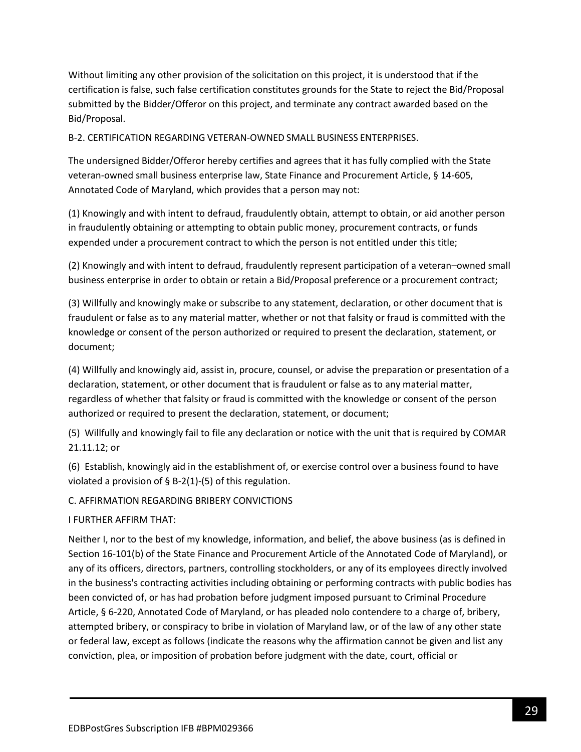Without limiting any other provision of the solicitation on this project, it is understood that if the certification is false, such false certification constitutes grounds for the State to reject the Bid/Proposal submitted by the Bidder/Offeror on this project, and terminate any contract awarded based on the Bid/Proposal.

B-2. CERTIFICATION REGARDING VETERAN-OWNED SMALL BUSINESS ENTERPRISES.

The undersigned Bidder/Offeror hereby certifies and agrees that it has fully complied with the State veteran-owned small business enterprise law, State Finance and Procurement Article, § 14-605, Annotated Code of Maryland, which provides that a person may not:

(1) Knowingly and with intent to defraud, fraudulently obtain, attempt to obtain, or aid another person in fraudulently obtaining or attempting to obtain public money, procurement contracts, or funds expended under a procurement contract to which the person is not entitled under this title;

(2) Knowingly and with intent to defraud, fraudulently represent participation of a veteran–owned small business enterprise in order to obtain or retain a Bid/Proposal preference or a procurement contract;

(3) Willfully and knowingly make or subscribe to any statement, declaration, or other document that is fraudulent or false as to any material matter, whether or not that falsity or fraud is committed with the knowledge or consent of the person authorized or required to present the declaration, statement, or document;

(4) Willfully and knowingly aid, assist in, procure, counsel, or advise the preparation or presentation of a declaration, statement, or other document that is fraudulent or false as to any material matter, regardless of whether that falsity or fraud is committed with the knowledge or consent of the person authorized or required to present the declaration, statement, or document;

(5) Willfully and knowingly fail to file any declaration or notice with the unit that is required by COMAR 21.11.12; or

(6) Establish, knowingly aid in the establishment of, or exercise control over a business found to have violated a provision of § B-2(1)-(5) of this regulation.

C. AFFIRMATION REGARDING BRIBERY CONVICTIONS

I FURTHER AFFIRM THAT:

Neither I, nor to the best of my knowledge, information, and belief, the above business (as is defined in Section 16-101(b) of the State Finance and Procurement Article of the Annotated Code of Maryland), or any of its officers, directors, partners, controlling stockholders, or any of its employees directly involved in the business's contracting activities including obtaining or performing contracts with public bodies has been convicted of, or has had probation before judgment imposed pursuant to Criminal Procedure Article, § 6-220, Annotated Code of Maryland, or has pleaded nolo contendere to a charge of, bribery, attempted bribery, or conspiracy to bribe in violation of Maryland law, or of the law of any other state or federal law, except as follows (indicate the reasons why the affirmation cannot be given and list any conviction, plea, or imposition of probation before judgment with the date, court, official or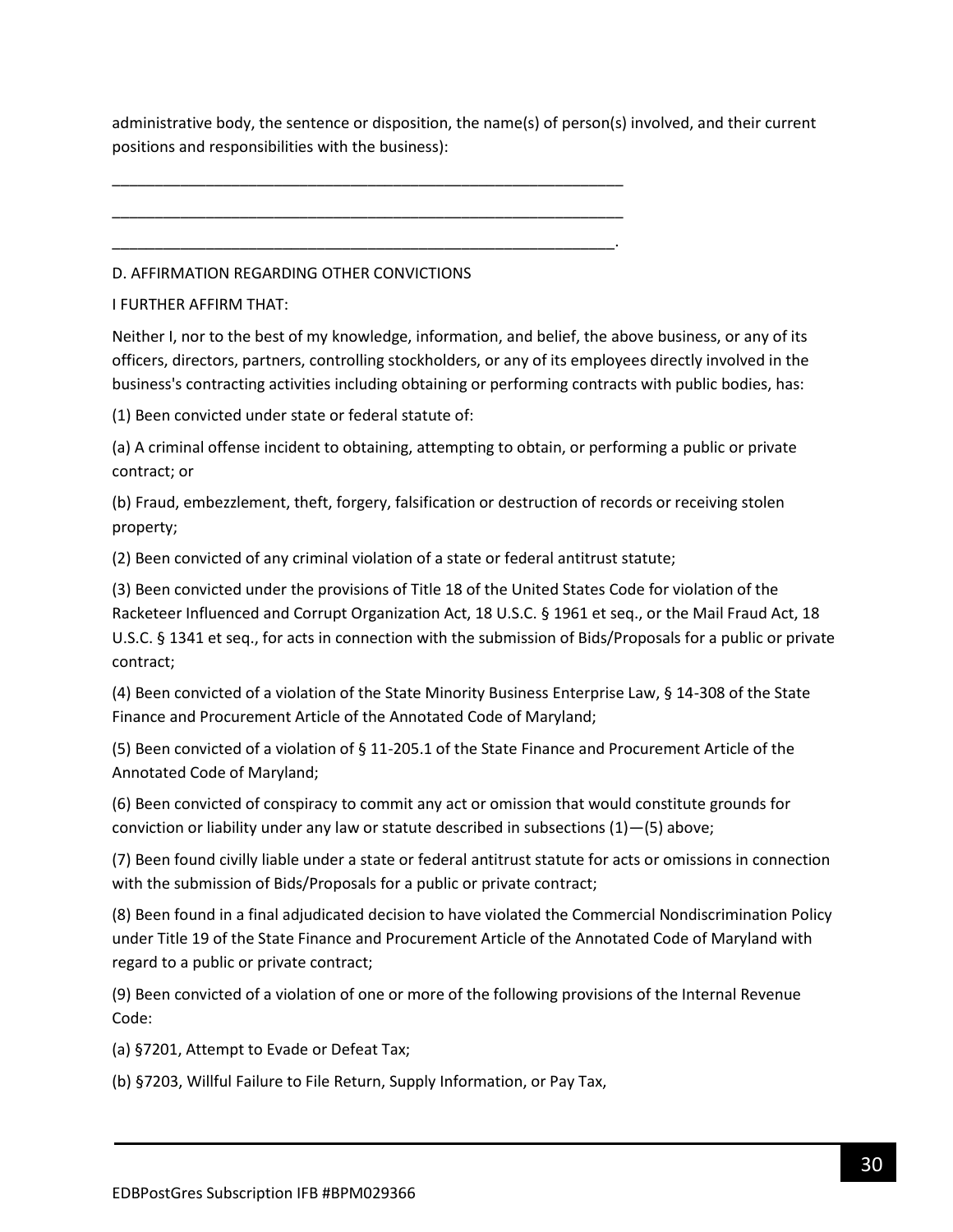administrative body, the sentence or disposition, the name(s) of person(s) involved, and their current positions and responsibilities with the business):

\_\_\_\_\_\_\_\_\_\_\_\_\_\_\_\_\_\_\_\_\_\_\_\_\_\_\_\_\_\_\_\_\_\_\_\_\_\_\_\_\_\_\_\_\_\_\_\_\_\_\_\_\_\_\_\_\_\_\_\_\_\_

\_\_\_\_\_\_\_\_\_\_\_\_\_\_\_\_\_\_\_\_\_\_\_\_\_\_\_\_\_\_\_\_\_\_\_\_\_\_\_\_\_\_\_\_\_\_\_\_\_\_\_\_\_\_\_\_\_\_\_\_\_\_

\_\_\_\_\_\_\_\_\_\_\_\_\_\_\_\_\_\_\_\_\_\_\_\_\_\_\_\_\_\_\_\_\_\_\_\_\_\_\_\_\_\_\_\_\_\_\_\_\_\_\_\_\_\_\_\_\_\_\_\_\_.

D. AFFIRMATION REGARDING OTHER CONVICTIONS

I FURTHER AFFIRM THAT:

Neither I, nor to the best of my knowledge, information, and belief, the above business, or any of its officers, directors, partners, controlling stockholders, or any of its employees directly involved in the business's contracting activities including obtaining or performing contracts with public bodies, has:

(1) Been convicted under state or federal statute of:

(a) A criminal offense incident to obtaining, attempting to obtain, or performing a public or private contract; or

(b) Fraud, embezzlement, theft, forgery, falsification or destruction of records or receiving stolen property;

(2) Been convicted of any criminal violation of a state or federal antitrust statute;

(3) Been convicted under the provisions of Title 18 of the United States Code for violation of the Racketeer Influenced and Corrupt Organization Act, 18 U.S.C. § 1961 et seq., or the Mail Fraud Act, 18 U.S.C. § 1341 et seq., for acts in connection with the submission of Bids/Proposals for a public or private contract;

(4) Been convicted of a violation of the State Minority Business Enterprise Law, § 14-308 of the State Finance and Procurement Article of the Annotated Code of Maryland;

(5) Been convicted of a violation of § 11-205.1 of the State Finance and Procurement Article of the Annotated Code of Maryland;

(6) Been convicted of conspiracy to commit any act or omission that would constitute grounds for conviction or liability under any law or statute described in subsections (1)—(5) above;

(7) Been found civilly liable under a state or federal antitrust statute for acts or omissions in connection with the submission of Bids/Proposals for a public or private contract;

(8) Been found in a final adjudicated decision to have violated the Commercial Nondiscrimination Policy under Title 19 of the State Finance and Procurement Article of the Annotated Code of Maryland with regard to a public or private contract;

(9) Been convicted of a violation of one or more of the following provisions of the Internal Revenue Code:

(a) §7201, Attempt to Evade or Defeat Tax;

(b) §7203, Willful Failure to File Return, Supply Information, or Pay Tax,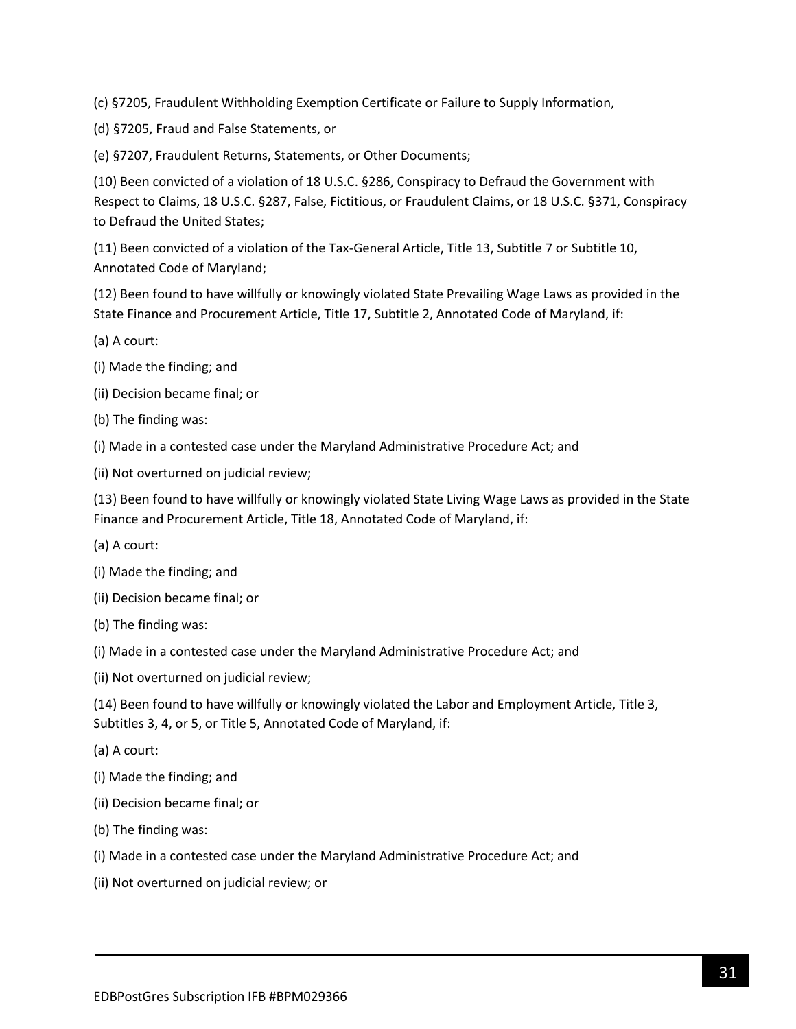(c) §7205, Fraudulent Withholding Exemption Certificate or Failure to Supply Information,

(d) §7205, Fraud and False Statements, or

(e) §7207, Fraudulent Returns, Statements, or Other Documents;

(10) Been convicted of a violation of 18 U.S.C. §286, Conspiracy to Defraud the Government with Respect to Claims, 18 U.S.C. §287, False, Fictitious, or Fraudulent Claims, or 18 U.S.C. §371, Conspiracy to Defraud the United States;

(11) Been convicted of a violation of the Tax-General Article, Title 13, Subtitle 7 or Subtitle 10, Annotated Code of Maryland;

(12) Been found to have willfully or knowingly violated State Prevailing Wage Laws as provided in the State Finance and Procurement Article, Title 17, Subtitle 2, Annotated Code of Maryland, if:

(a) A court:

(i) Made the finding; and

(ii) Decision became final; or

(b) The finding was:

(i) Made in a contested case under the Maryland Administrative Procedure Act; and

(ii) Not overturned on judicial review;

(13) Been found to have willfully or knowingly violated State Living Wage Laws as provided in the State Finance and Procurement Article, Title 18, Annotated Code of Maryland, if:

(a) A court:

(i) Made the finding; and

(ii) Decision became final; or

(b) The finding was:

(i) Made in a contested case under the Maryland Administrative Procedure Act; and

(ii) Not overturned on judicial review;

(14) Been found to have willfully or knowingly violated the Labor and Employment Article, Title 3, Subtitles 3, 4, or 5, or Title 5, Annotated Code of Maryland, if:

(a) A court:

(i) Made the finding; and

(ii) Decision became final; or

(b) The finding was:

(i) Made in a contested case under the Maryland Administrative Procedure Act; and

(ii) Not overturned on judicial review; or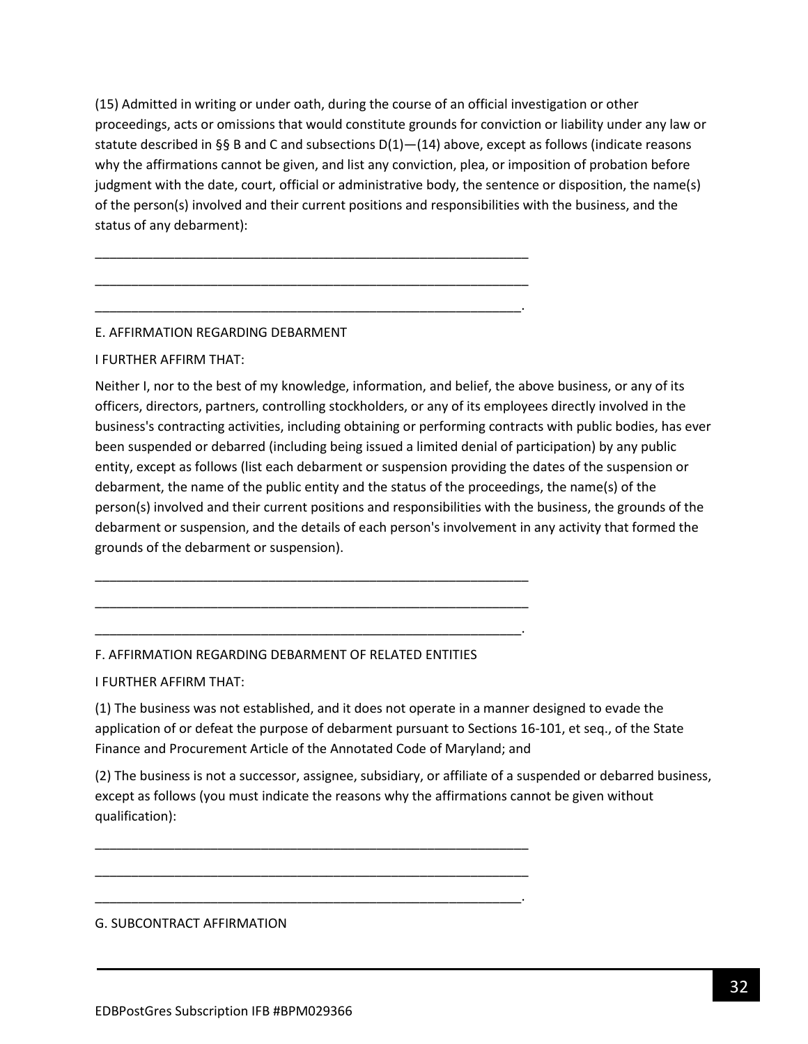(15) Admitted in writing or under oath, during the course of an official investigation or other proceedings, acts or omissions that would constitute grounds for conviction or liability under any law or statute described in §§ B and C and subsections D(1)—(14) above, except as follows (indicate reasons why the affirmations cannot be given, and list any conviction, plea, or imposition of probation before judgment with the date, court, official or administrative body, the sentence or disposition, the name(s) of the person(s) involved and their current positions and responsibilities with the business, and the status of any debarment):

______________________________________________________________

______________________________________________________________

_____________________________________________________________.

E. AFFIRMATION REGARDING DEBARMENT

I FURTHER AFFIRM THAT:

Neither I, nor to the best of my knowledge, information, and belief, the above business, or any of its officers, directors, partners, controlling stockholders, or any of its employees directly involved in the business's contracting activities, including obtaining or performing contracts with public bodies, has ever been suspended or debarred (including being issued a limited denial of participation) by any public entity, except as follows (list each debarment or suspension providing the dates of the suspension or debarment, the name of the public entity and the status of the proceedings, the name(s) of the person(s) involved and their current positions and responsibilities with the business, the grounds of the debarment or suspension, and the details of each person's involvement in any activity that formed the grounds of the debarment or suspension).

______________________________________________________________

______________________________________________________________

_____________________________________________________________.

F. AFFIRMATION REGARDING DEBARMENT OF RELATED ENTITIES

I FURTHER AFFIRM THAT:

(1) The business was not established, and it does not operate in a manner designed to evade the application of or defeat the purpose of debarment pursuant to Sections 16-101, et seq., of the State Finance and Procurement Article of the Annotated Code of Maryland; and

(2) The business is not a successor, assignee, subsidiary, or affiliate of a suspended or debarred business, except as follows (you must indicate the reasons why the affirmations cannot be given without qualification):

______________________________________________________________

______________________________________________________________

_____________________________________________________________.

G. SUBCONTRACT AFFIRMATION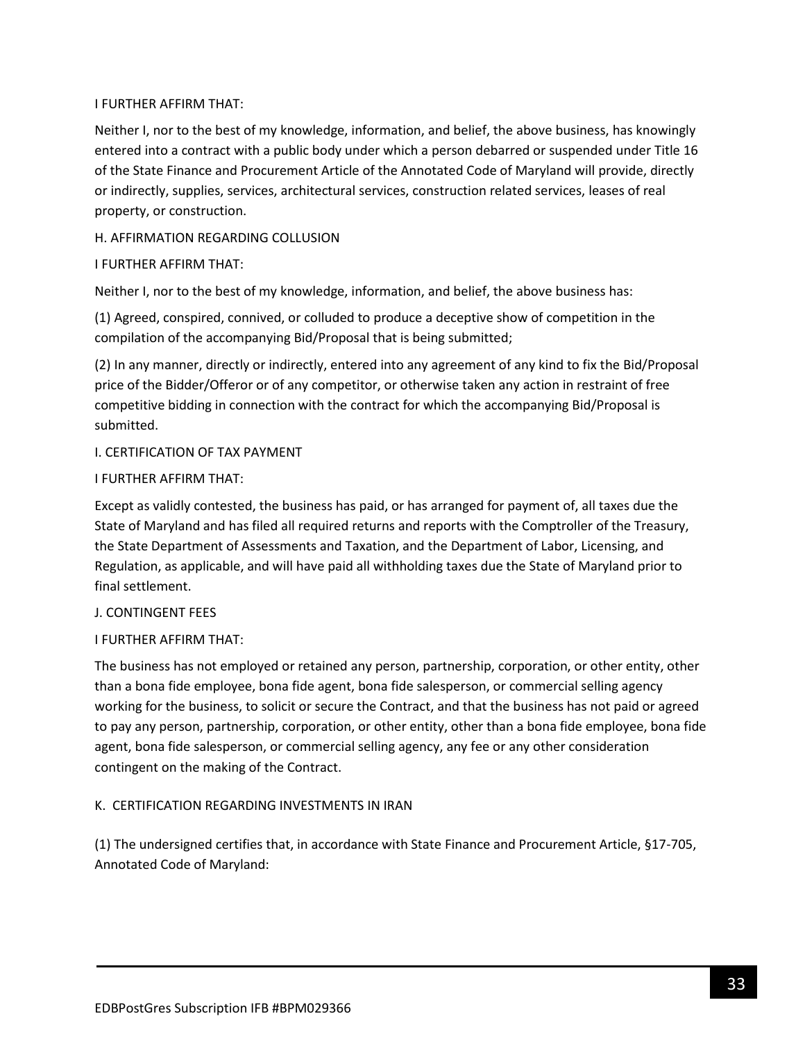I FURTHER AFFIRM THAT:

Neither I, nor to the best of my knowledge, information, and belief, the above business, has knowingly entered into a contract with a public body under which a person debarred or suspended under Title 16 of the State Finance and Procurement Article of the Annotated Code of Maryland will provide, directly or indirectly, supplies, services, architectural services, construction related services, leases of real property, or construction.

H. AFFIRMATION REGARDING COLLUSION

I FURTHER AFFIRM THAT:

Neither I, nor to the best of my knowledge, information, and belief, the above business has:

(1) Agreed, conspired, connived, or colluded to produce a deceptive show of competition in the compilation of the accompanying Bid/Proposal that is being submitted;

(2) In any manner, directly or indirectly, entered into any agreement of any kind to fix the Bid/Proposal price of the Bidder/Offeror or of any competitor, or otherwise taken any action in restraint of free competitive bidding in connection with the contract for which the accompanying Bid/Proposal is submitted.

I. CERTIFICATION OF TAX PAYMENT

I FURTHER AFFIRM THAT:

Except as validly contested, the business has paid, or has arranged for payment of, all taxes due the State of Maryland and has filed all required returns and reports with the Comptroller of the Treasury, the State Department of Assessments and Taxation, and the Department of Labor, Licensing, and Regulation, as applicable, and will have paid all withholding taxes due the State of Maryland prior to final settlement.

J. CONTINGENT FEES

I FURTHER AFFIRM THAT:

The business has not employed or retained any person, partnership, corporation, or other entity, other than a bona fide employee, bona fide agent, bona fide salesperson, or commercial selling agency working for the business, to solicit or secure the Contract, and that the business has not paid or agreed to pay any person, partnership, corporation, or other entity, other than a bona fide employee, bona fide agent, bona fide salesperson, or commercial selling agency, any fee or any other consideration contingent on the making of the Contract.

K. CERTIFICATION REGARDING INVESTMENTS IN IRAN

(1) The undersigned certifies that, in accordance with State Finance and Procurement Article, §17-705, Annotated Code of Maryland: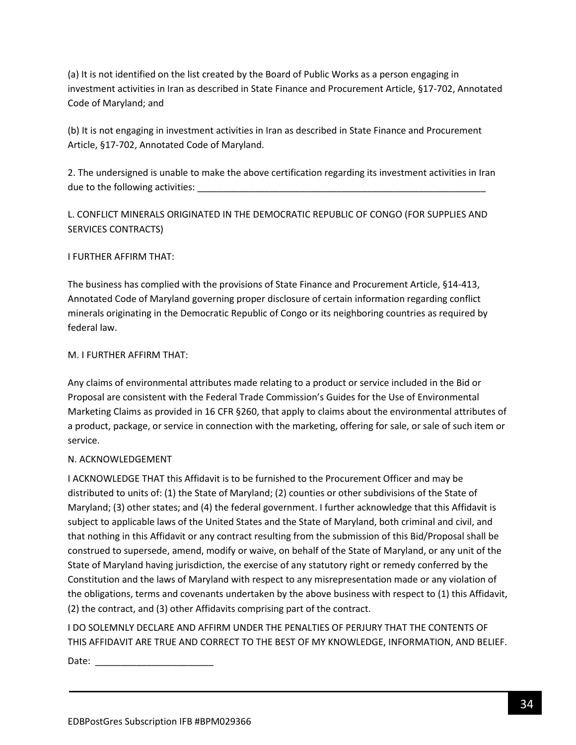(a) It is not identified on the list created by the Board of Public Works as a person engaging in investment activities in Iran as described in State Finance and Procurement Article, §17-702, Annotated Code of Maryland; and

(b) It is not engaging in investment activities in Iran as described in State Finance and Procurement Article, §17-702, Annotated Code of Maryland.

2. The undersigned is unable to make the above certification regarding its investment activities in Iran due to the following activities: ___________________________________________________________

L. CONFLICT MINERALS ORIGINATED IN THE DEMOCRATIC REPUBLIC OF CONGO (FOR SUPPLIES AND SERVICES CONTRACTS)

I FURTHER AFFIRM THAT:

The business has complied with the provisions of State Finance and Procurement Article, §14-413, Annotated Code of Maryland governing proper disclosure of certain information regarding conflict minerals originating in the Democratic Republic of Congo or its neighboring countries as required by federal law.

M. I FURTHER AFFIRM THAT:

Any claims of environmental attributes made relating to a product or service included in the Bid or Proposal are consistent with the Federal Trade Commission's Guides for the Use of Environmental Marketing Claims as provided in 16 CFR §260, that apply to claims about the environmental attributes of a product, package, or service in connection with the marketing, offering for sale, or sale of such item or service.

N. ACKNOWLEDGEMENT

I ACKNOWLEDGE THAT this Affidavit is to be furnished to the Procurement Officer and may be distributed to units of: (1) the State of Maryland; (2) counties or other subdivisions of the State of Maryland; (3) other states; and (4) the federal government. I further acknowledge that this Affidavit is subject to applicable laws of the United States and the State of Maryland, both criminal and civil, and that nothing in this Affidavit or any contract resulting from the submission of this Bid/Proposal shall be construed to supersede, amend, modify or waive, on behalf of the State of Maryland, or any unit of the State of Maryland having jurisdiction, the exercise of any statutory right or remedy conferred by the Constitution and the laws of Maryland with respect to any misrepresentation made or any violation of the obligations, terms and covenants undertaken by the above business with respect to (1) this Affidavit, (2) the contract, and (3) other Affidavits comprising part of the contract.

I DO SOLEMNLY DECLARE AND AFFIRM UNDER THE PENALTIES OF PERJURY THAT THE CONTENTS OF THIS AFFIDAVIT ARE TRUE AND CORRECT TO THE BEST OF MY KNOWLEDGE, INFORMATION, AND BELIEF.

Date: _______________________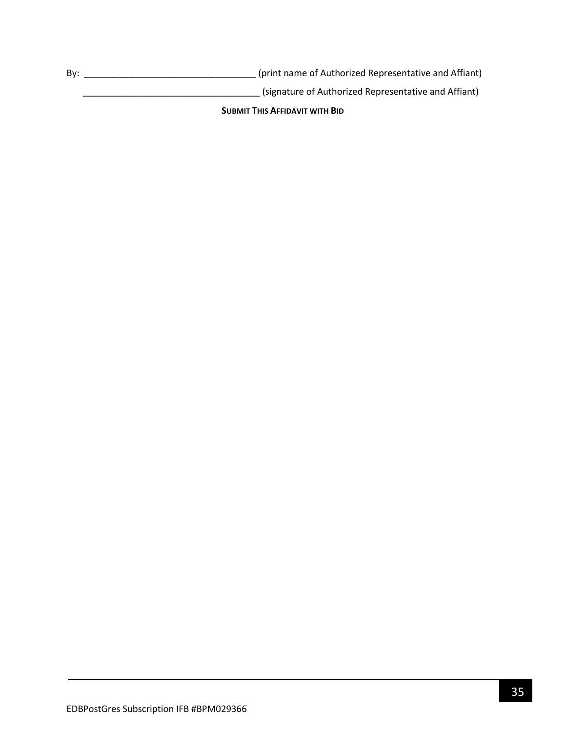By: __________________________________ (print name of Authorized Representative and Affiant)

___________________________________ (signature of Authorized Representative and Affiant)

**SUBMIT THIS AFFIDAVIT WITH BID**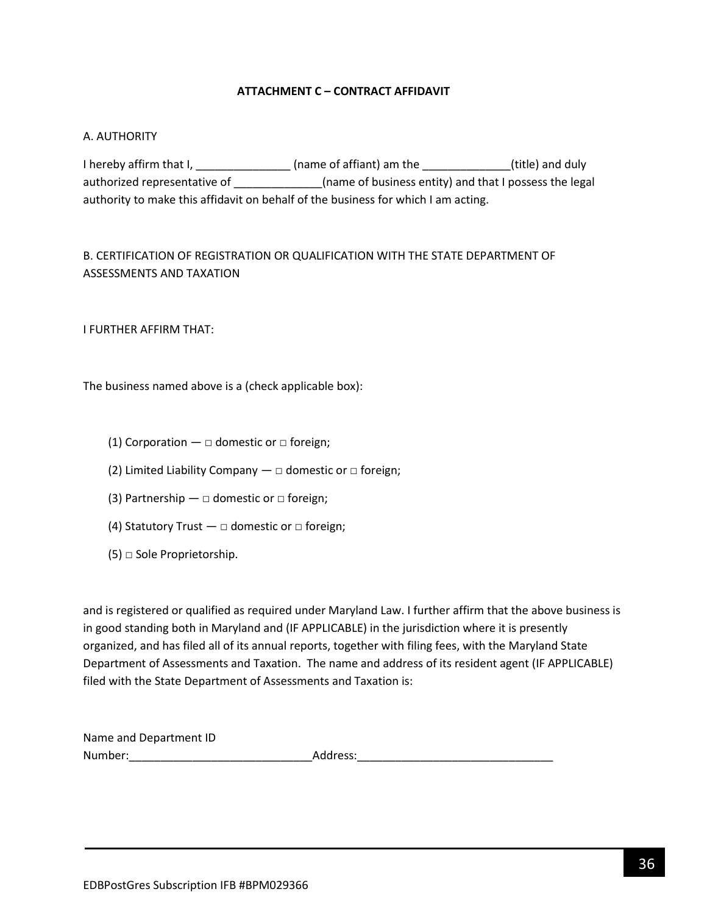**ATTACHMENT C – CONTRACT AFFIDAVIT**

A. AUTHORITY

I hereby affirm that I, _______________ (name of affiant) am the ______________(title) and duly authorized representative of ______________(name of business entity) and that I possess the legal authority to make this affidavit on behalf of the business for which I am acting.

B. CERTIFICATION OF REGISTRATION OR QUALIFICATION WITH THE STATE DEPARTMENT OF ASSESSMENTS AND TAXATION

I FURTHER AFFIRM THAT:

The business named above is a (check applicable box):

(1) Corporation — □ domestic or □ foreign;

(2) Limited Liability Company — □ domestic or □ foreign;

(3) Partnership — □ domestic or □ foreign;

(4) Statutory Trust — □ domestic or □ foreign;

(5) □ Sole Proprietorship.

and is registered or qualified as required under Maryland Law. I further affirm that the above business is in good standing both in Maryland and (IF APPLICABLE) in the jurisdiction where it is presently organized, and has filed all of its annual reports, together with filing fees, with the Maryland State Department of Assessments and Taxation. The name and address of its resident agent (IF APPLICABLE) filed with the State Department of Assessments and Taxation is:

Name and Department ID Number:_____________________________Address:_______________________________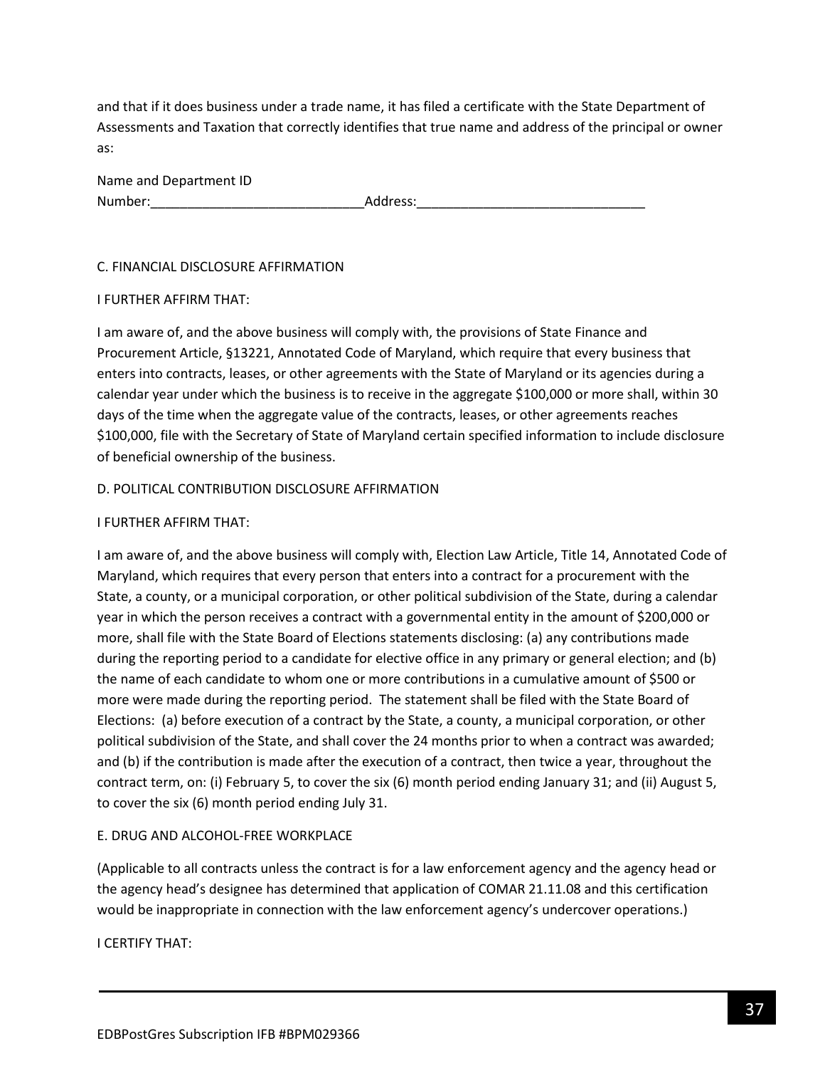and that if it does business under a trade name, it has filed a certificate with the State Department of Assessments and Taxation that correctly identifies that true name and address of the principal or owner as:

Name and Department ID Number:_____________________________Address:_______________________________

C. FINANCIAL DISCLOSURE AFFIRMATION

I FURTHER AFFIRM THAT:

I am aware of, and the above business will comply with, the provisions of State Finance and Procurement Article, §13221, Annotated Code of Maryland, which require that every business that enters into contracts, leases, or other agreements with the State of Maryland or its agencies during a calendar year under which the business is to receive in the aggregate $100,000 or more shall, within 30 days of the time when the aggregate value of the contracts, leases, or other agreements reaches $100,000, file with the Secretary of State of Maryland certain specified information to include disclosure of beneficial ownership of the business.

D. POLITICAL CONTRIBUTION DISCLOSURE AFFIRMATION

I FURTHER AFFIRM THAT:

I am aware of, and the above business will comply with, Election Law Article, Title 14, Annotated Code of Maryland, which requires that every person that enters into a contract for a procurement with the State, a county, or a municipal corporation, or other political subdivision of the State, during a calendar year in which the person receives a contract with a governmental entity in the amount of $200,000 or more, shall file with the State Board of Elections statements disclosing: (a) any contributions made during the reporting period to a candidate for elective office in any primary or general election; and (b) the name of each candidate to whom one or more contributions in a cumulative amount of $500 or more were made during the reporting period. The statement shall be filed with the State Board of Elections: (a) before execution of a contract by the State, a county, a municipal corporation, or other political subdivision of the State, and shall cover the 24 months prior to when a contract was awarded; and (b) if the contribution is made after the execution of a contract, then twice a year, throughout the contract term, on: (i) February 5, to cover the six (6) month period ending January 31; and (ii) August 5, to cover the six (6) month period ending July 31.

E. DRUG AND ALCOHOL-FREE WORKPLACE

(Applicable to all contracts unless the contract is for a law enforcement agency and the agency head or the agency head's designee has determined that application of COMAR 21.11.08 and this certification would be inappropriate in connection with the law enforcement agency's undercover operations.)

I CERTIFY THAT: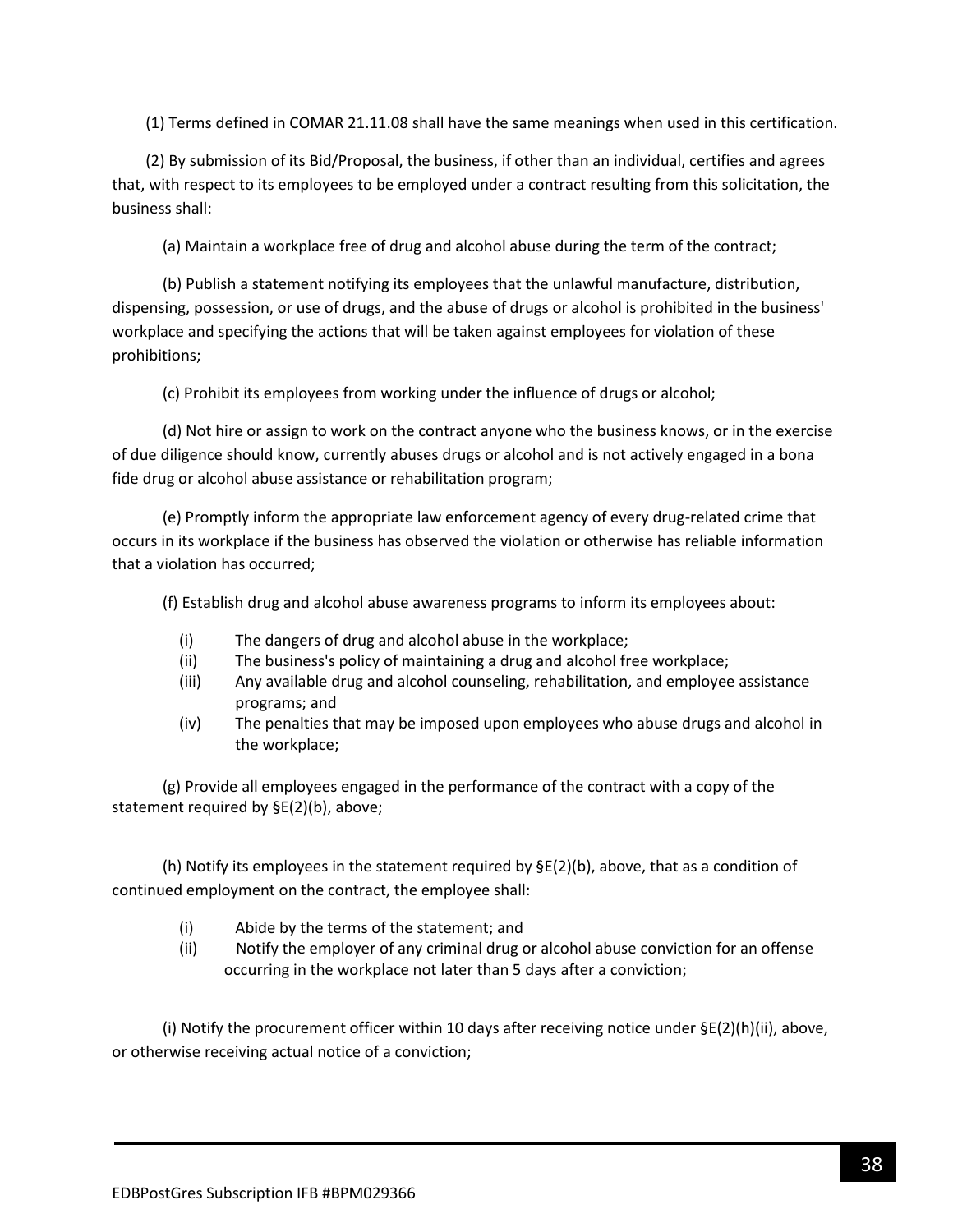(1) Terms defined in COMAR 21.11.08 shall have the same meanings when used in this certification.

(2) By submission of its Bid/Proposal, the business, if other than an individual, certifies and agrees that, with respect to its employees to be employed under a contract resulting from this solicitation, the business shall:

(a) Maintain a workplace free of drug and alcohol abuse during the term of the contract;

(b) Publish a statement notifying its employees that the unlawful manufacture, distribution, dispensing, possession, or use of drugs, and the abuse of drugs or alcohol is prohibited in the business' workplace and specifying the actions that will be taken against employees for violation of these prohibitions;

(c) Prohibit its employees from working under the influence of drugs or alcohol;

(d) Not hire or assign to work on the contract anyone who the business knows, or in the exercise of due diligence should know, currently abuses drugs or alcohol and is not actively engaged in a bona fide drug or alcohol abuse assistance or rehabilitation program;

(e) Promptly inform the appropriate law enforcement agency of every drug-related crime that occurs in its workplace if the business has observed the violation or otherwise has reliable information that a violation has occurred;

(f) Establish drug and alcohol abuse awareness programs to inform its employees about:

- (i) The dangers of drug and alcohol abuse in the workplace;
- (ii) The business's policy of maintaining a drug and alcohol free workplace;
- (iii) Any available drug and alcohol counseling, rehabilitation, and employee assistance programs; and
- (iv) The penalties that may be imposed upon employees who abuse drugs and alcohol in the workplace;

(g) Provide all employees engaged in the performance of the contract with a copy of the statement required by §E(2)(b), above;

(h) Notify its employees in the statement required by §E(2)(b), above, that as a condition of continued employment on the contract, the employee shall:

- (i) Abide by the terms of the statement; and
- (ii) Notify the employer of any criminal drug or alcohol abuse conviction for an offense occurring in the workplace not later than 5 days after a conviction;

(i) Notify the procurement officer within 10 days after receiving notice under §E(2)(h)(ii), above, or otherwise receiving actual notice of a conviction;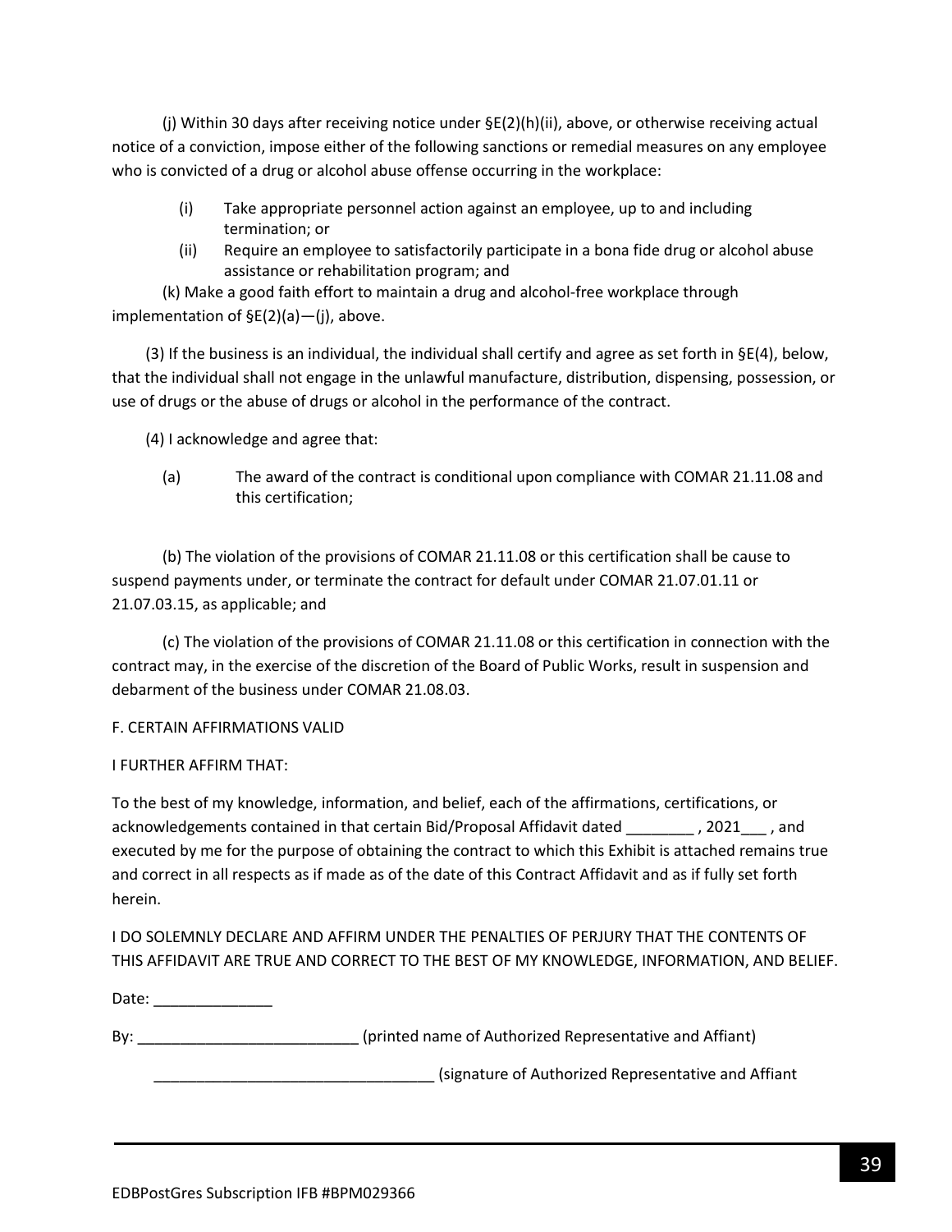(j) Within 30 days after receiving notice under §E(2)(h)(ii), above, or otherwise receiving actual notice of a conviction, impose either of the following sanctions or remedial measures on any employee who is convicted of a drug or alcohol abuse offense occurring in the workplace:

(i) Take appropriate personnel action against an employee, up to and including termination; or

(ii) Require an employee to satisfactorily participate in a bona fide drug or alcohol abuse assistance or rehabilitation program; and

(k) Make a good faith effort to maintain a drug and alcohol-free workplace through implementation of §E(2)(a)—(j), above.

(3) If the business is an individual, the individual shall certify and agree as set forth in §E(4), below, that the individual shall not engage in the unlawful manufacture, distribution, dispensing, possession, or use of drugs or the abuse of drugs or alcohol in the performance of the contract.

(4) I acknowledge and agree that:

(a) The award of the contract is conditional upon compliance with COMAR 21.11.08 and this certification;

(b) The violation of the provisions of COMAR 21.11.08 or this certification shall be cause to suspend payments under, or terminate the contract for default under COMAR 21.07.01.11 or 21.07.03.15, as applicable; and

(c) The violation of the provisions of COMAR 21.11.08 or this certification in connection with the contract may, in the exercise of the discretion of the Board of Public Works, result in suspension and debarment of the business under COMAR 21.08.03.

F. CERTAIN AFFIRMATIONS VALID

I FURTHER AFFIRM THAT:

To the best of my knowledge, information, and belief, each of the affirmations, certifications, or acknowledgements contained in that certain Bid/Proposal Affidavit dated ________ , 2021___ , and executed by me for the purpose of obtaining the contract to which this Exhibit is attached remains true and correct in all respects as if made as of the date of this Contract Affidavit and as if fully set forth herein.

I DO SOLEMNLY DECLARE AND AFFIRM UNDER THE PENALTIES OF PERJURY THAT THE CONTENTS OF THIS AFFIDAVIT ARE TRUE AND CORRECT TO THE BEST OF MY KNOWLEDGE, INFORMATION, AND BELIEF.

Date: ______________

By: __________________________ (printed name of Authorized Representative and Affiant)

_________________________________ (signature of Authorized Representative and Affiant

EDBPostGres Subscription IFB #BPM029366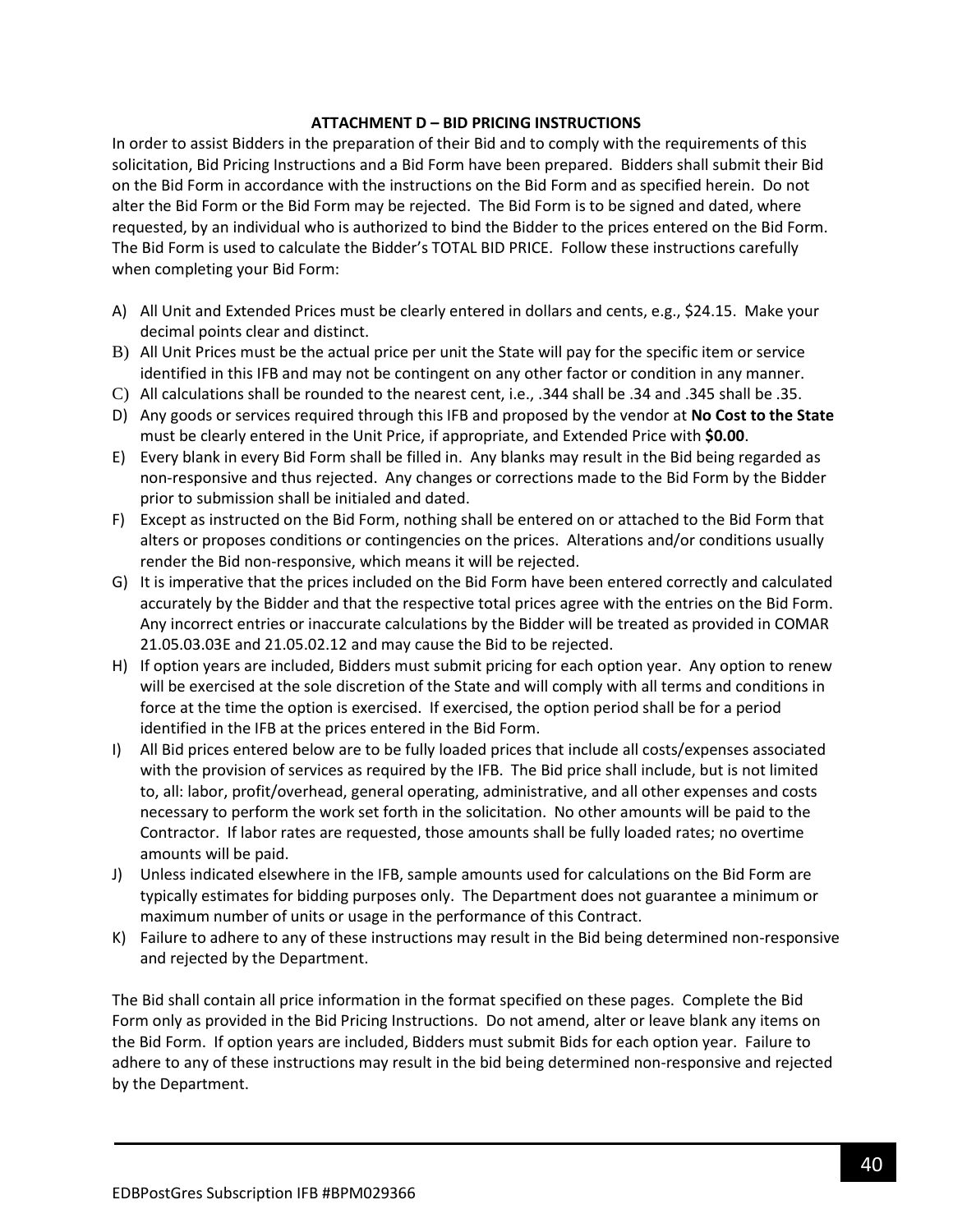## ATTACHMENT D – BID PRICING INSTRUCTIONS

In order to assist Bidders in the preparation of their Bid and to comply with the requirements of this solicitation, Bid Pricing Instructions and a Bid Form have been prepared. Bidders shall submit their Bid on the Bid Form in accordance with the instructions on the Bid Form and as specified herein. Do not alter the Bid Form or the Bid Form may be rejected. The Bid Form is to be signed and dated, where requested, by an individual who is authorized to bind the Bidder to the prices entered on the Bid Form. The Bid Form is used to calculate the Bidder's TOTAL BID PRICE. Follow these instructions carefully when completing your Bid Form:

A) All Unit and Extended Prices must be clearly entered in dollars and cents, e.g., $24.15. Make your decimal points clear and distinct.
B) All Unit Prices must be the actual price per unit the State will pay for the specific item or service identified in this IFB and may not be contingent on any other factor or condition in any manner.
C) All calculations shall be rounded to the nearest cent, i.e., .344 shall be .34 and .345 shall be .35.
D) Any goods or services required through this IFB and proposed by the vendor at **No Cost to the State** must be clearly entered in the Unit Price, if appropriate, and Extended Price with **$0.00**.
E) Every blank in every Bid Form shall be filled in. Any blanks may result in the Bid being regarded as non-responsive and thus rejected. Any changes or corrections made to the Bid Form by the Bidder prior to submission shall be initialed and dated.
F) Except as instructed on the Bid Form, nothing shall be entered on or attached to the Bid Form that alters or proposes conditions or contingencies on the prices. Alterations and/or conditions usually render the Bid non-responsive, which means it will be rejected.
G) It is imperative that the prices included on the Bid Form have been entered correctly and calculated accurately by the Bidder and that the respective total prices agree with the entries on the Bid Form. Any incorrect entries or inaccurate calculations by the Bidder will be treated as provided in COMAR 21.05.03.03E and 21.05.02.12 and may cause the Bid to be rejected.
H) If option years are included, Bidders must submit pricing for each option year. Any option to renew will be exercised at the sole discretion of the State and will comply with all terms and conditions in force at the time the option is exercised. If exercised, the option period shall be for a period identified in the IFB at the prices entered in the Bid Form.
I) All Bid prices entered below are to be fully loaded prices that include all costs/expenses associated with the provision of services as required by the IFB. The Bid price shall include, but is not limited to, all: labor, profit/overhead, general operating, administrative, and all other expenses and costs necessary to perform the work set forth in the solicitation. No other amounts will be paid to the Contractor. If labor rates are requested, those amounts shall be fully loaded rates; no overtime amounts will be paid.
J) Unless indicated elsewhere in the IFB, sample amounts used for calculations on the Bid Form are typically estimates for bidding purposes only. The Department does not guarantee a minimum or maximum number of units or usage in the performance of this Contract.
K) Failure to adhere to any of these instructions may result in the Bid being determined non-responsive and rejected by the Department.

The Bid shall contain all price information in the format specified on these pages. Complete the Bid Form only as provided in the Bid Pricing Instructions. Do not amend, alter or leave blank any items on the Bid Form. If option years are included, Bidders must submit Bids for each option year. Failure to adhere to any of these instructions may result in the bid being determined non-responsive and rejected by the Department.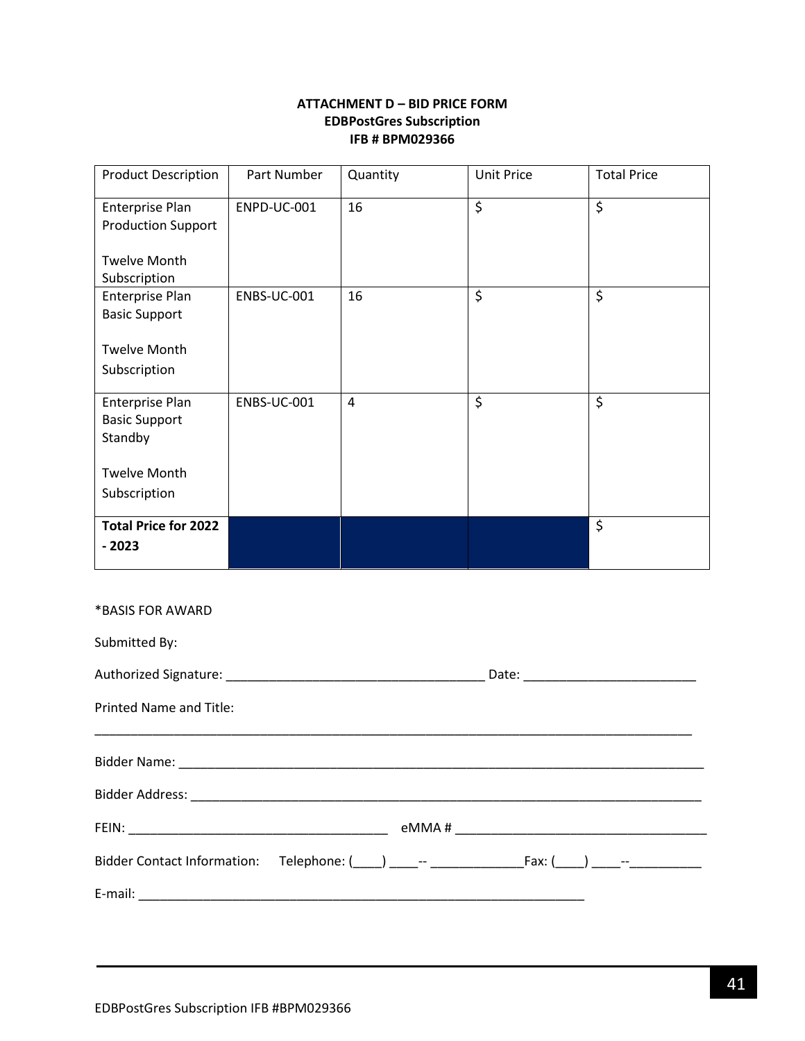**ATTACHMENT D – BID PRICE FORM**
**EDBPostGres Subscription**
**IFB # BPM029366**

| Product Description | Part Number | Quantity | Unit Price | Total Price |
|---|---|---|---|---|
| Enterprise Plan Production Support<br><br>Twelve Month Subscription | ENPD-UC-001 | 16 | $ | $ |
| Enterprise Plan Basic Support<br><br>Twelve Month Subscription | ENBS-UC-001 | 16 | $ | $ |
| Enterprise Plan Basic Support Standby<br><br>Twelve Month Subscription | ENBS-UC-001 | 4 | $ | $ |
| **Total Price for 2022 - 2023** | | | | $ |

*BASIS FOR AWARD

Submitted By:

Authorized Signature: ____________________________________ Date: ________________________

Printed Name and Title:

_____________________________________________________________________________________

Bidder Name: ___________________________________________________________________________

Bidder Address: _________________________________________________________________________

FEIN: ____________________________________ eMMA # ___________________________________

Bidder Contact Information: Telephone: (____) ____-- _____________Fax: (____) ____--__________

E-mail: ______________________________________________________________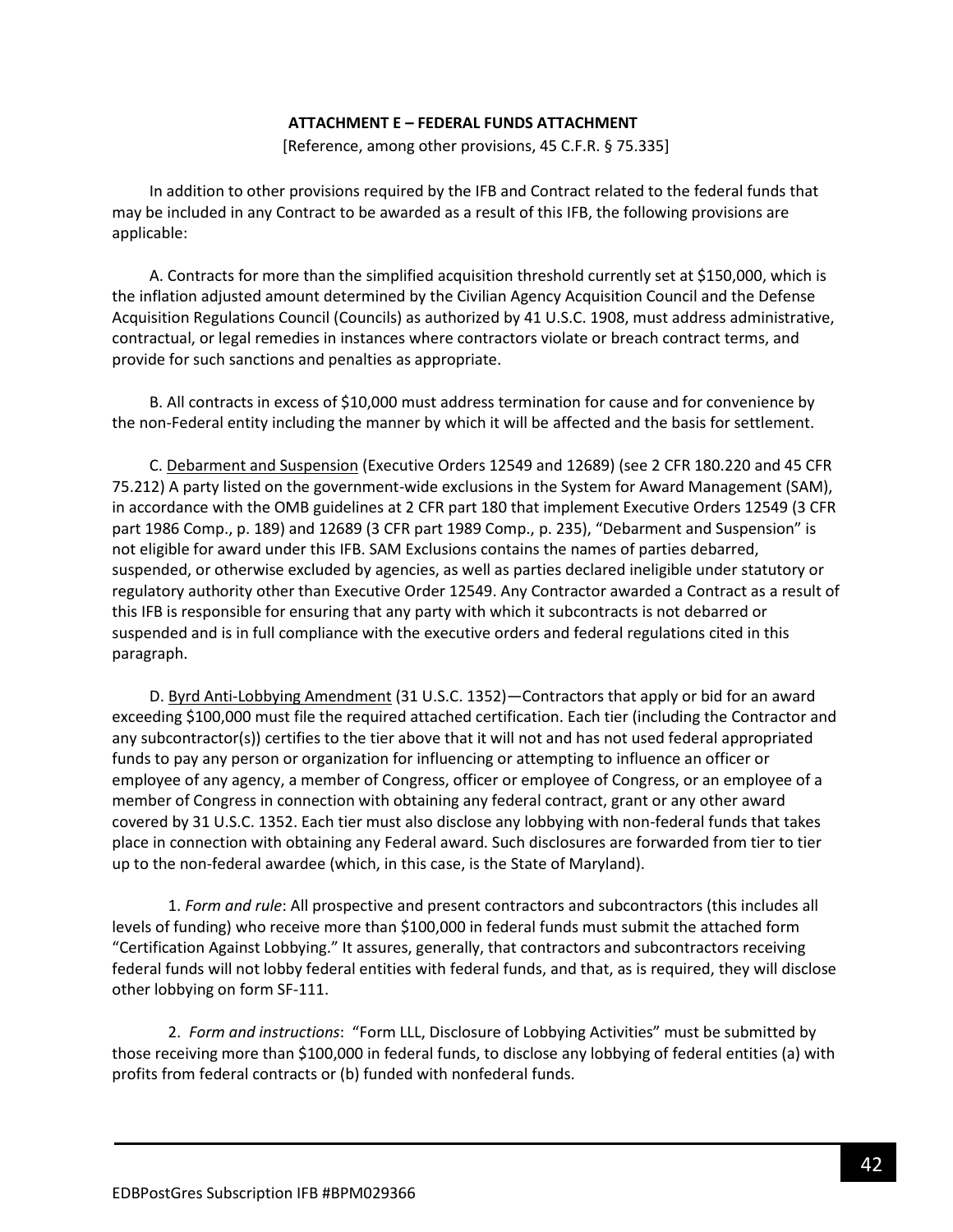## ATTACHMENT E – FEDERAL FUNDS ATTACHMENT

[Reference, among other provisions, 45 C.F.R. § 75.335]

In addition to other provisions required by the IFB and Contract related to the federal funds that may be included in any Contract to be awarded as a result of this IFB, the following provisions are applicable:

A. Contracts for more than the simplified acquisition threshold currently set at $150,000, which is the inflation adjusted amount determined by the Civilian Agency Acquisition Council and the Defense Acquisition Regulations Council (Councils) as authorized by 41 U.S.C. 1908, must address administrative, contractual, or legal remedies in instances where contractors violate or breach contract terms, and provide for such sanctions and penalties as appropriate.

B. All contracts in excess of $10,000 must address termination for cause and for convenience by the non-Federal entity including the manner by which it will be affected and the basis for settlement.

C. Debarment and Suspension (Executive Orders 12549 and 12689) (see 2 CFR 180.220 and 45 CFR 75.212) A party listed on the government-wide exclusions in the System for Award Management (SAM), in accordance with the OMB guidelines at 2 CFR part 180 that implement Executive Orders 12549 (3 CFR part 1986 Comp., p. 189) and 12689 (3 CFR part 1989 Comp., p. 235), "Debarment and Suspension" is not eligible for award under this IFB. SAM Exclusions contains the names of parties debarred, suspended, or otherwise excluded by agencies, as well as parties declared ineligible under statutory or regulatory authority other than Executive Order 12549. Any Contractor awarded a Contract as a result of this IFB is responsible for ensuring that any party with which it subcontracts is not debarred or suspended and is in full compliance with the executive orders and federal regulations cited in this paragraph.

D. Byrd Anti-Lobbying Amendment (31 U.S.C. 1352)—Contractors that apply or bid for an award exceeding $100,000 must file the required attached certification. Each tier (including the Contractor and any subcontractor(s)) certifies to the tier above that it will not and has not used federal appropriated funds to pay any person or organization for influencing or attempting to influence an officer or employee of any agency, a member of Congress, officer or employee of Congress, or an employee of a member of Congress in connection with obtaining any federal contract, grant or any other award covered by 31 U.S.C. 1352. Each tier must also disclose any lobbying with non-federal funds that takes place in connection with obtaining any Federal award. Such disclosures are forwarded from tier to tier up to the non-federal awardee (which, in this case, is the State of Maryland).

1. *Form and rule*: All prospective and present contractors and subcontractors (this includes all levels of funding) who receive more than $100,000 in federal funds must submit the attached form "Certification Against Lobbying." It assures, generally, that contractors and subcontractors receiving federal funds will not lobby federal entities with federal funds, and that, as is required, they will disclose other lobbying on form SF-111.

2. *Form and instructions*: "Form LLL, Disclosure of Lobbying Activities" must be submitted by those receiving more than $100,000 in federal funds, to disclose any lobbying of federal entities (a) with profits from federal contracts or (b) funded with nonfederal funds.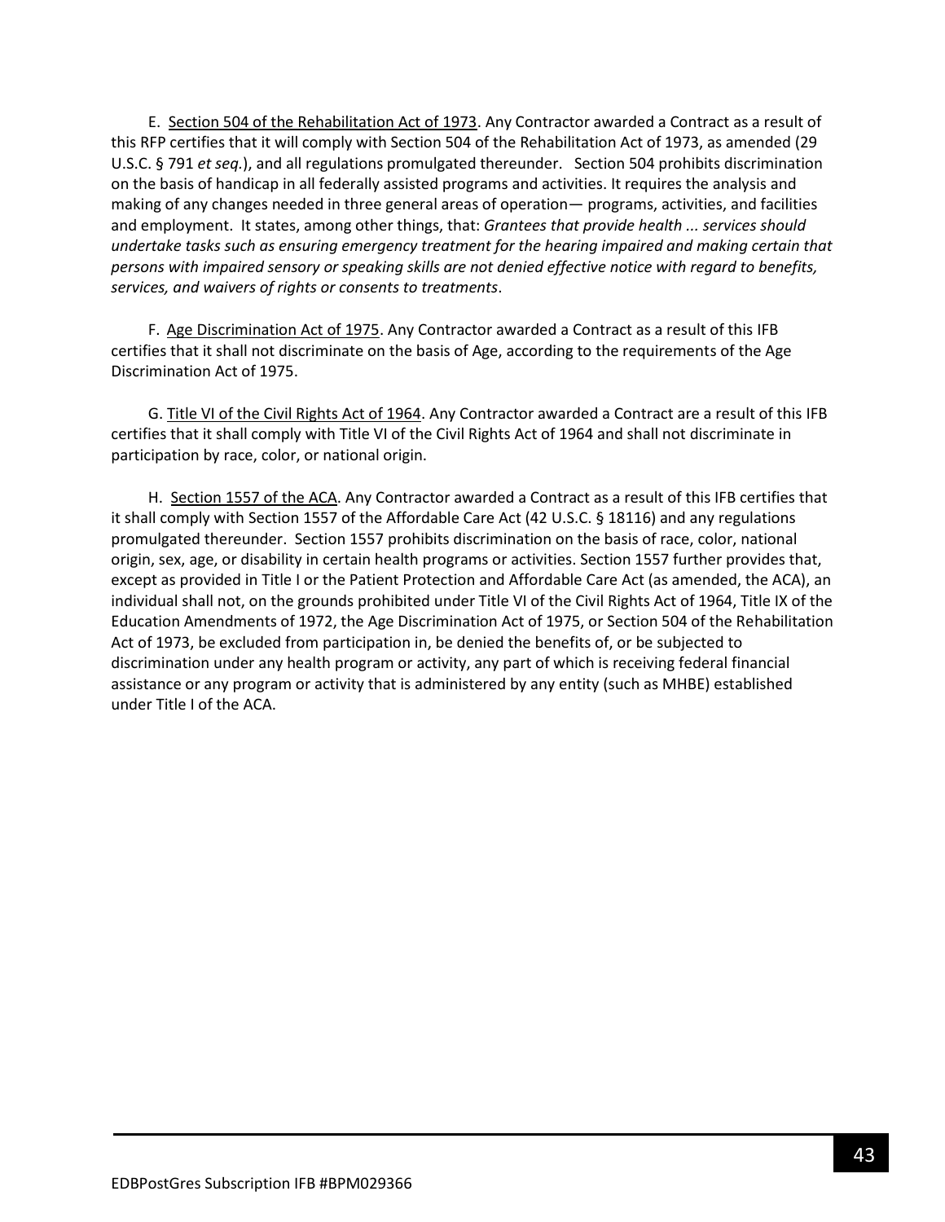E. <u>Section 504 of the Rehabilitation Act of 1973</u>. Any Contractor awarded a Contract as a result of this RFP certifies that it will comply with Section 504 of the Rehabilitation Act of 1973, as amended (29 U.S.C. § 791 *et seq.*), and all regulations promulgated thereunder. Section 504 prohibits discrimination on the basis of handicap in all federally assisted programs and activities. It requires the analysis and making of any changes needed in three general areas of operation— programs, activities, and facilities and employment. It states, among other things, that: *Grantees that provide health ... services should undertake tasks such as ensuring emergency treatment for the hearing impaired and making certain that persons with impaired sensory or speaking skills are not denied effective notice with regard to benefits, services, and waivers of rights or consents to treatments*.

F. <u>Age Discrimination Act of 1975</u>. Any Contractor awarded a Contract as a result of this IFB certifies that it shall not discriminate on the basis of Age, according to the requirements of the Age Discrimination Act of 1975.

G. <u>Title VI of the Civil Rights Act of 1964</u>. Any Contractor awarded a Contract are a result of this IFB certifies that it shall comply with Title VI of the Civil Rights Act of 1964 and shall not discriminate in participation by race, color, or national origin.

H. <u>Section 1557 of the ACA</u>. Any Contractor awarded a Contract as a result of this IFB certifies that it shall comply with Section 1557 of the Affordable Care Act (42 U.S.C. § 18116) and any regulations promulgated thereunder. Section 1557 prohibits discrimination on the basis of race, color, national origin, sex, age, or disability in certain health programs or activities. Section 1557 further provides that, except as provided in Title I or the Patient Protection and Affordable Care Act (as amended, the ACA), an individual shall not, on the grounds prohibited under Title VI of the Civil Rights Act of 1964, Title IX of the Education Amendments of 1972, the Age Discrimination Act of 1975, or Section 504 of the Rehabilitation Act of 1973, be excluded from participation in, be denied the benefits of, or be subjected to discrimination under any health program or activity, any part of which is receiving federal financial assistance or any program or activity that is administered by any entity (such as MHBE) established under Title I of the ACA.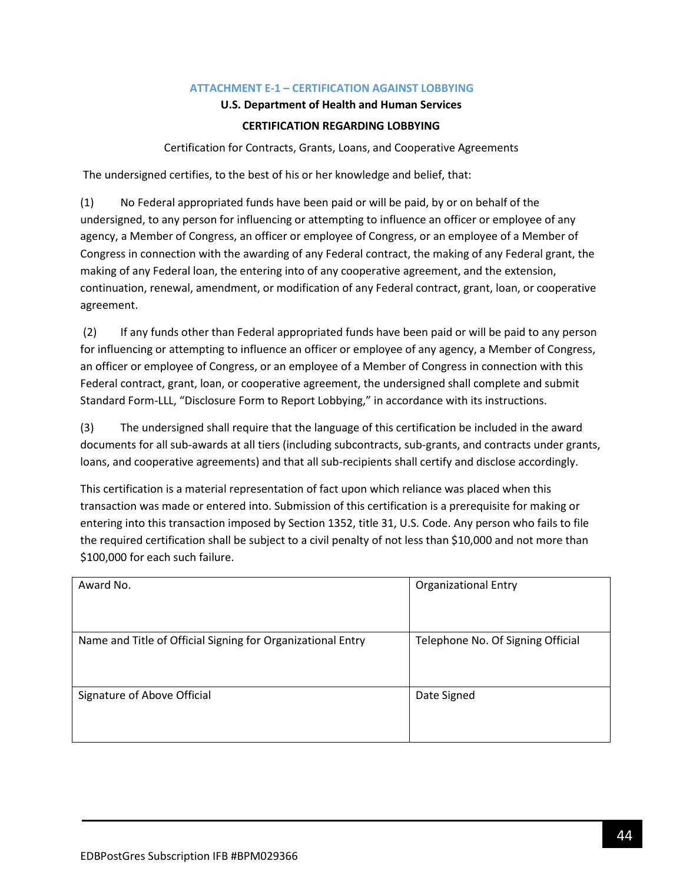## ATTACHMENT E-1 – CERTIFICATION AGAINST LOBBYING

**U.S. Department of Health and Human Services**

**CERTIFICATION REGARDING LOBBYING**

Certification for Contracts, Grants, Loans, and Cooperative Agreements

The undersigned certifies, to the best of his or her knowledge and belief, that:

(1) No Federal appropriated funds have been paid or will be paid, by or on behalf of the undersigned, to any person for influencing or attempting to influence an officer or employee of any agency, a Member of Congress, an officer or employee of Congress, or an employee of a Member of Congress in connection with the awarding of any Federal contract, the making of any Federal grant, the making of any Federal loan, the entering into of any cooperative agreement, and the extension, continuation, renewal, amendment, or modification of any Federal contract, grant, loan, or cooperative agreement.

(2) If any funds other than Federal appropriated funds have been paid or will be paid to any person for influencing or attempting to influence an officer or employee of any agency, a Member of Congress, an officer or employee of Congress, or an employee of a Member of Congress in connection with this Federal contract, grant, loan, or cooperative agreement, the undersigned shall complete and submit Standard Form-LLL, "Disclosure Form to Report Lobbying," in accordance with its instructions.

(3) The undersigned shall require that the language of this certification be included in the award documents for all sub-awards at all tiers (including subcontracts, sub-grants, and contracts under grants, loans, and cooperative agreements) and that all sub-recipients shall certify and disclose accordingly.

This certification is a material representation of fact upon which reliance was placed when this transaction was made or entered into. Submission of this certification is a prerequisite for making or entering into this transaction imposed by Section 1352, title 31, U.S. Code. Any person who fails to file the required certification shall be subject to a civil penalty of not less than $10,000 and not more than $100,000 for each such failure.

| | |
|---|---|
| Award No. | Organizational Entry |
| Name and Title of Official Signing for Organizational Entry | Telephone No. Of Signing Official |
| Signature of Above Official | Date Signed |

EDBPostGres Subscription IFB #BPM029366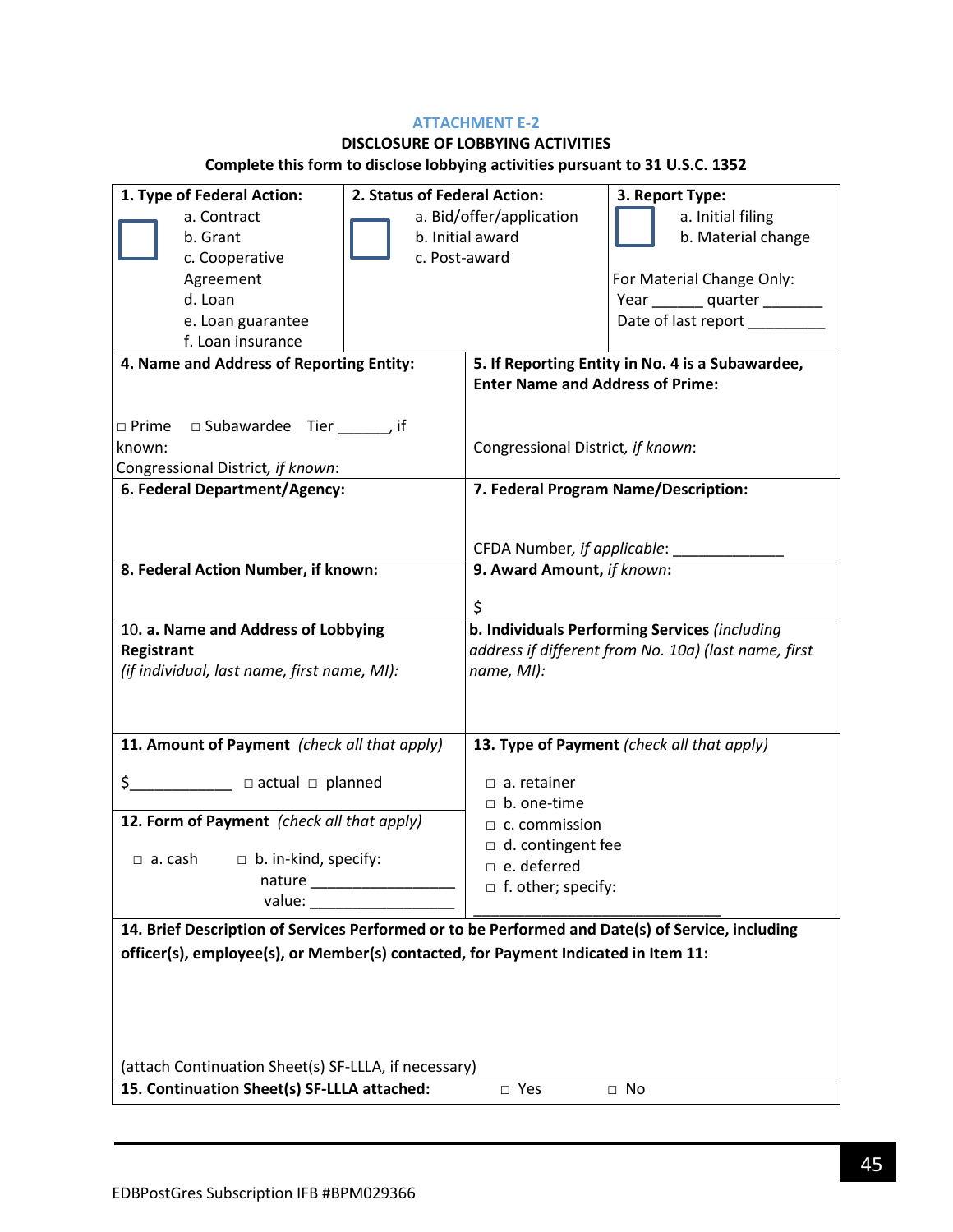ATTACHMENT E-2

**DISCLOSURE OF LOBBYING ACTIVITIES**

**Complete this form to disclose lobbying activities pursuant to 31 U.S.C. 1352**

| **1. Type of Federal Action:** | **2. Status of Federal Action:** | **3. Report Type:** |
|---|---|---|
| ☐ a. Contract<br>b. Grant<br>c. Cooperative Agreement<br>d. Loan<br>e. Loan guarantee<br>f. Loan insurance | ☐ a. Bid/offer/application<br>b. Initial award<br>c. Post-award | ☐ a. Initial filing<br>b. Material change<br><br>For Material Change Only:<br>Year ______ quarter _______<br>Date of last report _________ |

| | |
|---|---|
| **4. Name and Address of Reporting Entity:**<br><br>□ Prime □ Subawardee Tier ______, if known:<br>Congressional District, *if known*: | **5. If Reporting Entity in No. 4 is a Subawardee, Enter Name and Address of Prime:**<br><br>Congressional District, *if known*: |
| **6. Federal Department/Agency:** | **7. Federal Program Name/Description:**<br><br>CFDA Number, *if applicable*: _____________ |
| **8. Federal Action Number, if known:** | **9. Award Amount,** ***if known*****:**<br><br>$ |
| 10. **a. Name and Address of Lobbying Registrant**<br>*(if individual, last name, first name, MI):* | **b. Individuals Performing Services** *(including address if different from No. 10a) (last name, first name, MI):* |
| **11. Amount of Payment** *(check all that apply)*<br><br>$____________ □ actual □ planned<br><br>**12. Form of Payment** *(check all that apply)*<br><br>□ a. cash □ b. in-kind, specify:<br>nature _________________<br>value: _________________ | **13. Type of Payment** *(check all that apply)*<br><br>□ a. retainer<br>□ b. one-time<br>□ c. commission<br>□ d. contingent fee<br>□ e. deferred<br>□ f. other; specify:<br>______________________________ |

**14. Brief Description of Services Performed or to be Performed and Date(s) of Service, including officer(s), employee(s), or Member(s) contacted, for Payment Indicated in Item 11:**

(attach Continuation Sheet(s) SF-LLLA, if necessary)

**15. Continuation Sheet(s) SF-LLLA attached:** □ Yes □ No

EDBPostGres Subscription IFB #BPM029366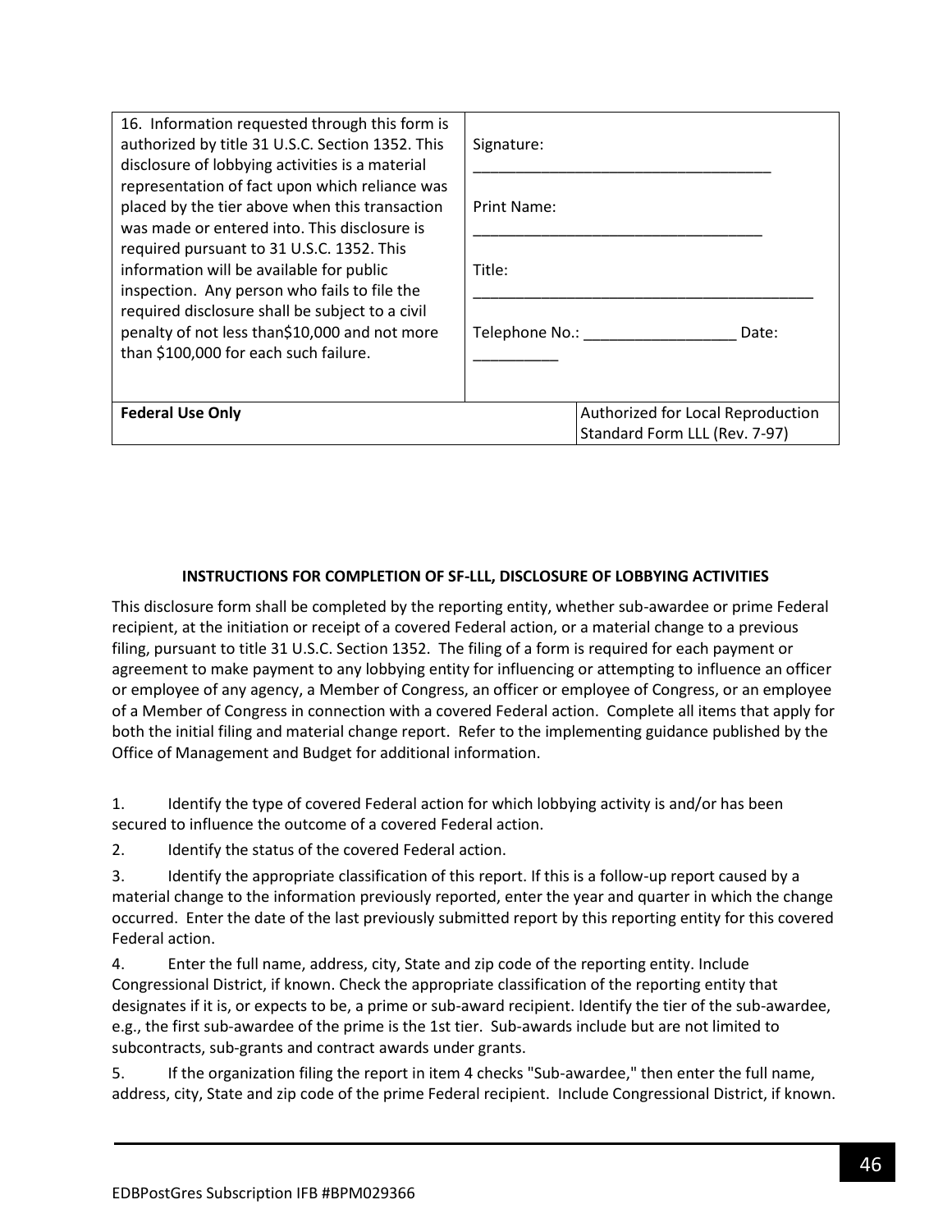| 16. Information requested through this form is authorized by title 31 U.S.C. Section 1352. This disclosure of lobbying activities is a material representation of fact upon which reliance was placed by the tier above when this transaction was made or entered into. This disclosure is required pursuant to 31 U.S.C. 1352. This information will be available for public inspection. Any person who fails to file the required disclosure shall be subject to a civil penalty of not less than$10,000 and not more than $100,000 for each such failure. | Signature: ___________________________________<br><br>Print Name: ___________________________________<br><br>Title: ___________________________________________<br><br>Telephone No.: __________________ Date: __________ | |
|---|---|---|
| **Federal Use Only** | | Authorized for Local Reproduction<br>Standard Form LLL (Rev. 7-97) |

**INSTRUCTIONS FOR COMPLETION OF SF-LLL, DISCLOSURE OF LOBBYING ACTIVITIES**

This disclosure form shall be completed by the reporting entity, whether sub-awardee or prime Federal recipient, at the initiation or receipt of a covered Federal action, or a material change to a previous filing, pursuant to title 31 U.S.C. Section 1352. The filing of a form is required for each payment or agreement to make payment to any lobbying entity for influencing or attempting to influence an officer or employee of any agency, a Member of Congress, an officer or employee of Congress, or an employee of a Member of Congress in connection with a covered Federal action. Complete all items that apply for both the initial filing and material change report. Refer to the implementing guidance published by the Office of Management and Budget for additional information.

1. Identify the type of covered Federal action for which lobbying activity is and/or has been secured to influence the outcome of a covered Federal action.
2. Identify the status of the covered Federal action.
3. Identify the appropriate classification of this report. If this is a follow-up report caused by a material change to the information previously reported, enter the year and quarter in which the change occurred. Enter the date of the last previously submitted report by this reporting entity for this covered Federal action.
4. Enter the full name, address, city, State and zip code of the reporting entity. Include Congressional District, if known. Check the appropriate classification of the reporting entity that designates if it is, or expects to be, a prime or sub-award recipient. Identify the tier of the sub-awardee, e.g., the first sub-awardee of the prime is the 1st tier. Sub-awards include but are not limited to subcontracts, sub-grants and contract awards under grants.
5. If the organization filing the report in item 4 checks "Sub-awardee," then enter the full name, address, city, State and zip code of the prime Federal recipient. Include Congressional District, if known.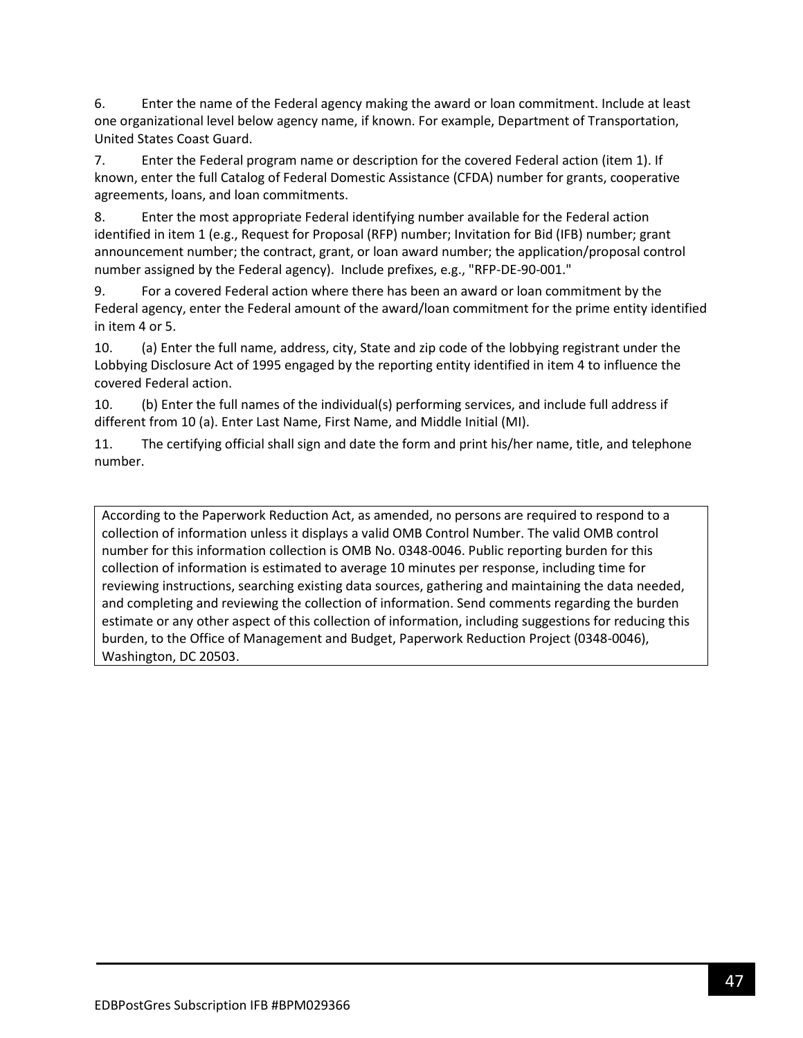6. Enter the name of the Federal agency making the award or loan commitment. Include at least one organizational level below agency name, if known. For example, Department of Transportation, United States Coast Guard.

7. Enter the Federal program name or description for the covered Federal action (item 1). If known, enter the full Catalog of Federal Domestic Assistance (CFDA) number for grants, cooperative agreements, loans, and loan commitments.

8. Enter the most appropriate Federal identifying number available for the Federal action identified in item 1 (e.g., Request for Proposal (RFP) number; Invitation for Bid (IFB) number; grant announcement number; the contract, grant, or loan award number; the application/proposal control number assigned by the Federal agency). Include prefixes, e.g., "RFP-DE-90-001."

9. For a covered Federal action where there has been an award or loan commitment by the Federal agency, enter the Federal amount of the award/loan commitment for the prime entity identified in item 4 or 5.

10. (a) Enter the full name, address, city, State and zip code of the lobbying registrant under the Lobbying Disclosure Act of 1995 engaged by the reporting entity identified in item 4 to influence the covered Federal action.

10. (b) Enter the full names of the individual(s) performing services, and include full address if different from 10 (a). Enter Last Name, First Name, and Middle Initial (MI).

11. The certifying official shall sign and date the form and print his/her name, title, and telephone number.

According to the Paperwork Reduction Act, as amended, no persons are required to respond to a collection of information unless it displays a valid OMB Control Number. The valid OMB control number for this information collection is OMB No. 0348-0046. Public reporting burden for this collection of information is estimated to average 10 minutes per response, including time for reviewing instructions, searching existing data sources, gathering and maintaining the data needed, and completing and reviewing the collection of information. Send comments regarding the burden estimate or any other aspect of this collection of information, including suggestions for reducing this burden, to the Office of Management and Budget, Paperwork Reduction Project (0348-0046), Washington, DC 20503.